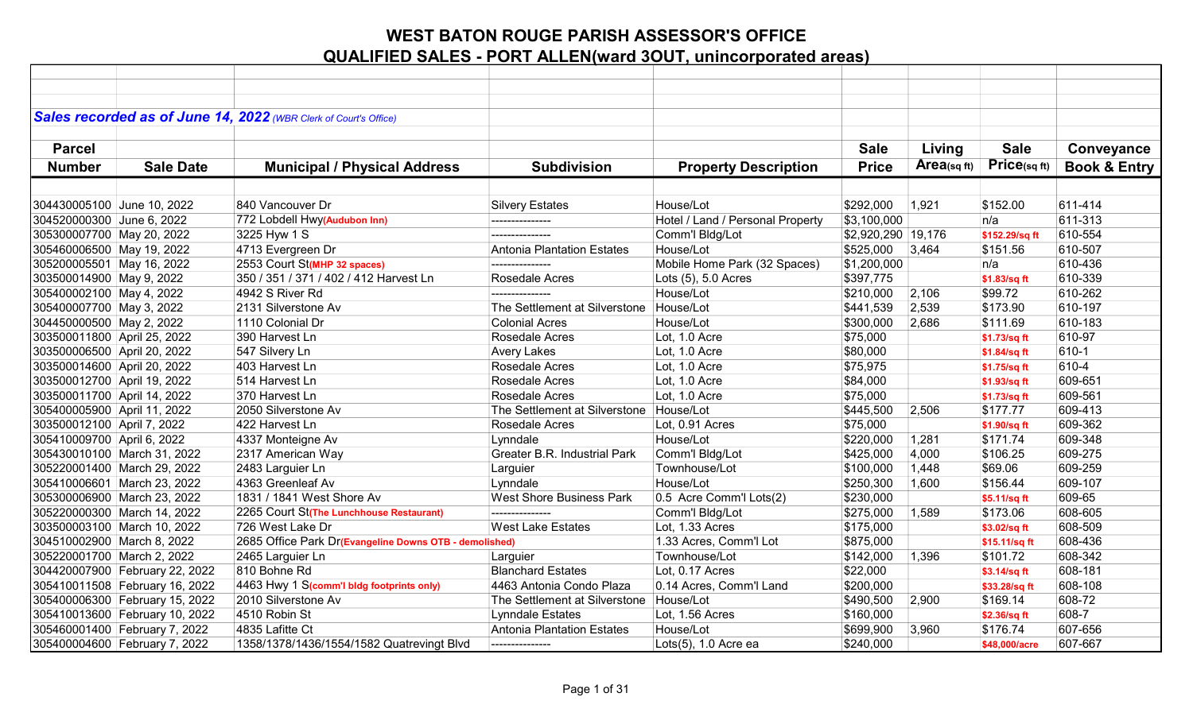# WEST BATON ROUGE PARISH ASSESSOR'S OFFICE

## QUALIFIED SALES - PORT ALLEN(ward 3OUT, unincorporated areas)

***Sales recorded as of June 14, 2022** (WBR Clerk of Court's Office)*

| Parcel Number | Sale Date | Municipal / Physical Address | Subdivision | Property Description | Sale Price | Living Area(sq ft) | Sale Price(sq ft) | Conveyance Book & Entry |
|---|---|---|---|---|---|---|---|---|
| 304430005100 | June 10, 2022 | 840 Vancouver Dr | Silvery Estates | House/Lot | $292,000 | 1,921 | $152.00 | 611-414 |
| 304520000300 | June 6, 2022 | 772 Lobdell Hwy(Audubon Inn) | --------------- | Hotel / Land / Personal Property | $3,100,000 | | n/a | 611-313 |
| 305300007700 | May 20, 2022 | 3225 Hyw 1 S | --------------- | Comm'l Bldg/Lot | $2,920,290 | 19,176 | $152.29/sq ft | 610-554 |
| 305460006500 | May 19, 2022 | 4713 Evergreen Dr | Antonia Plantation Estates | House/Lot | $525,000 | 3,464 | $151.56 | 610-507 |
| 305200005501 | May 16, 2022 | 2553 Court St(MHP 32 spaces) | --------------- | Mobile Home Park (32 Spaces) | $1,200,000 | | n/a | 610-436 |
| 303500014900 | May 9, 2022 | 350 / 351 / 371 / 402 / 412 Harvest Ln | Rosedale Acres | Lots (5), 5.0 Acres | $397,775 | | $1.83/sq ft | 610-339 |
| 305400002100 | May 4, 2022 | 4942 S River Rd | --------------- | House/Lot | $210,000 | 2,106 | $99.72 | 610-262 |
| 305400007700 | May 3, 2022 | 2131 Silverstone Av | The Settlement at Silverstone | House/Lot | $441,539 | 2,539 | $173.90 | 610-197 |
| 304450000500 | May 2, 2022 | 1110 Colonial Dr | Colonial Acres | House/Lot | $300,000 | 2,686 | $111.69 | 610-183 |
| 303500011800 | April 25, 2022 | 390 Harvest Ln | Rosedale Acres | Lot, 1.0 Acre | $75,000 | | $1.73/sq ft | 610-97 |
| 303500006500 | April 20, 2022 | 547 Silvery Ln | Avery Lakes | Lot, 1.0 Acre | $80,000 | | $1.84/sq ft | 610-1 |
| 303500014600 | April 20, 2022 | 403 Harvest Ln | Rosedale Acres | Lot, 1.0 Acre | $75,975 | | $1.75/sq ft | 610-4 |
| 303500012700 | April 19, 2022 | 514 Harvest Ln | Rosedale Acres | Lot, 1.0 Acre | $84,000 | | $1.93/sq ft | 609-651 |
| 303500011700 | April 14, 2022 | 370 Harvest Ln | Rosedale Acres | Lot, 1.0 Acre | $75,000 | | $1.73/sq ft | 609-561 |
| 305400005900 | April 11, 2022 | 2050 Silverstone Av | The Settlement at Silverstone | House/Lot | $445,500 | 2,506 | $177.77 | 609-413 |
| 303500012100 | April 7, 2022 | 422 Harvest Ln | Rosedale Acres | Lot, 0.91 Acres | $75,000 | | $1.90/sq ft | 609-362 |
| 305410009700 | April 6, 2022 | 4337 Monteigne Av | Lynndale | House/Lot | $220,000 | 1,281 | $171.74 | 609-348 |
| 305430010100 | March 31, 2022 | 2317 American Way | Greater B.R. Industrial Park | Comm'l Bldg/Lot | $425,000 | 4,000 | $106.25 | 609-275 |
| 305220001400 | March 29, 2022 | 2483 Larguier Ln | Larguier | Townhouse/Lot | $100,000 | 1,448 | $69.06 | 609-259 |
| 305410006601 | March 23, 2022 | 4363 Greenleaf Av | Lynndale | House/Lot | $250,300 | 1,600 | $156.44 | 609-107 |
| 305300006900 | March 23, 2022 | 1831 / 1841 West Shore Av | West Shore Business Park | 0.5 Acre Comm'l Lots(2) | $230,000 | | $5.11/sq ft | 609-65 |
| 305220000300 | March 14, 2022 | 2265 Court St(The Lunchhouse Restaurant) | --------------- | Comm'l Bldg/Lot | $275,000 | 1,589 | $173.06 | 608-605 |
| 303500003100 | March 10, 2022 | 726 West Lake Dr | West Lake Estates | Lot, 1.33 Acres | $175,000 | | $3.02/sq ft | 608-509 |
| 304510002900 | March 8, 2022 | 2685 Office Park Dr(Evangeline Downs OTB - demolished) | | 1.33 Acres, Comm'l Lot | $875,000 | | $15.11/sq ft | 608-436 |
| 305220001700 | March 2, 2022 | 2465 Larguier Ln | Larguier | Townhouse/Lot | $142,000 | 1,396 | $101.72 | 608-342 |
| 304420007900 | February 22, 2022 | 810 Bohne Rd | Blanchard Estates | Lot, 0.17 Acres | $22,000 | | $3.14/sq ft | 608-181 |
| 305410011508 | February 16, 2022 | 4463 Hwy 1 S(comm'l bldg footprints only) | 4463 Antonia Condo Plaza | 0.14 Acres, Comm'l Land | $200,000 | | $33.28/sq ft | 608-108 |
| 305400006300 | February 15, 2022 | 2010 Silverstone Av | The Settlement at Silverstone | House/Lot | $490,500 | 2,900 | $169.14 | 608-72 |
| 305410013600 | February 10, 2022 | 4510 Robin St | Lynndale Estates | Lot, 1.56 Acres | $160,000 | | $2.36/sq ft | 608-7 |
| 305460001400 | February 7, 2022 | 4835 Lafitte Ct | Antonia Plantation Estates | House/Lot | $699,900 | 3,960 | $176.74 | 607-656 |
| 305400004600 | February 7, 2022 | 1358/1378/1436/1554/1582 Quatrevingt Blvd | --------------- | Lots(5), 1.0 Acre ea | $240,000 | | $48,000/acre | 607-667 |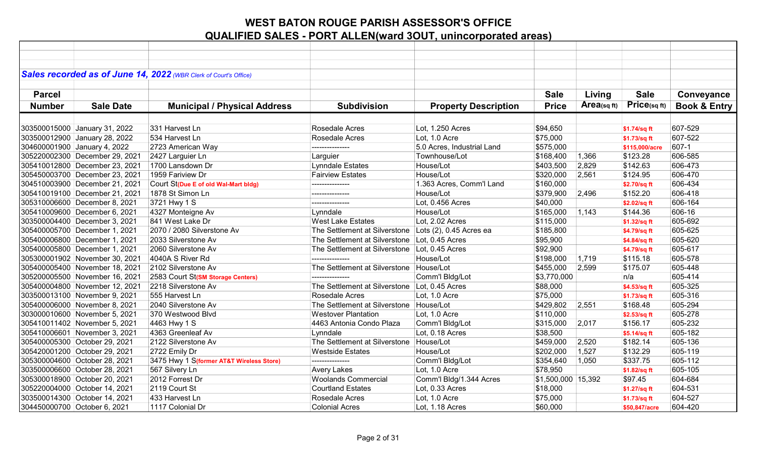# WEST BATON ROUGE PARISH ASSESSOR'S OFFICE

## QUALIFIED SALES - PORT ALLEN(ward 3OUT, unincorporated areas)

***Sales recorded as of June 14, 2022** (WBR Clerk of Court's Office)*

| Parcel Number | Sale Date | Municipal / Physical Address | Subdivision | Property Description | Sale Price | Living Area(sq ft) | Sale Price(sq ft) | Conveyance Book & Entry |
|---|---|---|---|---|---|---|---|---|
| 303500015000 | January 31, 2022 | 331 Harvest Ln | Rosedale Acres | Lot, 1.250 Acres | $94,650 | | $1.74/sq ft | 607-529 |
| 303500012900 | January 28, 2022 | 534 Harvest Ln | Rosedale Acres | Lot, 1.0 Acre | $75,000 | | $1.73/sq ft | 607-522 |
| 304600001900 | January 4, 2022 | 2723 American Way | --------------- | 5.0 Acres, Industrial Land | $575,000 | | $115,000/acre | 607-1 |
| 305220002300 | December 29, 2021 | 2427 Larguier Ln | Larguier | Townhouse/Lot | $168,400 | 1,366 | $123.28 | 606-585 |
| 305410012800 | December 23, 2021 | 1700 Lansdown Dr | Lynndale Estates | House/Lot | $403,500 | 2,829 | $142.63 | 606-473 |
| 305450003700 | December 23, 2021 | 1959 Fariview Dr | Fairview Estates | House/Lot | $320,000 | 2,561 | $124.95 | 606-470 |
| 304510003900 | December 21, 2021 | Court St(Due E of old Wal-Mart bldg) | --------------- | 1.363 Acres, Comm'l Land | $160,000 | | $2.70/sq ft | 606-434 |
| 305410019100 | December 21, 2021 | 1878 St Simon Ln | --------------- | House/Lot | $379,900 | 2,496 | $152.20 | 606-418 |
| 305310006600 | December 8, 2021 | 3721 Hwy 1 S | --------------- | Lot, 0.456 Acres | $40,000 | | $2.02/sq ft | 606-164 |
| 305410009600 | December 6, 2021 | 4327 Monteigne Av | Lynndale | House/Lot | $165,000 | 1,143 | $144.36 | 606-16 |
| 303500004400 | December 3, 2021 | 841 West Lake Dr | West Lake Estates | Lot, 2.02 Acres | $115,000 | | $1.32/sq ft | 605-692 |
| 305400005700 | December 1, 2021 | 2070 / 2080 Silverstone Av | The Settlement at Silverstone | Lots (2), 0.45 Acres ea | $185,800 | | $4.79/sq ft | 605-625 |
| 305400006800 | December 1, 2021 | 2033 Silverstone Av | The Settlement at Silverstone | Lot, 0.45 Acres | $95,900 | | $4.84/sq ft | 605-620 |
| 305400005800 | December 1, 2021 | 2060 Silverstone Av | The Settlement at Silverstone | Lot, 0.45 Acres | $92,900 | | $4.79/sq ft | 605-617 |
| 305300001902 | November 30, 2021 | 4040A S River Rd | --------------- | House/Lot | $198,000 | 1,719 | $115.18 | 605-578 |
| 305400005400 | November 18, 2021 | 2102 Silverstone Av | The Settlement at Silverstone | House/Lot | $455,000 | 2,599 | $175.07 | 605-448 |
| 305200005500 | November 16, 2021 | 2583 Court St(SM Storage Centers) | --------------- | Comm'l Bldg/Lot | $3,770,000 | | n/a | 605-414 |
| 305400004800 | November 12, 2021 | 2218 Silverstone Av | The Settlement at Silverstone | Lot, 0.45 Acres | $88,000 | | $4.53/sq ft | 605-325 |
| 303500013100 | November 9, 2021 | 555 Harvest Ln | Rosedale Acres | Lot, 1.0 Acre | $75,000 | | $1.73/sq ft | 605-316 |
| 305400006000 | November 8, 2021 | 2040 Silverstone Av | The Settlement at Silverstone | House/Lot | $429,802 | 2,551 | $168.48 | 605-294 |
| 303000010600 | November 5, 2021 | 370 Westwood Blvd | Westover Plantation | Lot, 1.0 Acre | $110,000 | | $2.53/sq ft | 605-278 |
| 305410011402 | November 5, 2021 | 4463 Hwy 1 S | 4463 Antonia Condo Plaza | Comm'l Bldg/Lot | $315,000 | 2,017 | $156.17 | 605-232 |
| 305410006601 | November 3, 2021 | 4363 Greenleaf Av | Lynndale | Lot, 0.18 Acres | $38,500 | | $5.14/sq ft | 605-182 |
| 305400005300 | October 29, 2021 | 2122 Silverstone Av | The Settlement at Silverstone | House/Lot | $459,000 | 2,520 | $182.14 | 605-136 |
| 305420001200 | October 29, 2021 | 2722 Emily Dr | Westside Estates | House/Lot | $202,000 | 1,527 | $132.29 | 605-119 |
| 305300004600 | October 28, 2021 | 3475 Hwy 1 S(former AT&T Wireless Store) | --------------- | Comm'l Bldg/Lot | $354,640 | 1,050 | $337.75 | 605-112 |
| 303500006600 | October 28, 2021 | 567 Silvery Ln | Avery Lakes | Lot, 1.0 Acre | $78,950 | | $1.82/sq ft | 605-105 |
| 305300018900 | October 20, 2021 | 2012 Forrest Dr | Woolands Commercial | Comm'l Bldg/1.344 Acres | $1,500,000 | 15,392 | $97.45 | 604-684 |
| 305220004000 | October 14, 2021 | 2119 Court St | Courtland Estates | Lot, 0.33 Acres | $18,000 | | $1.27/sq ft | 604-531 |
| 303500014300 | October 14, 2021 | 433 Harvest Ln | Rosedale Acres | Lot, 1.0 Acre | $75,000 | | $1.73/sq ft | 604-527 |
| 304450000700 | October 6, 2021 | 1117 Colonial Dr | Colonial Acres | Lot, 1.18 Acres | $60,000 | | $50,847/acre | 604-420 |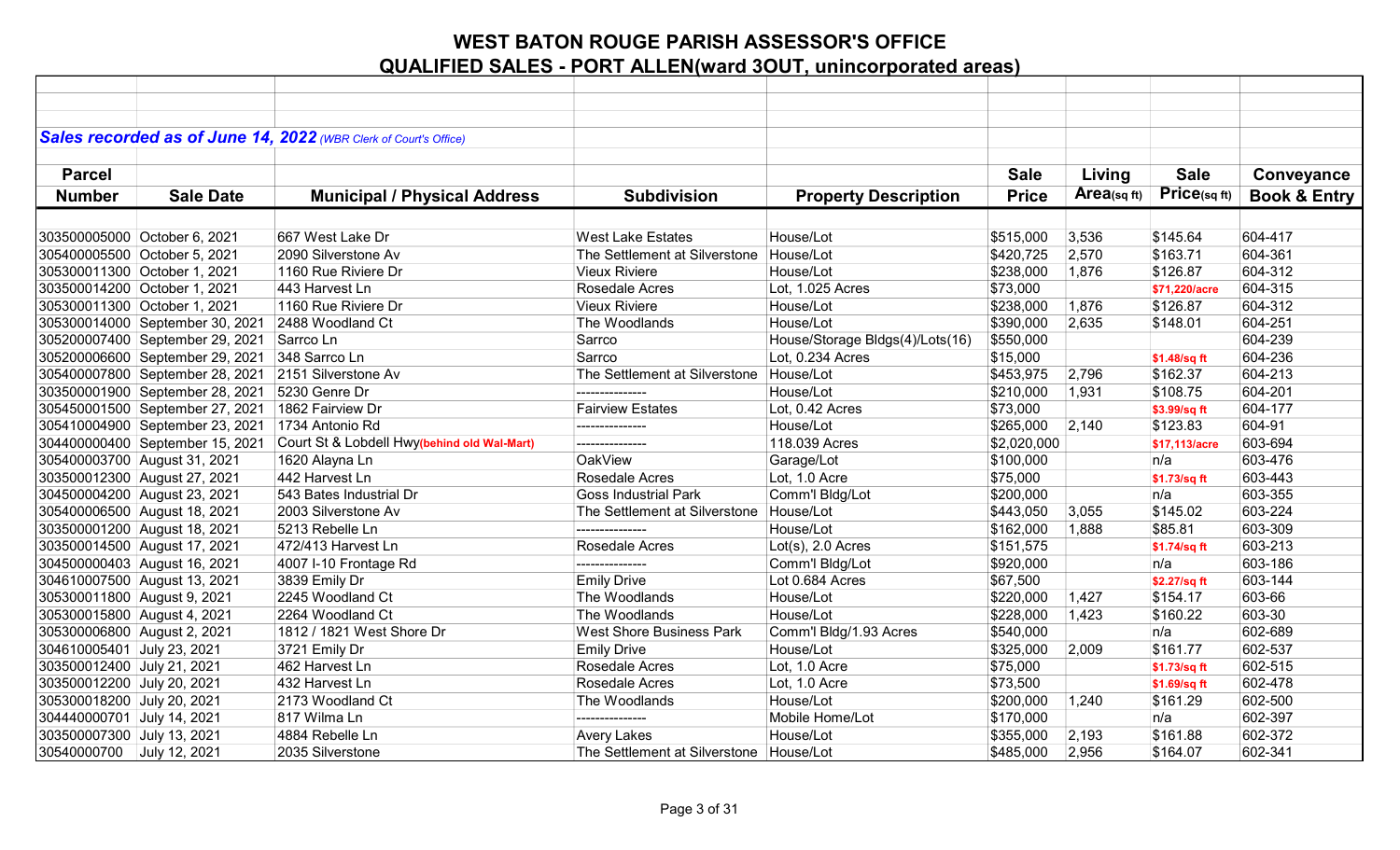# WEST BATON ROUGE PARISH ASSESSOR'S OFFICE

## QUALIFIED SALES - PORT ALLEN(ward 3OUT, unincorporated areas)

***Sales recorded as of June 14, 2022** (WBR Clerk of Court's Office)*

| Parcel Number | Sale Date | Municipal / Physical Address | Subdivision | Property Description | Sale Price | Living Area(sq ft) | Sale Price(sq ft) | Conveyance Book & Entry |
|---|---|---|---|---|---|---|---|---|
| 303500005000 | October 6, 2021 | 667 West Lake Dr | West Lake Estates | House/Lot | $515,000 | 3,536 | $145.64 | 604-417 |
| 305400005500 | October 5, 2021 | 2090 Silverstone Av | The Settlement at Silverstone | House/Lot | $420,725 | 2,570 | $163.71 | 604-361 |
| 305300011300 | October 1, 2021 | 1160 Rue Riviere Dr | Vieux Riviere | House/Lot | $238,000 | 1,876 | $126.87 | 604-312 |
| 303500014200 | October 1, 2021 | 443 Harvest Ln | Rosedale Acres | Lot, 1.025 Acres | $73,000 | | $71,220/acre | 604-315 |
| 305300011300 | October 1, 2021 | 1160 Rue Riviere Dr | Vieux Riviere | House/Lot | $238,000 | 1,876 | $126.87 | 604-312 |
| 305300014000 | September 30, 2021 | 2488 Woodland Ct | The Woodlands | House/Lot | $390,000 | 2,635 | $148.01 | 604-251 |
| 305200007400 | September 29, 2021 | Sarrco Ln | Sarrco | House/Storage Bldgs(4)/Lots(16) | $550,000 | | | 604-239 |
| 305200006600 | September 29, 2021 | 348 Sarrco Ln | Sarrco | Lot, 0.234 Acres | $15,000 | | $1.48/sq ft | 604-236 |
| 305400007800 | September 28, 2021 | 2151 Silverstone Av | The Settlement at Silverstone | House/Lot | $453,975 | 2,796 | $162.37 | 604-213 |
| 303500001900 | September 28, 2021 | 5230 Genre Dr | --------------- | House/Lot | $210,000 | 1,931 | $108.75 | 604-201 |
| 305450001500 | September 27, 2021 | 1862 Fairview Dr | Fairview Estates | Lot, 0.42 Acres | $73,000 | | $3.99/sq ft | 604-177 |
| 305410004900 | September 23, 2021 | 1734 Antonio Rd | --------------- | House/Lot | $265,000 | 2,140 | $123.83 | 604-91 |
| 304400000400 | September 15, 2021 | Court St & Lobdell Hwy**(behind old Wal-Mart)** | --------------- | 118.039 Acres | $2,020,000 | | $17,113/acre | 603-694 |
| 305400003700 | August 31, 2021 | 1620 Alayna Ln | OakView | Garage/Lot | $100,000 | | n/a | 603-476 |
| 303500012300 | August 27, 2021 | 442 Harvest Ln | Rosedale Acres | Lot, 1.0 Acre | $75,000 | | $1.73/sq ft | 603-443 |
| 304500004200 | August 23, 2021 | 543 Bates Industrial Dr | Goss Industrial Park | Comm'l Bldg/Lot | $200,000 | | n/a | 603-355 |
| 305400006500 | August 18, 2021 | 2003 Silverstone Av | The Settlement at Silverstone | House/Lot | $443,050 | 3,055 | $145.02 | 603-224 |
| 303500001200 | August 18, 2021 | 5213 Rebelle Ln | --------------- | House/Lot | $162,000 | 1,888 | $85.81 | 603-309 |
| 303500014500 | August 17, 2021 | 472/413 Harvest Ln | Rosedale Acres | Lot(s), 2.0 Acres | $151,575 | | $1.74/sq ft | 603-213 |
| 304500000403 | August 16, 2021 | 4007 I-10 Frontage Rd | --------------- | Comm'l Bldg/Lot | $920,000 | | n/a | 603-186 |
| 304610007500 | August 13, 2021 | 3839 Emily Dr | Emily Drive | Lot 0.684 Acres | $67,500 | | $2.27/sq ft | 603-144 |
| 305300011800 | August 9, 2021 | 2245 Woodland Ct | The Woodlands | House/Lot | $220,000 | 1,427 | $154.17 | 603-66 |
| 305300015800 | August 4, 2021 | 2264 Woodland Ct | The Woodlands | House/Lot | $228,000 | 1,423 | $160.22 | 603-30 |
| 305300006800 | August 2, 2021 | 1812 / 1821 West Shore Dr | West Shore Business Park | Comm'l Bldg/1.93 Acres | $540,000 | | n/a | 602-689 |
| 304610005401 | July 23, 2021 | 3721 Emily Dr | Emily Drive | House/Lot | $325,000 | 2,009 | $161.77 | 602-537 |
| 303500012400 | July 21, 2021 | 462 Harvest Ln | Rosedale Acres | Lot, 1.0 Acre | $75,000 | | $1.73/sq ft | 602-515 |
| 303500012200 | July 20, 2021 | 432 Harvest Ln | Rosedale Acres | Lot, 1.0 Acre | $73,500 | | $1.69/sq ft | 602-478 |
| 305300018200 | July 20, 2021 | 2173 Woodland Ct | The Woodlands | House/Lot | $200,000 | 1,240 | $161.29 | 602-500 |
| 304440000701 | July 14, 2021 | 817 Wilma Ln | --------------- | Mobile Home/Lot | $170,000 | | n/a | 602-397 |
| 303500007300 | July 13, 2021 | 4884 Rebelle Ln | Avery Lakes | House/Lot | $355,000 | 2,193 | $161.88 | 602-372 |
| 30540000700 | July 12, 2021 | 2035 Silverstone | The Settlement at Silverstone | House/Lot | $485,000 | 2,956 | $164.07 | 602-341 |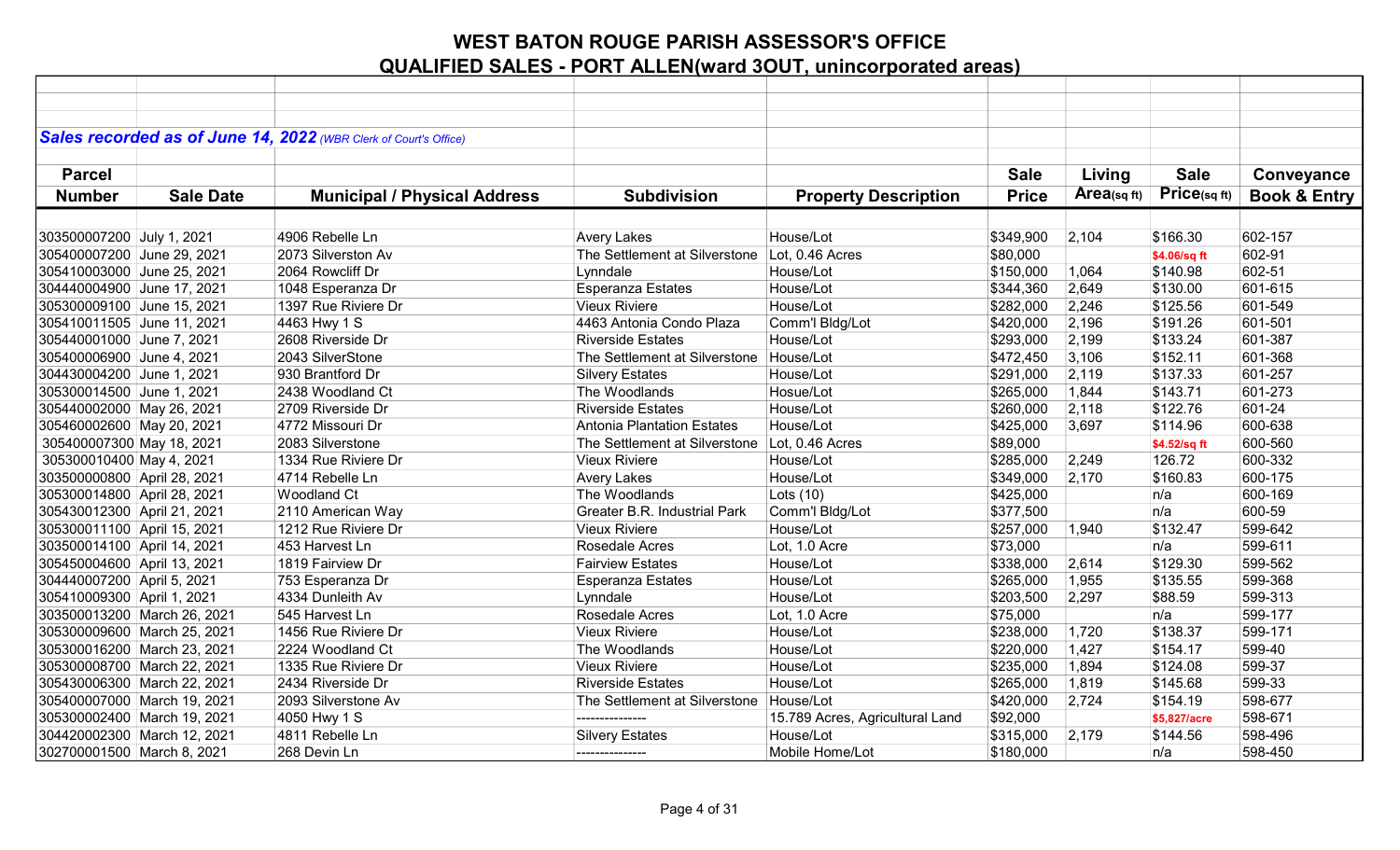# WEST BATON ROUGE PARISH ASSESSOR'S OFFICE

## QUALIFIED SALES - PORT ALLEN(ward 3OUT, unincorporated areas)

***Sales recorded as of June 14, 2022*** *(WBR Clerk of Court's Office)*

| Parcel Number | Sale Date | Municipal / Physical Address | Subdivision | Property Description | Sale Price | Living Area(sq ft) | Sale Price(sq ft) | Conveyance Book & Entry |
|---|---|---|---|---|---|---|---|---|
| 303500007200 | July 1, 2021 | 4906 Rebelle Ln | Avery Lakes | House/Lot | $349,900 | 2,104 | $166.30 | 602-157 |
| 305400007200 | June 29, 2021 | 2073 Silverston Av | The Settlement at Silverstone | Lot, 0.46 Acres | $80,000 | | $4.06/sq ft | 602-91 |
| 305410003000 | June 25, 2021 | 2064 Rowcliff Dr | Lynndale | House/Lot | $150,000 | 1,064 | $140.98 | 602-51 |
| 304440004900 | June 17, 2021 | 1048 Esperanza Dr | Esperanza Estates | House/Lot | $344,360 | 2,649 | $130.00 | 601-615 |
| 305300009100 | June 15, 2021 | 1397 Rue Riviere Dr | Vieux Riviere | House/Lot | $282,000 | 2,246 | $125.56 | 601-549 |
| 305410011505 | June 11, 2021 | 4463 Hwy 1 S | 4463 Antonia Condo Plaza | Comm'l Bldg/Lot | $420,000 | 2,196 | $191.26 | 601-501 |
| 305440001000 | June 7, 2021 | 2608 Riverside Dr | Riverside Estates | House/Lot | $293,000 | 2,199 | $133.24 | 601-387 |
| 305400006900 | June 4, 2021 | 2043 SilverStone | The Settlement at Silverstone | House/Lot | $472,450 | 3,106 | $152.11 | 601-368 |
| 304430004200 | June 1, 2021 | 930 Brantford Dr | Silvery Estates | House/Lot | $291,000 | 2,119 | $137.33 | 601-257 |
| 305300014500 | June 1, 2021 | 2438 Woodland Ct | The Woodlands | Hosue/Lot | $265,000 | 1,844 | $143.71 | 601-273 |
| 305440002000 | May 26, 2021 | 2709 Riverside Dr | Riverside Estates | House/Lot | $260,000 | 2,118 | $122.76 | 601-24 |
| 305460002600 | May 20, 2021 | 4772 Missouri Dr | Antonia Plantation Estates | House/Lot | $425,000 | 3,697 | $114.96 | 600-638 |
| 305400007300 | May 18, 2021 | 2083 Silverstone | The Settlement at Silverstone | Lot, 0.46 Acres | $89,000 | | $4.52/sq ft | 600-560 |
| 305300010400 | May 4, 2021 | 1334 Rue Riviere Dr | Vieux Riviere | House/Lot | $285,000 | 2,249 | 126.72 | 600-332 |
| 303500000800 | April 28, 2021 | 4714 Rebelle Ln | Avery Lakes | House/Lot | $349,000 | 2,170 | $160.83 | 600-175 |
| 305300014800 | April 28, 2021 | Woodland Ct | The Woodlands | Lots (10) | $425,000 | | n/a | 600-169 |
| 305430012300 | April 21, 2021 | 2110 American Way | Greater B.R. Industrial Park | Comm'l Bldg/Lot | $377,500 | | n/a | 600-59 |
| 305300011100 | April 15, 2021 | 1212 Rue Riviere Dr | Vieux Riviere | House/Lot | $257,000 | 1,940 | $132.47 | 599-642 |
| 303500014100 | April 14, 2021 | 453 Harvest Ln | Rosedale Acres | Lot, 1.0 Acre | $73,000 | | n/a | 599-611 |
| 305450004600 | April 13, 2021 | 1819 Fairview Dr | Fairview Estates | House/Lot | $338,000 | 2,614 | $129.30 | 599-562 |
| 304440007200 | April 5, 2021 | 753 Esperanza Dr | Esperanza Estates | House/Lot | $265,000 | 1,955 | $135.55 | 599-368 |
| 305410009300 | April 1, 2021 | 4334 Dunleith Av | Lynndale | House/Lot | $203,500 | 2,297 | $88.59 | 599-313 |
| 303500013200 | March 26, 2021 | 545 Harvest Ln | Rosedale Acres | Lot, 1.0 Acre | $75,000 | | n/a | 599-177 |
| 305300009600 | March 25, 2021 | 1456 Rue Riviere Dr | Vieux Riviere | House/Lot | $238,000 | 1,720 | $138.37 | 599-171 |
| 305300016200 | March 23, 2021 | 2224 Woodland Ct | The Woodlands | House/Lot | $220,000 | 1,427 | $154.17 | 599-40 |
| 305300008700 | March 22, 2021 | 1335 Rue Riviere Dr | Vieux Riviere | House/Lot | $235,000 | 1,894 | $124.08 | 599-37 |
| 305430006300 | March 22, 2021 | 2434 Riverside Dr | Riverside Estates | House/Lot | $265,000 | 1,819 | $145.68 | 599-33 |
| 305400007000 | March 19, 2021 | 2093 Silverstone Av | The Settlement at Silverstone | House/Lot | $420,000 | 2,724 | $154.19 | 598-677 |
| 305300002400 | March 19, 2021 | 4050 Hwy 1 S | --------------- | 15.789 Acres, Agricultural Land | $92,000 | | $5,827/acre | 598-671 |
| 304420002300 | March 12, 2021 | 4811 Rebelle Ln | Silvery Estates | House/Lot | $315,000 | 2,179 | $144.56 | 598-496 |
| 302700001500 | March 8, 2021 | 268 Devin Ln | --------------- | Mobile Home/Lot | $180,000 | | n/a | 598-450 |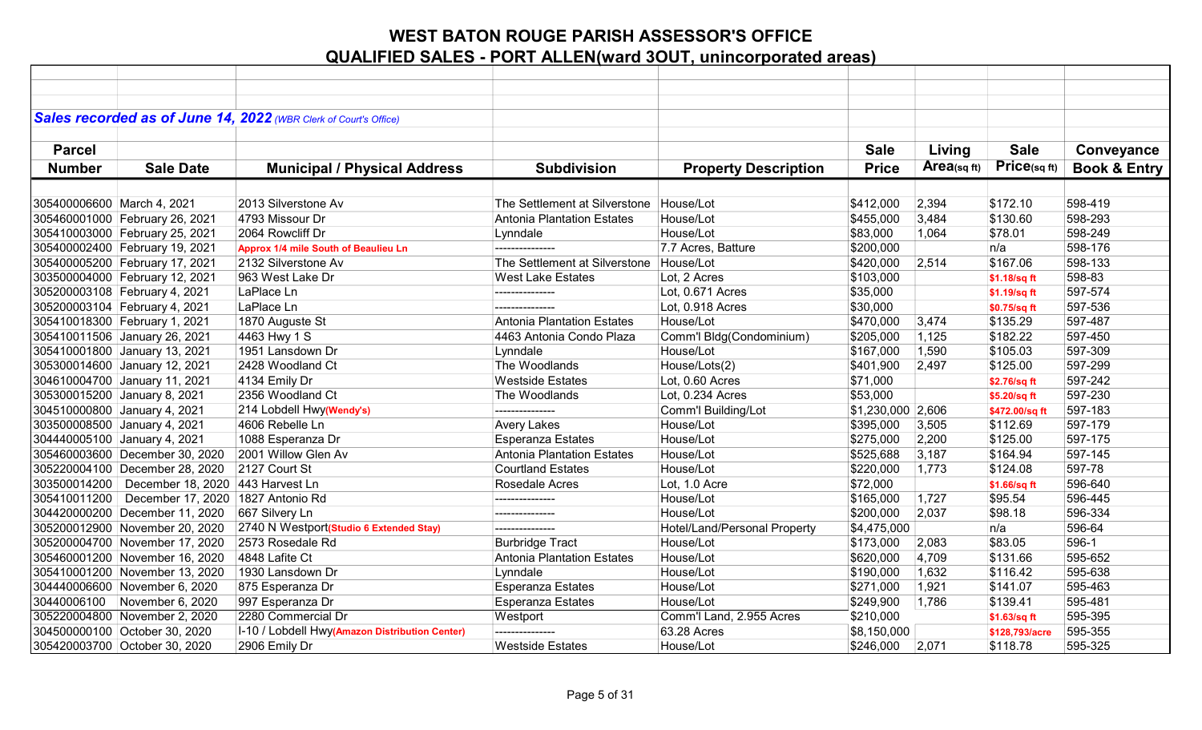# WEST BATON ROUGE PARISH ASSESSOR'S OFFICE

## QUALIFIED SALES - PORT ALLEN(ward 3OUT, unincorporated areas)

***Sales recorded as of June 14, 2022*** *(WBR Clerk of Court's Office)*

| Parcel Number | Sale Date | Municipal / Physical Address | Subdivision | Property Description | Sale Price | Living Area(sq ft) | Sale Price(sq ft) | Conveyance Book & Entry |
|---|---|---|---|---|---|---|---|---|
| 305400006600 | March 4, 2021 | 2013 Silverstone Av | The Settlement at Silverstone | House/Lot | $412,000 | 2,394 | $172.10 | 598-419 |
| 305460001000 | February 26, 2021 | 4793 Missour Dr | Antonia Plantation Estates | House/Lot | $455,000 | 3,484 | $130.60 | 598-293 |
| 305410003000 | February 25, 2021 | 2064 Rowcliff Dr | Lynndale | House/Lot | $83,000 | 1,064 | $78.01 | 598-249 |
| 305400002400 | February 19, 2021 | Approx 1/4 mile South of Beaulieu Ln | --------------- | 7.7 Acres, Batture | $200,000 | | n/a | 598-176 |
| 305400005200 | February 17, 2021 | 2132 Silverstone Av | The Settlement at Silverstone | House/Lot | $420,000 | 2,514 | $167.06 | 598-133 |
| 303500004000 | February 12, 2021 | 963 West Lake Dr | West Lake Estates | Lot, 2 Acres | $103,000 | | $1.18/sq ft | 598-83 |
| 305200003108 | February 4, 2021 | LaPlace Ln | --------------- | Lot, 0.671 Acres | $35,000 | | $1.19/sq ft | 597-574 |
| 305200003104 | February 4, 2021 | LaPlace Ln | --------------- | Lot, 0.918 Acres | $30,000 | | $0.75/sq ft | 597-536 |
| 305410018300 | February 1, 2021 | 1870 Auguste St | Antonia Plantation Estates | House/Lot | $470,000 | 3,474 | $135.29 | 597-487 |
| 305410011506 | January 26, 2021 | 4463 Hwy 1 S | 4463 Antonia Condo Plaza | Comm'l Bldg(Condominium) | $205,000 | 1,125 | $182.22 | 597-450 |
| 305410001800 | January 13, 2021 | 1951 Lansdown Dr | Lynndale | House/Lot | $167,000 | 1,590 | $105.03 | 597-309 |
| 305300014600 | January 12, 2021 | 2428 Woodland Ct | The Woodlands | House/Lots(2) | $401,900 | 2,497 | $125.00 | 597-299 |
| 304610004700 | January 11, 2021 | 4134 Emily Dr | Westside Estates | Lot, 0.60 Acres | $71,000 | | $2.76/sq ft | 597-242 |
| 305300015200 | January 8, 2021 | 2356 Woodland Ct | The Woodlands | Lot, 0.234 Acres | $53,000 | | $5.20/sq ft | 597-230 |
| 304510000800 | January 4, 2021 | 214 Lobdell Hwy(Wendy's) | --------------- | Comm'l Building/Lot | $1,230,000 | 2,606 | $472.00/sq ft | 597-183 |
| 303500008500 | January 4, 2021 | 4606 Rebelle Ln | Avery Lakes | House/Lot | $395,000 | 3,505 | $112.69 | 597-179 |
| 304440005100 | January 4, 2021 | 1088 Esperanza Dr | Esperanza Estates | House/Lot | $275,000 | 2,200 | $125.00 | 597-175 |
| 305460003600 | December 30, 2020 | 2001 Willow Glen Av | Antonia Plantation Estates | House/Lot | $525,688 | 3,187 | $164.94 | 597-145 |
| 305220004100 | December 28, 2020 | 2127 Court St | Courtland Estates | House/Lot | $220,000 | 1,773 | $124.08 | 597-78 |
| 303500014200 | December 18, 2020 | 443 Harvest Ln | Rosedale Acres | Lot, 1.0 Acre | $72,000 | | $1.66/sq ft | 596-640 |
| 305410011200 | December 17, 2020 | 1827 Antonio Rd | --------------- | House/Lot | $165,000 | 1,727 | $95.54 | 596-445 |
| 304420000200 | December 11, 2020 | 667 Silvery Ln | --------------- | House/Lot | $200,000 | 2,037 | $98.18 | 596-334 |
| 305200012900 | November 20, 2020 | 2740 N Westport(Studio 6 Extended Stay) | --------------- | Hotel/Land/Personal Property | $4,475,000 | | n/a | 596-64 |
| 305200004700 | November 17, 2020 | 2573 Rosedale Rd | Burbridge Tract | House/Lot | $173,000 | 2,083 | $83.05 | 596-1 |
| 305460001200 | November 16, 2020 | 4848 Lafite Ct | Antonia Plantation Estates | House/Lot | $620,000 | 4,709 | $131.66 | 595-652 |
| 305410001200 | November 13, 2020 | 1930 Lansdown Dr | Lynndale | House/Lot | $190,000 | 1,632 | $116.42 | 595-638 |
| 304440006600 | November 6, 2020 | 875 Esperanza Dr | Esperanza Estates | House/Lot | $271,000 | 1,921 | $141.07 | 595-463 |
| 30440006100 | November 6, 2020 | 997 Esperanza Dr | Esperanza Estates | House/Lot | $249,900 | 1,786 | $139.41 | 595-481 |
| 305220004800 | November 2, 2020 | 2280 Commercial Dr | Westport | Comm'l Land, 2.955 Acres | $210,000 | | $1.63/sq ft | 595-395 |
| 304500000100 | October 30, 2020 | I-10 / Lobdell Hwy(Amazon Distribution Center) | --------------- | 63.28 Acres | $8,150,000 | | $128,793/acre | 595-355 |
| 305420003700 | October 30, 2020 | 2906 Emily Dr | Westside Estates | House/Lot | $246,000 | 2,071 | $118.78 | 595-325 |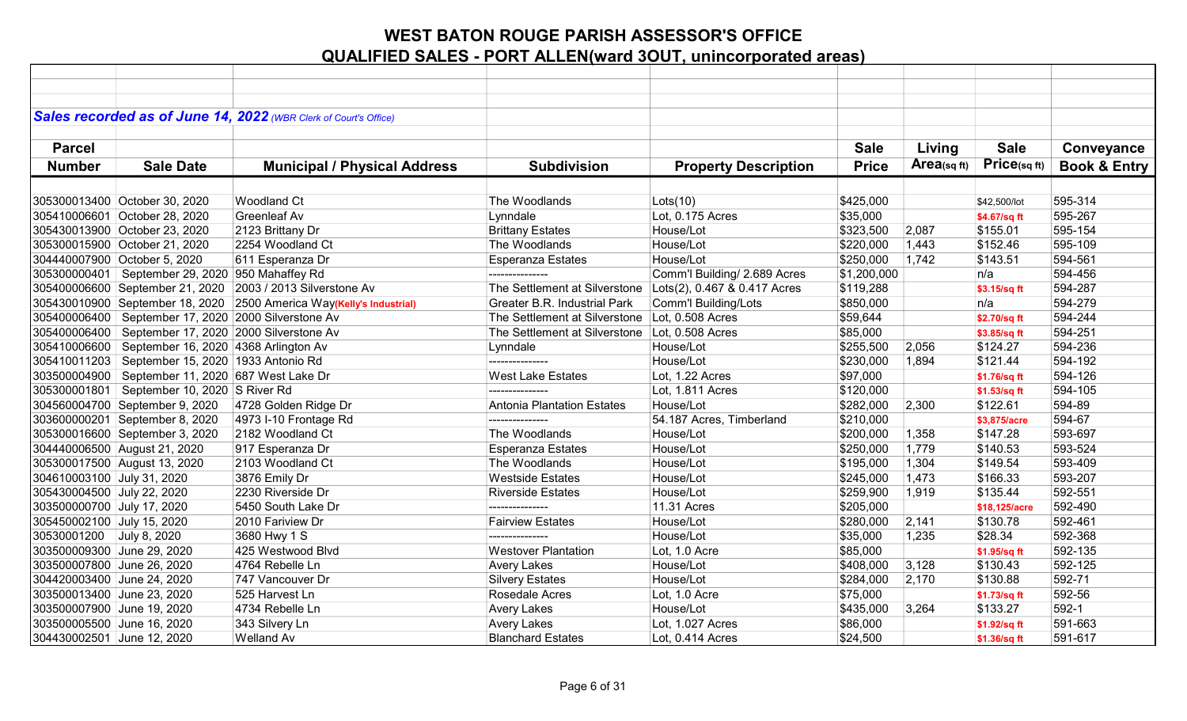# WEST BATON ROUGE PARISH ASSESSOR'S OFFICE

## QUALIFIED SALES - PORT ALLEN(ward 3OUT, unincorporated areas)

***Sales recorded as of June 14, 2022*** *(WBR Clerk of Court's Office)*

| Parcel Number | Sale Date | Municipal / Physical Address | Subdivision | Property Description | Sale Price | Living Area(sq ft) | Sale Price(sq ft) | Conveyance Book & Entry |
|---|---|---|---|---|---|---|---|---|
| 305300013400 | October 30, 2020 | Woodland Ct | The Woodlands | Lots(10) | $425,000 | | $42,500/lot | 595-314 |
| 305410006601 | October 28, 2020 | Greenleaf Av | Lynndale | Lot, 0.175 Acres | $35,000 | | $4.67/sq ft | 595-267 |
| 305430013900 | October 23, 2020 | 2123 Brittany Dr | Brittany Estates | House/Lot | $323,500 | 2,087 | $155.01 | 595-154 |
| 305300015900 | October 21, 2020 | 2254 Woodland Ct | The Woodlands | House/Lot | $220,000 | 1,443 | $152.46 | 595-109 |
| 304440007900 | October 5, 2020 | 611 Esperanza Dr | Esperanza Estates | House/Lot | $250,000 | 1,742 | $143.51 | 594-561 |
| 305300000401 | September 29, 2020 | 950 Mahaffey Rd | --------------- | Comm'l Building/ 2.689 Acres | $1,200,000 | | n/a | 594-456 |
| 305400006600 | September 21, 2020 | 2003 / 2013 Silverstone Av | The Settlement at Silverstone | Lots(2), 0.467 & 0.417 Acres | $119,288 | | $3.15/sq ft | 594-287 |
| 305430010900 | September 18, 2020 | 2500 America Way(Kelly's Industrial) | Greater B.R. Industrial Park | Comm'l Building/Lots | $850,000 | | n/a | 594-279 |
| 305400006400 | September 17, 2020 | 2000 Silverstone Av | The Settlement at Silverstone | Lot, 0.508 Acres | $59,644 | | $2.70/sq ft | 594-244 |
| 305400006400 | September 17, 2020 | 2000 Silverstone Av | The Settlement at Silverstone | Lot, 0.508 Acres | $85,000 | | $3.85/sq ft | 594-251 |
| 305410006600 | September 16, 2020 | 4368 Arlington Av | Lynndale | House/Lot | $255,500 | 2,056 | $124.27 | 594-236 |
| 305410011203 | September 15, 2020 | 1933 Antonio Rd | --------------- | House/Lot | $230,000 | 1,894 | $121.44 | 594-192 |
| 303500004900 | September 11, 2020 | 687 West Lake Dr | West Lake Estates | Lot, 1.22 Acres | $97,000 | | $1.76/sq ft | 594-126 |
| 305300001801 | September 10, 2020 | S River Rd | --------------- | Lot, 1.811 Acres | $120,000 | | $1.53/sq ft | 594-105 |
| 304560004700 | September 9, 2020 | 4728 Golden Ridge Dr | Antonia Plantation Estates | House/Lot | $282,000 | 2,300 | $122.61 | 594-89 |
| 303600000201 | September 8, 2020 | 4973 I-10 Frontage Rd | --------------- | 54.187 Acres, Timberland | $210,000 | | $3,875/acre | 594-67 |
| 305300016600 | September 3, 2020 | 2182 Woodland Ct | The Woodlands | House/Lot | $200,000 | 1,358 | $147.28 | 593-697 |
| 304440006500 | August 21, 2020 | 917 Esperanza Dr | Esperanza Estates | House/Lot | $250,000 | 1,779 | $140.53 | 593-524 |
| 305300017500 | August 13, 2020 | 2103 Woodland Ct | The Woodlands | House/Lot | $195,000 | 1,304 | $149.54 | 593-409 |
| 304610003100 | July 31, 2020 | 3876 Emily Dr | Westside Estates | House/Lot | $245,000 | 1,473 | $166.33 | 593-207 |
| 305430004500 | July 22, 2020 | 2230 Riverside Dr | Riverside Estates | House/Lot | $259,900 | 1,919 | $135.44 | 592-551 |
| 303500000700 | July 17, 2020 | 5450 South Lake Dr | --------------- | 11.31 Acres | $205,000 | | $18,125/acre | 592-490 |
| 305450002100 | July 15, 2020 | 2010 Fariview Dr | Fairview Estates | House/Lot | $280,000 | 2,141 | $130.78 | 592-461 |
| 30530001200 | July 8, 2020 | 3680 Hwy 1 S | --------------- | House/Lot | $35,000 | 1,235 | $28.34 | 592-368 |
| 303500009300 | June 29, 2020 | 425 Westwood Blvd | Westover Plantation | Lot, 1.0 Acre | $85,000 | | $1.95/sq ft | 592-135 |
| 303500007800 | June 26, 2020 | 4764 Rebelle Ln | Avery Lakes | House/Lot | $408,000 | 3,128 | $130.43 | 592-125 |
| 304420003400 | June 24, 2020 | 747 Vancouver Dr | Silvery Estates | House/Lot | $284,000 | 2,170 | $130.88 | 592-71 |
| 303500013400 | June 23, 2020 | 525 Harvest Ln | Rosedale Acres | Lot, 1.0 Acre | $75,000 | | $1.73/sq ft | 592-56 |
| 303500007900 | June 19, 2020 | 4734 Rebelle Ln | Avery Lakes | House/Lot | $435,000 | 3,264 | $133.27 | 592-1 |
| 303500005500 | June 16, 2020 | 343 Silvery Ln | Avery Lakes | Lot, 1.027 Acres | $86,000 | | $1.92/sq ft | 591-663 |
| 304430002501 | June 12, 2020 | Welland Av | Blanchard Estates | Lot, 0.414 Acres | $24,500 | | $1.36/sq ft | 591-617 |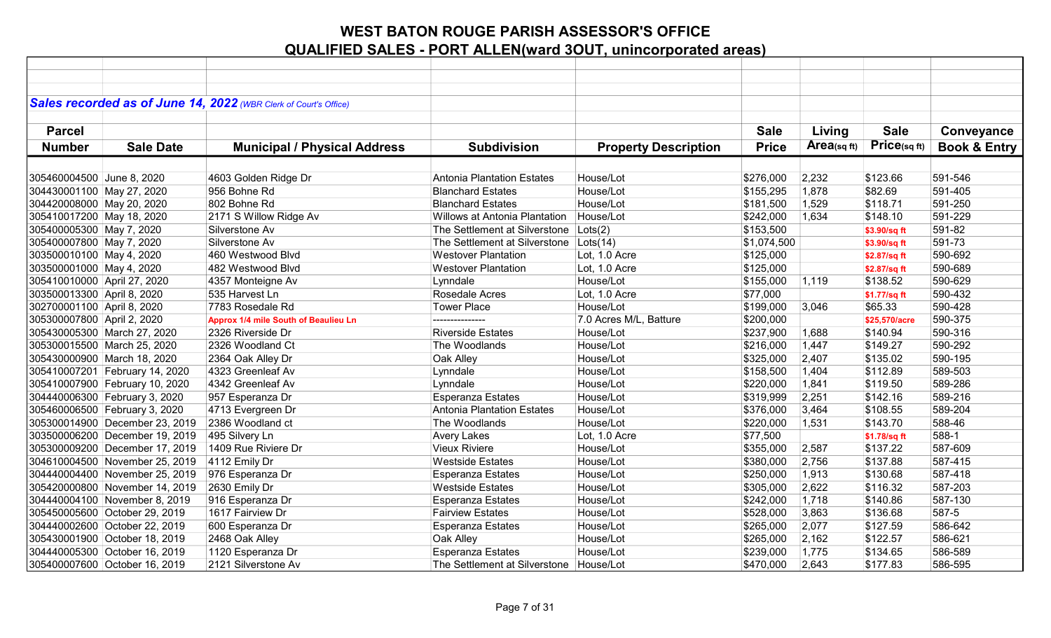# WEST BATON ROUGE PARISH ASSESSOR'S OFFICE

## QUALIFIED SALES - PORT ALLEN(ward 3OUT, unincorporated areas)

***Sales recorded as of June 14, 2022*** *(WBR Clerk of Court's Office)*

| Parcel Number | Sale Date | Municipal / Physical Address | Subdivision | Property Description | Sale Price | Living Area(sq ft) | Sale Price(sq ft) | Conveyance Book & Entry |
|---|---|---|---|---|---|---|---|---|
| 305460004500 | June 8, 2020 | 4603 Golden Ridge Dr | Antonia Plantation Estates | House/Lot | $276,000 | 2,232 | $123.66 | 591-546 |
| 304430001100 | May 27, 2020 | 956 Bohne Rd | Blanchard Estates | House/Lot | $155,295 | 1,878 | $82.69 | 591-405 |
| 304420008000 | May 20, 2020 | 802 Bohne Rd | Blanchard Estates | House/Lot | $181,500 | 1,529 | $118.71 | 591-250 |
| 305410017200 | May 18, 2020 | 2171 S Willow Ridge Av | Willows at Antonia Plantation | House/Lot | $242,000 | 1,634 | $148.10 | 591-229 |
| 305400005300 | May 7, 2020 | Silverstone Av | The Settlement at Silverstone | Lots(2) | $153,500 | | $3.90/sq ft | 591-82 |
| 305400007800 | May 7, 2020 | Silverstone Av | The Settlement at Silverstone | Lots(14) | $1,074,500 | | $3.90/sq ft | 591-73 |
| 303500010100 | May 4, 2020 | 460 Westwood Blvd | Westover Plantation | Lot, 1.0 Acre | $125,000 | | $2.87/sq ft | 590-692 |
| 303500001000 | May 4, 2020 | 482 Westwood Blvd | Westover Plantation | Lot, 1.0 Acre | $125,000 | | $2.87/sq ft | 590-689 |
| 305410010000 | April 27, 2020 | 4357 Monteigne Av | Lynndale | House/Lot | $155,000 | 1,119 | $138.52 | 590-629 |
| 303500013300 | April 8, 2020 | 535 Harvest Ln | Rosedale Acres | Lot, 1.0 Acre | $77,000 | | $1.77/sq ft | 590-432 |
| 302700001100 | April 8, 2020 | 7783 Rosedale Rd | Tower Place | House/Lot | $199,000 | 3,046 | $65.33 | 590-428 |
| 305300007800 | April 2, 2020 | Approx 1/4 mile South of Beaulieu Ln | --------------- | 7.0 Acres M/L, Batture | $200,000 | | $25,570/acre | 590-375 |
| 305430005300 | March 27, 2020 | 2326 Riverside Dr | Riverside Estates | House/Lot | $237,900 | 1,688 | $140.94 | 590-316 |
| 305300015500 | March 25, 2020 | 2326 Woodland Ct | The Woodlands | House/Lot | $216,000 | 1,447 | $149.27 | 590-292 |
| 305430000900 | March 18, 2020 | 2364 Oak Alley Dr | Oak Alley | House/Lot | $325,000 | 2,407 | $135.02 | 590-195 |
| 305410007201 | February 14, 2020 | 4323 Greenleaf Av | Lynndale | House/Lot | $158,500 | 1,404 | $112.89 | 589-503 |
| 305410007900 | February 10, 2020 | 4342 Greenleaf Av | Lynndale | House/Lot | $220,000 | 1,841 | $119.50 | 589-286 |
| 304440006300 | February 3, 2020 | 957 Esperanza Dr | Esperanza Estates | House/Lot | $319,999 | 2,251 | $142.16 | 589-216 |
| 305460006500 | February 3, 2020 | 4713 Evergreen Dr | Antonia Plantation Estates | House/Lot | $376,000 | 3,464 | $108.55 | 589-204 |
| 305300014900 | December 23, 2019 | 2386 Woodland ct | The Woodlands | House/Lot | $220,000 | 1,531 | $143.70 | 588-46 |
| 303500006200 | December 19, 2019 | 495 Silvery Ln | Avery Lakes | Lot, 1.0 Acre | $77,500 | | $1.78/sq ft | 588-1 |
| 305300009200 | December 17, 2019 | 1409 Rue Riviere Dr | Vieux Riviere | House/Lot | $355,000 | 2,587 | $137.22 | 587-609 |
| 304610004500 | November 25, 2019 | 4112 Emily Dr | Westside Estates | House/Lot | $380,000 | 2,756 | $137.88 | 587-415 |
| 304440004400 | November 25, 2019 | 976 Esperanza Dr | Esperanza Estates | House/Lot | $250,000 | 1,913 | $130.68 | 587-418 |
| 305420000800 | November 14, 2019 | 2630 Emily Dr | Westside Estates | House/Lot | $305,000 | 2,622 | $116.32 | 587-203 |
| 304440004100 | November 8, 2019 | 916 Esperanza Dr | Esperanza Estates | House/Lot | $242,000 | 1,718 | $140.86 | 587-130 |
| 305450005600 | October 29, 2019 | 1617 Fairview Dr | Fairview Estates | House/Lot | $528,000 | 3,863 | $136.68 | 587-5 |
| 304440002600 | October 22, 2019 | 600 Esperanza Dr | Esperanza Estates | House/Lot | $265,000 | 2,077 | $127.59 | 586-642 |
| 305430001900 | October 18, 2019 | 2468 Oak Alley | Oak Alley | House/Lot | $265,000 | 2,162 | $122.57 | 586-621 |
| 304440005300 | October 16, 2019 | 1120 Esperanza Dr | Esperanza Estates | House/Lot | $239,000 | 1,775 | $134.65 | 586-589 |
| 305400007600 | October 16, 2019 | 2121 Silverstone Av | The Settlement at Silverstone | House/Lot | $470,000 | 2,643 | $177.83 | 586-595 |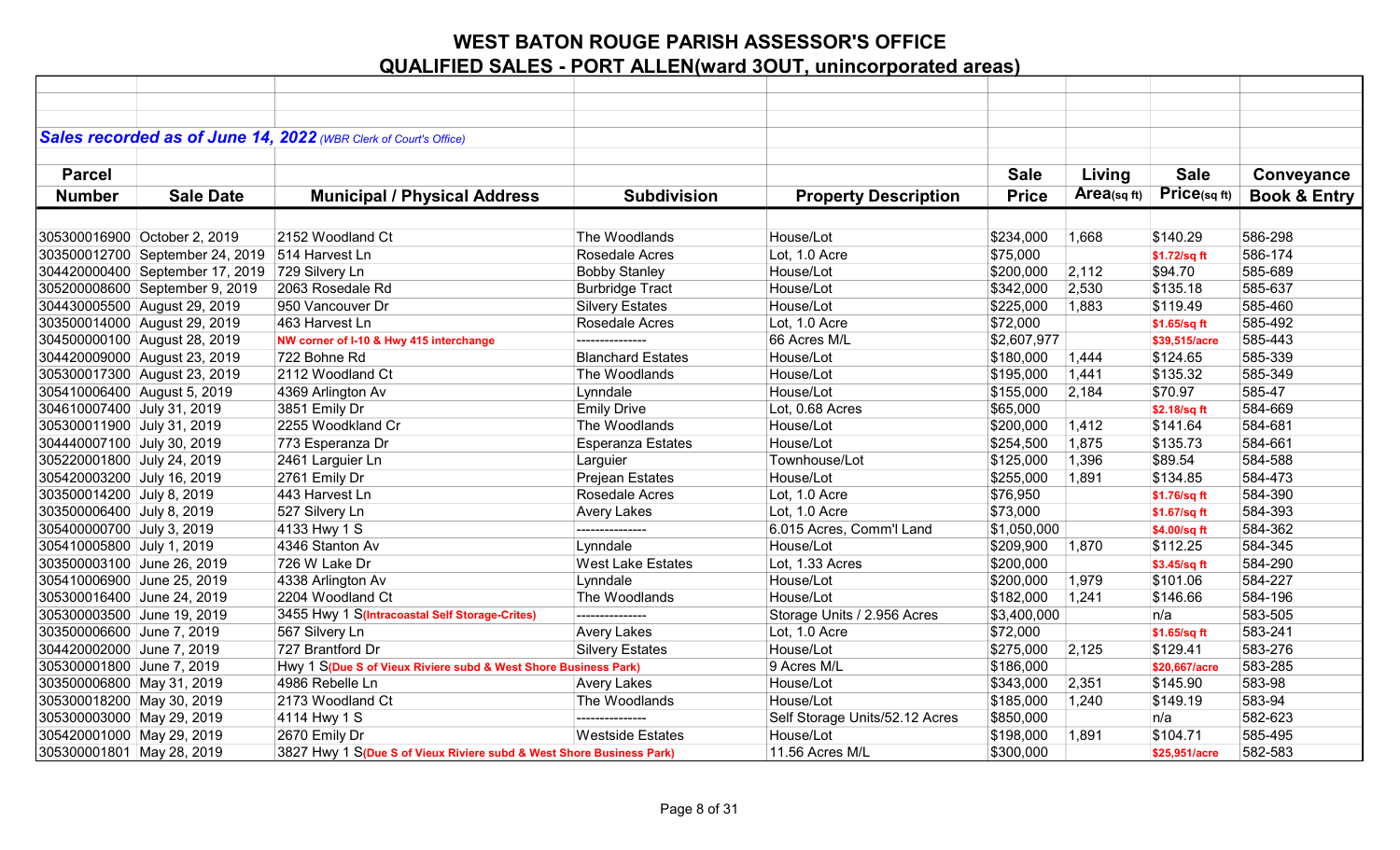# WEST BATON ROUGE PARISH ASSESSOR'S OFFICE

## QUALIFIED SALES - PORT ALLEN(ward 3OUT, unincorporated areas)

***Sales recorded as of June 14, 2022** (WBR Clerk of Court's Office)*

| Parcel Number | Sale Date | Municipal / Physical Address | Subdivision | Property Description | Sale Price | Living Area(sq ft) | Sale Price(sq ft) | Conveyance Book & Entry |
|---|---|---|---|---|---|---|---|---|
| 305300016900 | October 2, 2019 | 2152 Woodland Ct | The Woodlands | House/Lot | $234,000 | 1,668 | $140.29 | 586-298 |
| 303500012700 | September 24, 2019 | 514 Harvest Ln | Rosedale Acres | Lot, 1.0 Acre | $75,000 | | $1.72/sq ft | 586-174 |
| 304420000400 | September 17, 2019 | 729 Silvery Ln | Bobby Stanley | House/Lot | $200,000 | 2,112 | $94.70 | 585-689 |
| 305200008600 | September 9, 2019 | 2063 Rosedale Rd | Burbridge Tract | House/Lot | $342,000 | 2,530 | $135.18 | 585-637 |
| 304430005500 | August 29, 2019 | 950 Vancouver Dr | Silvery Estates | House/Lot | $225,000 | 1,883 | $119.49 | 585-460 |
| 303500014000 | August 29, 2019 | 463 Harvest Ln | Rosedale Acres | Lot, 1.0 Acre | $72,000 | | $1.65/sq ft | 585-492 |
| 304500000100 | August 28, 2019 | NW corner of I-10 & Hwy 415 interchange | --------------- | 66 Acres M/L | $2,607,977 | | $39,515/acre | 585-443 |
| 304420009000 | August 23, 2019 | 722 Bohne Rd | Blanchard Estates | House/Lot | $180,000 | 1,444 | $124.65 | 585-339 |
| 305300017300 | August 23, 2019 | 2112 Woodland Ct | The Woodlands | House/Lot | $195,000 | 1,441 | $135.32 | 585-349 |
| 305410006400 | August 5, 2019 | 4369 Arlington Av | Lynndale | House/Lot | $155,000 | 2,184 | $70.97 | 585-47 |
| 304610007400 | July 31, 2019 | 3851 Emily Dr | Emily Drive | Lot, 0.68 Acres | $65,000 | | $2.18/sq ft | 584-669 |
| 305300011900 | July 31, 2019 | 2255 Woodkland Cr | The Woodlands | House/Lot | $200,000 | 1,412 | $141.64 | 584-681 |
| 304440007100 | July 30, 2019 | 773 Esperanza Dr | Esperanza Estates | House/Lot | $254,500 | 1,875 | $135.73 | 584-661 |
| 305220001800 | July 24, 2019 | 2461 Larguier Ln | Larguier | Townhouse/Lot | $125,000 | 1,396 | $89.54 | 584-588 |
| 305420003200 | July 16, 2019 | 2761 Emily Dr | Prejean Estates | House/Lot | $255,000 | 1,891 | $134.85 | 584-473 |
| 303500014200 | July 8, 2019 | 443 Harvest Ln | Rosedale Acres | Lot, 1.0 Acre | $76,950 | | $1.76/sq ft | 584-390 |
| 303500006400 | July 8, 2019 | 527 Silvery Ln | Avery Lakes | Lot, 1.0 Acre | $73,000 | | $1.67/sq ft | 584-393 |
| 305400000700 | July 3, 2019 | 4133 Hwy 1 S | --------------- | 6.015 Acres, Comm'l Land | $1,050,000 | | $4.00/sq ft | 584-362 |
| 305410005800 | July 1, 2019 | 4346 Stanton Av | Lynndale | House/Lot | $209,900 | 1,870 | $112.25 | 584-345 |
| 303500003100 | June 26, 2019 | 726 W Lake Dr | West Lake Estates | Lot, 1.33 Acres | $200,000 | | $3.45/sq ft | 584-290 |
| 305410006900 | June 25, 2019 | 4338 Arlington Av | Lynndale | House/Lot | $200,000 | 1,979 | $101.06 | 584-227 |
| 305300016400 | June 24, 2019 | 2204 Woodland Ct | The Woodlands | House/Lot | $182,000 | 1,241 | $146.66 | 584-196 |
| 305300003500 | June 19, 2019 | 3455 Hwy 1 S(Intracoastal Self Storage-Crites) | --------------- | Storage Units / 2.956 Acres | $3,400,000 | | n/a | 583-505 |
| 303500006600 | June 7, 2019 | 567 Silvery Ln | Avery Lakes | Lot, 1.0 Acre | $72,000 | | $1.65/sq ft | 583-241 |
| 304420002000 | June 7, 2019 | 727 Brantford Dr | Silvery Estates | House/Lot | $275,000 | 2,125 | $129.41 | 583-276 |
| 305300001800 | June 7, 2019 | Hwy 1 S(Due S of Vieux Riviere subd & West Shore Business Park) | | 9 Acres M/L | $186,000 | | $20,667/acre | 583-285 |
| 303500006800 | May 31, 2019 | 4986 Rebelle Ln | Avery Lakes | House/Lot | $343,000 | 2,351 | $145.90 | 583-98 |
| 305300018200 | May 30, 2019 | 2173 Woodland Ct | The Woodlands | House/Lot | $185,000 | 1,240 | $149.19 | 583-94 |
| 305300003000 | May 29, 2019 | 4114 Hwy 1 S | --------------- | Self Storage Units/52.12 Acres | $850,000 | | n/a | 582-623 |
| 305420001000 | May 29, 2019 | 2670 Emily Dr | Westside Estates | House/Lot | $198,000 | 1,891 | $104.71 | 585-495 |
| 305300001801 | May 28, 2019 | 3827 Hwy 1 S(Due S of Vieux Riviere subd & West Shore Business Park) | | 11.56 Acres M/L | $300,000 | | $25,951/acre | 582-583 |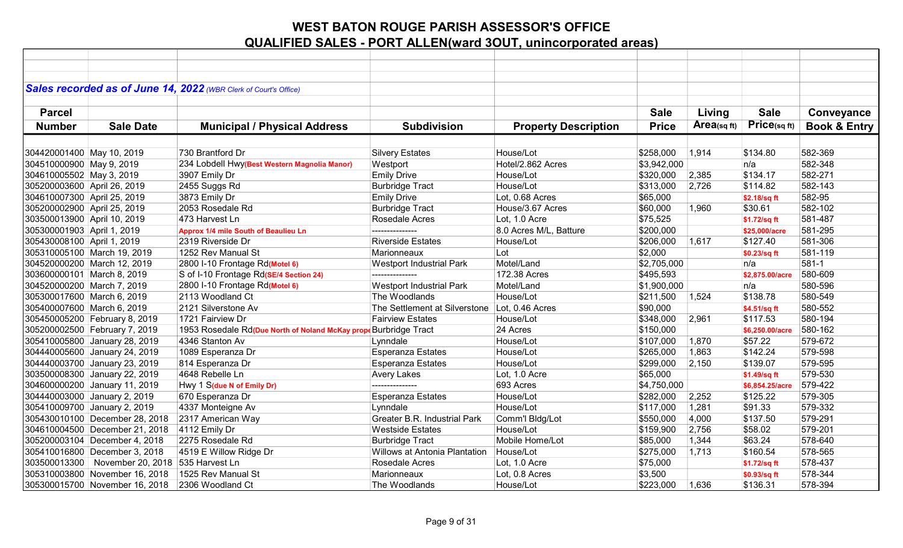# WEST BATON ROUGE PARISH ASSESSOR'S OFFICE

## QUALIFIED SALES - PORT ALLEN(ward 3OUT, unincorporated areas)

***Sales recorded as of June 14, 2022*** *(WBR Clerk of Court's Office)*

| Parcel Number | Sale Date | Municipal / Physical Address | Subdivision | Property Description | Sale Price | Living Area(sq ft) | Sale Price(sq ft) | Conveyance Book & Entry |
|---|---|---|---|---|---|---|---|---|
| 304420001400 | May 10, 2019 | 730 Brantford Dr | Silvery Estates | House/Lot | $258,000 | 1,914 | $134.80 | 582-369 |
| 304510000900 | May 9, 2019 | 234 Lobdell Hwy(Best Western Magnolia Manor) | Westport | Hotel/2.862 Acres | $3,942,000 | | n/a | 582-348 |
| 304610005502 | May 3, 2019 | 3907 Emily Dr | Emily Drive | House/Lot | $320,000 | 2,385 | $134.17 | 582-271 |
| 305200003600 | April 26, 2019 | 2455 Suggs Rd | Burbridge Tract | House/Lot | $313,000 | 2,726 | $114.82 | 582-143 |
| 304610007300 | April 25, 2019 | 3873 Emily Dr | Emily Drive | Lot, 0.68 Acres | $65,000 | | $2.18/sq ft | 582-95 |
| 305200002900 | April 25, 2019 | 2053 Rosedale Rd | Burbridge Tract | House/3.67 Acres | $60,000 | 1,960 | $30.61 | 582-102 |
| 303500013900 | April 10, 2019 | 473 Harvest Ln | Rosedale Acres | Lot, 1.0 Acre | $75,525 | | $1.72/sq ft | 581-487 |
| 305300001903 | April 1, 2019 | Approx 1/4 mile South of Beaulieu Ln | --------------- | 8.0 Acres M/L, Batture | $200,000 | | $25,000/acre | 581-295 |
| 305430008100 | April 1, 2019 | 2319 Riverside Dr | Riverside Estates | House/Lot | $206,000 | 1,617 | $127.40 | 581-306 |
| 305310005100 | March 19, 2019 | 1252 Rev Manual St | Marionneaux | Lot | $2,000 | | $0.23/sq ft | 581-119 |
| 304520000200 | March 12, 2019 | 2800 I-10 Frontage Rd(Motel 6) | Westport Industrial Park | Motel/Land | $2,705,000 | | n/a | 581-1 |
| 303600000101 | March 8, 2019 | S of I-10 Frontage Rd(SE/4 Section 24) | --------------- | 172.38 Acres | $495,593 | | $2,875.00/acre | 580-609 |
| 304520000200 | March 7, 2019 | 2800 I-10 Frontage Rd(Motel 6) | Westport Industrial Park | Motel/Land | $1,900,000 | | n/a | 580-596 |
| 305300017600 | March 6, 2019 | 2113 Woodland Ct | The Woodlands | House/Lot | $211,500 | 1,524 | $138.78 | 580-549 |
| 305400007600 | March 6, 2019 | 2121 Silverstone Av | The Settlement at Silverstone | Lot, 0.46 Acres | $90,000 | | $4.51/sq ft | 580-552 |
| 305450005200 | February 8, 2019 | 1721 Fairview Dr | Fairview Estates | House/Lot | $348,000 | 2,961 | $117.53 | 580-194 |
| 305200002500 | February 7, 2019 | 1953 Rosedale Rd(Due North of Noland McKay prope | Burbridge Tract | 24 Acres | $150,000 | | $6,250.00/acre | 580-162 |
| 305410005800 | January 28, 2019 | 4346 Stanton Av | Lynndale | House/Lot | $107,000 | 1,870 | $57.22 | 579-672 |
| 304440005600 | January 24, 2019 | 1089 Esperanza Dr | Esperanza Estates | House/Lot | $265,000 | 1,863 | $142.24 | 579-598 |
| 304440003700 | January 23, 2019 | 814 Esperanza Dr | Esperanza Estates | House/Lot | $299,000 | 2,150 | $139.07 | 579-595 |
| 303500008300 | January 22, 2019 | 4648 Rebelle Ln | Avery Lakes | Lot, 1.0 Acre | $65,000 | | $1.49/sq ft | 579-530 |
| 304600000200 | January 11, 2019 | Hwy 1 S(due N of Emily Dr) | --------------- | 693 Acres | $4,750,000 | | $6,854.25/acre | 579-422 |
| 304440003000 | January 2, 2019 | 670 Esperanza Dr | Esperanza Estates | House/Lot | $282,000 | 2,252 | $125.22 | 579-305 |
| 305410009700 | January 2, 2019 | 4337 Monteigne Av | Lynndale | House/Lot | $117,000 | 1,281 | $91.33 | 579-332 |
| 305430010100 | December 28, 2018 | 2317 American Way | Greater B.R. Industrial Park | Comm'l Bldg/Lot | $550,000 | 4,000 | $137.50 | 579-291 |
| 304610004500 | December 21, 2018 | 4112 Emily Dr | Westside Estates | House/Lot | $159,900 | 2,756 | $58.02 | 579-201 |
| 305200003104 | December 4, 2018 | 2275 Rosedale Rd | Burbridge Tract | Mobile Home/Lot | $85,000 | 1,344 | $63.24 | 578-640 |
| 305410016800 | December 3, 2018 | 4519 E Willow Ridge Dr | Willows at Antonia Plantation | House/Lot | $275,000 | 1,713 | $160.54 | 578-565 |
| 303500013300 | November 20, 2018 | 535 Harvest Ln | Rosedale Acres | Lot, 1.0 Acre | $75,000 | | $1.72/sq ft | 578-437 |
| 305310003800 | November 16, 2018 | 1525 Rev Manual St | Marionneaux | Lot, 0.8 Acres | $3,500 | | $0.93/sq ft | 578-344 |
| 305300015700 | November 16, 2018 | 2306 Woodland Ct | The Woodlands | House/Lot | $223,000 | 1,636 | $136.31 | 578-394 |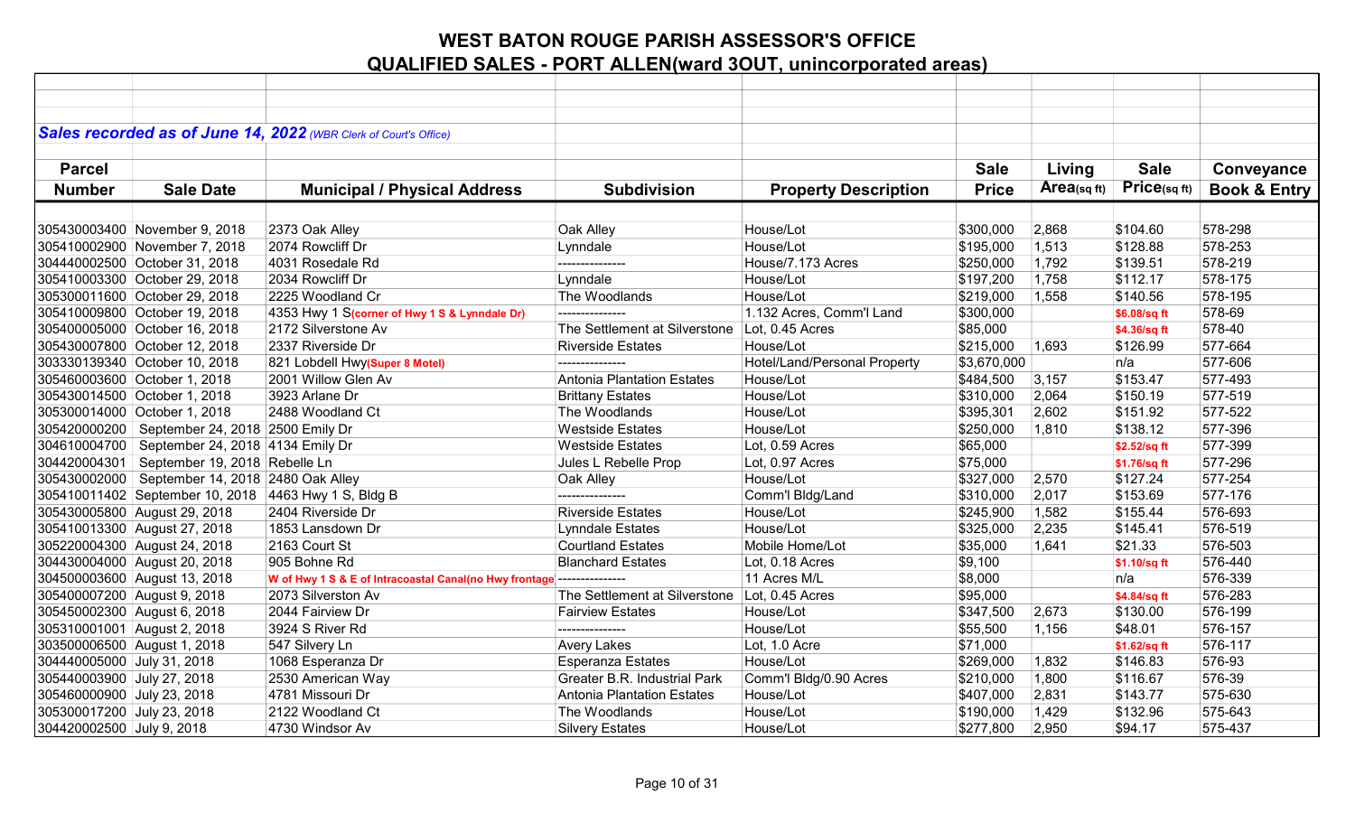# WEST BATON ROUGE PARISH ASSESSOR'S OFFICE

## QUALIFIED SALES - PORT ALLEN(ward 3OUT, unincorporated areas)

***Sales recorded as of June 14, 2022*** *(WBR Clerk of Court's Office)*

| Parcel Number | Sale Date | Municipal / Physical Address | Subdivision | Property Description | Sale Price | Living Area(sq ft) | Sale Price(sq ft) | Conveyance Book & Entry |
|---|---|---|---|---|---|---|---|---|
| 305430003400 | November 9, 2018 | 2373 Oak Alley | Oak Alley | House/Lot | $300,000 | 2,868 | $104.60 | 578-298 |
| 305410002900 | November 7, 2018 | 2074 Rowcliff Dr | Lynndale | House/Lot | $195,000 | 1,513 | $128.88 | 578-253 |
| 304440002500 | October 31, 2018 | 4031 Rosedale Rd | --------------- | House/7.173 Acres | $250,000 | 1,792 | $139.51 | 578-219 |
| 305410003300 | October 29, 2018 | 2034 Rowcliff Dr | Lynndale | House/Lot | $197,200 | 1,758 | $112.17 | 578-175 |
| 305300011600 | October 29, 2018 | 2225 Woodland Cr | The Woodlands | House/Lot | $219,000 | 1,558 | $140.56 | 578-195 |
| 305410009800 | October 19, 2018 | 4353 Hwy 1 S(corner of Hwy 1 S & Lynndale Dr) | --------------- | 1.132 Acres, Comm'l Land | $300,000 | | $6.08/sq ft | 578-69 |
| 305400005000 | October 16, 2018 | 2172 Silverstone Av | The Settlement at Silverstone | Lot, 0.45 Acres | $85,000 | | $4.36/sq ft | 578-40 |
| 305430007800 | October 12, 2018 | 2337 Riverside Dr | Riverside Estates | House/Lot | $215,000 | 1,693 | $126.99 | 577-664 |
| 303330139340 | October 10, 2018 | 821 Lobdell Hwy(Super 8 Motel) | --------------- | Hotel/Land/Personal Property | $3,670,000 | | n/a | 577-606 |
| 305460003600 | October 1, 2018 | 2001 Willow Glen Av | Antonia Plantation Estates | House/Lot | $484,500 | 3,157 | $153.47 | 577-493 |
| 305430014500 | October 1, 2018 | 3923 Arlane Dr | Brittany Estates | House/Lot | $310,000 | 2,064 | $150.19 | 577-519 |
| 305300014000 | October 1, 2018 | 2488 Woodland Ct | The Woodlands | House/Lot | $395,301 | 2,602 | $151.92 | 577-522 |
| 305420000200 | September 24, 2018 | 2500 Emily Dr | Westside Estates | House/Lot | $250,000 | 1,810 | $138.12 | 577-396 |
| 304610004700 | September 24, 2018 | 4134 Emily Dr | Westside Estates | Lot, 0.59 Acres | $65,000 | | $2.52/sq ft | 577-399 |
| 304420004301 | September 19, 2018 | Rebelle Ln | Jules L Rebelle Prop | Lot, 0.97 Acres | $75,000 | | $1.76/sq ft | 577-296 |
| 305430002000 | September 14, 2018 | 2480 Oak Alley | Oak Alley | House/Lot | $327,000 | 2,570 | $127.24 | 577-254 |
| 305410011402 | September 10, 2018 | 4463 Hwy 1 S, Bldg B | --------------- | Comm'l Bldg/Land | $310,000 | 2,017 | $153.69 | 577-176 |
| 305430005800 | August 29, 2018 | 2404 Riverside Dr | Riverside Estates | House/Lot | $245,900 | 1,582 | $155.44 | 576-693 |
| 305410013300 | August 27, 2018 | 1853 Lansdown Dr | Lynndale Estates | House/Lot | $325,000 | 2,235 | $145.41 | 576-519 |
| 305220004300 | August 24, 2018 | 2163 Court St | Courtland Estates | Mobile Home/Lot | $35,000 | 1,641 | $21.33 | 576-503 |
| 304430004000 | August 20, 2018 | 905 Bohne Rd | Blanchard Estates | Lot, 0.18 Acres | $9,100 | | $1.10/sq ft | 576-440 |
| 304500003600 | August 13, 2018 | W of Hwy 1 S & E of Intracoastal Canal(no Hwy frontage) | --------------- | 11 Acres M/L | $8,000 | | n/a | 576-339 |
| 305400007200 | August 9, 2018 | 2073 Silverston Av | The Settlement at Silverstone | Lot, 0.45 Acres | $95,000 | | $4.84/sq ft | 576-283 |
| 305450002300 | August 6, 2018 | 2044 Fairview Dr | Fairview Estates | House/Lot | $347,500 | 2,673 | $130.00 | 576-199 |
| 305310001001 | August 2, 2018 | 3924 S River Rd | --------------- | House/Lot | $55,500 | 1,156 | $48.01 | 576-157 |
| 303500006500 | August 1, 2018 | 547 Silvery Ln | Avery Lakes | Lot, 1.0 Acre | $71,000 | | $1.62/sq ft | 576-117 |
| 304440005000 | July 31, 2018 | 1068 Esperanza Dr | Esperanza Estates | House/Lot | $269,000 | 1,832 | $146.83 | 576-93 |
| 305440003900 | July 27, 2018 | 2530 American Way | Greater B.R. Industrial Park | Comm'l Bldg/0.90 Acres | $210,000 | 1,800 | $116.67 | 576-39 |
| 305460000900 | July 23, 2018 | 4781 Missouri Dr | Antonia Plantation Estates | House/Lot | $407,000 | 2,831 | $143.77 | 575-630 |
| 305300017200 | July 23, 2018 | 2122 Woodland Ct | The Woodlands | House/Lot | $190,000 | 1,429 | $132.96 | 575-643 |
| 304420002500 | July 9, 2018 | 4730 Windsor Av | Silvery Estates | House/Lot | $277,800 | 2,950 | $94.17 | 575-437 |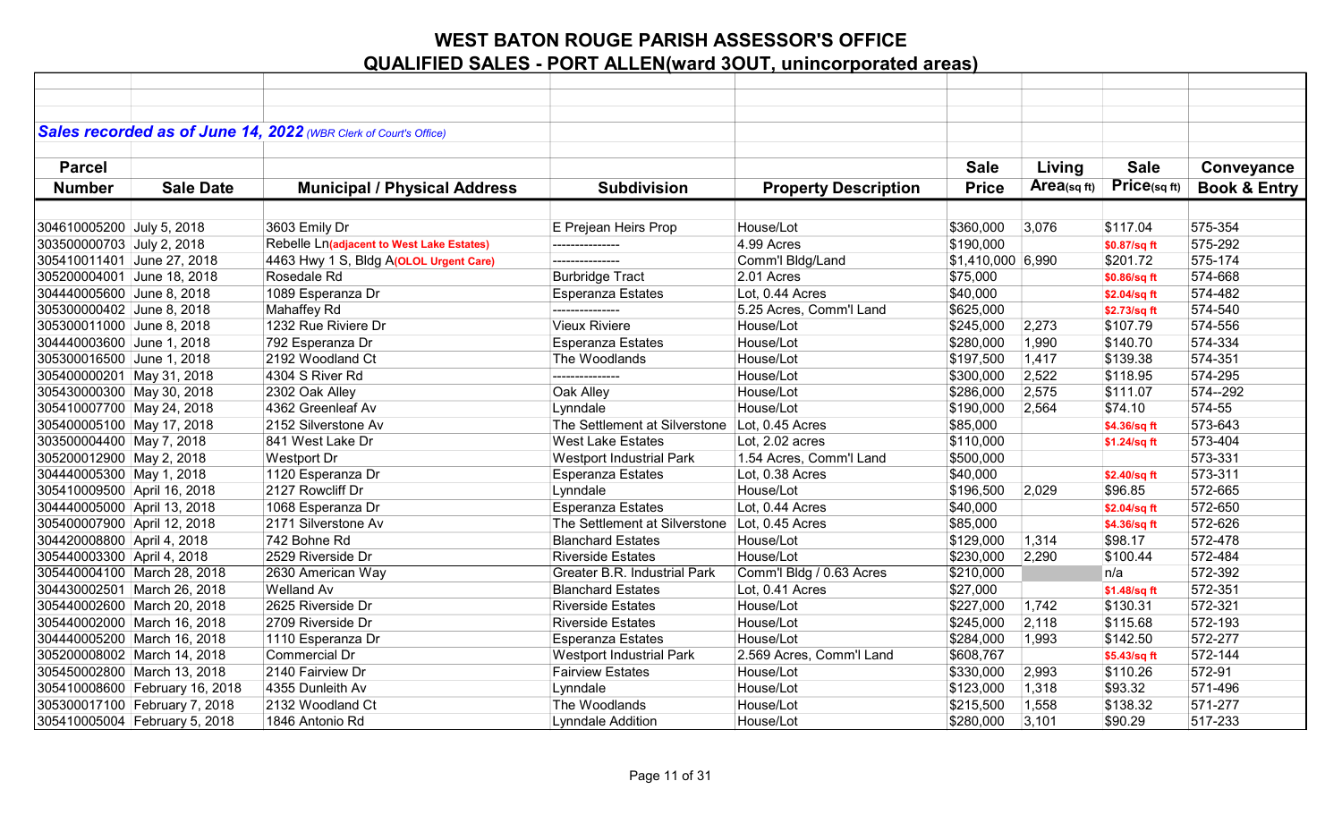# WEST BATON ROUGE PARISH ASSESSOR'S OFFICE

## QUALIFIED SALES - PORT ALLEN(ward 3OUT, unincorporated areas)

***Sales recorded as of June 14, 2022*** *(WBR Clerk of Court's Office)*

| Parcel Number | Sale Date | Municipal / Physical Address | Subdivision | Property Description | Sale Price | Living Area(sq ft) | Sale Price(sq ft) | Conveyance Book & Entry |
|---|---|---|---|---|---|---|---|---|
| 304610005200 | July 5, 2018 | 3603 Emily Dr | E Prejean Heirs Prop | House/Lot | $360,000 | 3,076 | $117.04 | 575-354 |
| 303500000703 | July 2, 2018 | Rebelle Ln**(adjacent to West Lake Estates)** | --------------- | 4.99 Acres | $190,000 | | **$0.87/sq ft** | 575-292 |
| 305410011401 | June 27, 2018 | 4463 Hwy 1 S, Bldg A**(OLOL Urgent Care)** | --------------- | Comm'l Bldg/Land | $1,410,000 | 6,990 | $201.72 | 575-174 |
| 305200004001 | June 18, 2018 | Rosedale Rd | Burbridge Tract | 2.01 Acres | $75,000 | | **$0.86/sq ft** | 574-668 |
| 304440005600 | June 8, 2018 | 1089 Esperanza Dr | Esperanza Estates | Lot, 0.44 Acres | $40,000 | | **$2.04/sq ft** | 574-482 |
| 305300000402 | June 8, 2018 | Mahaffey Rd | --------------- | 5.25 Acres, Comm'l Land | $625,000 | | **$2.73/sq ft** | 574-540 |
| 305300011000 | June 8, 2018 | 1232 Rue Riviere Dr | Vieux Riviere | House/Lot | $245,000 | 2,273 | $107.79 | 574-556 |
| 304440003600 | June 1, 2018 | 792 Esperanza Dr | Esperanza Estates | House/Lot | $280,000 | 1,990 | $140.70 | 574-334 |
| 305300016500 | June 1, 2018 | 2192 Woodland Ct | The Woodlands | House/Lot | $197,500 | 1,417 | $139.38 | 574-351 |
| 305400000201 | May 31, 2018 | 4304 S River Rd | --------------- | House/Lot | $300,000 | 2,522 | $118.95 | 574-295 |
| 305430000300 | May 30, 2018 | 2302 Oak Alley | Oak Alley | House/Lot | $286,000 | 2,575 | $111.07 | 574--292 |
| 305410007700 | May 24, 2018 | 4362 Greenleaf Av | Lynndale | House/Lot | $190,000 | 2,564 | $74.10 | 574-55 |
| 305400005100 | May 17, 2018 | 2152 Silverstone Av | The Settlement at Silverstone | Lot, 0.45 Acres | $85,000 | | **$4.36/sq ft** | 573-643 |
| 303500004400 | May 7, 2018 | 841 West Lake Dr | West Lake Estates | Lot, 2.02 acres | $110,000 | | **$1.24/sq ft** | 573-404 |
| 305200012900 | May 2, 2018 | Westport Dr | Westport Industrial Park | 1.54 Acres, Comm'l Land | $500,000 | | | 573-331 |
| 304440005300 | May 1, 2018 | 1120 Esperanza Dr | Esperanza Estates | Lot, 0.38 Acres | $40,000 | | **$2.40/sq ft** | 573-311 |
| 305410009500 | April 16, 2018 | 2127 Rowcliff Dr | Lynndale | House/Lot | $196,500 | 2,029 | $96.85 | 572-665 |
| 304440005000 | April 13, 2018 | 1068 Esperanza Dr | Esperanza Estates | Lot, 0.44 Acres | $40,000 | | **$2.04/sq ft** | 572-650 |
| 305400007900 | April 12, 2018 | 2171 Silverstone Av | The Settlement at Silverstone | Lot, 0.45 Acres | $85,000 | | **$4.36/sq ft** | 572-626 |
| 304420008800 | April 4, 2018 | 742 Bohne Rd | Blanchard Estates | House/Lot | $129,000 | 1,314 | $98.17 | 572-478 |
| 305440003300 | April 4, 2018 | 2529 Riverside Dr | Riverside Estates | House/Lot | $230,000 | 2,290 | $100.44 | 572-484 |
| 305440004100 | March 28, 2018 | 2630 American Way | Greater B.R. Industrial Park | Comm'l Bldg / 0.63 Acres | $210,000 | | n/a | 572-392 |
| 304430002501 | March 26, 2018 | Welland Av | Blanchard Estates | Lot, 0.41 Acres | $27,000 | | **$1.48/sq ft** | 572-351 |
| 305440002600 | March 20, 2018 | 2625 Riverside Dr | Riverside Estates | House/Lot | $227,000 | 1,742 | $130.31 | 572-321 |
| 305440002000 | March 16, 2018 | 2709 Riverside Dr | Riverside Estates | House/Lot | $245,000 | 2,118 | $115.68 | 572-193 |
| 304440005200 | March 16, 2018 | 1110 Esperanza Dr | Esperanza Estates | House/Lot | $284,000 | 1,993 | $142.50 | 572-277 |
| 305200008002 | March 14, 2018 | Commercial Dr | Westport Industrial Park | 2.569 Acres, Comm'l Land | $608,767 | | **$5.43/sq ft** | 572-144 |
| 305450002800 | March 13, 2018 | 2140 Fairview Dr | Fairview Estates | House/Lot | $330,000 | 2,993 | $110.26 | 572-91 |
| 305410008600 | February 16, 2018 | 4355 Dunleith Av | Lynndale | House/Lot | $123,000 | 1,318 | $93.32 | 571-496 |
| 305300017100 | February 7, 2018 | 2132 Woodland Ct | The Woodlands | House/Lot | $215,500 | 1,558 | $138.32 | 571-277 |
| 305410005004 | February 5, 2018 | 1846 Antonio Rd | Lynndale Addition | House/Lot | $280,000 | 3,101 | $90.29 | 517-233 |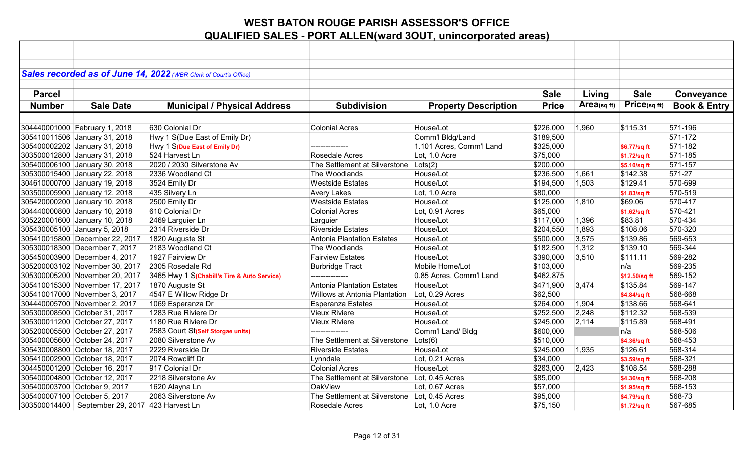# WEST BATON ROUGE PARISH ASSESSOR'S OFFICE

## QUALIFIED SALES - PORT ALLEN(ward 3OUT, unincorporated areas)

***Sales recorded as of June 14, 2022*** *(WBR Clerk of Court's Office)*

| Parcel Number | Sale Date | Municipal / Physical Address | Subdivision | Property Description | Sale Price | Living Area(sq ft) | Sale Price(sq ft) | Conveyance Book & Entry |
|---|---|---|---|---|---|---|---|---|
| 304440001000 | February 1, 2018 | 630 Colonial Dr | Colonial Acres | House/Lot | $226,000 | 1,960 | $115.31 | 571-196 |
| 305410011506 | January 31, 2018 | Hwy 1 S(Due East of Emily Dr) | | Comm'l Bldg/Land | $189,500 | | | 571-172 |
| 305400002202 | January 31, 2018 | Hwy 1 S(Due East of Emily Dr) | --------------- | 1.101 Acres, Comm'l Land | $325,000 | | $6.77/sq ft | 571-182 |
| 303500012800 | January 31, 2018 | 524 Harvest Ln | Rosedale Acres | Lot, 1.0 Acre | $75,000 | | $1.72/sq ft | 571-185 |
| 305400006100 | January 30, 2018 | 2020 / 2030 Silverstone Av | The Settlement at Silverstone | Lots(2) | $200,000 | | $5.10/sq ft | 571-157 |
| 305300015400 | January 22, 2018 | 2336 Woodland Ct | The Woodlands | House/Lot | $236,500 | 1,661 | $142.38 | 571-27 |
| 304610000700 | January 19, 2018 | 3524 Emily Dr | Westside Estates | House/Lot | $194,500 | 1,503 | $129.41 | 570-699 |
| 303500005900 | January 12, 2018 | 435 Silvery Ln | Avery Lakes | Lot, 1.0 Acre | $80,000 | | $1.83/sq ft | 570-519 |
| 305420000200 | January 10, 2018 | 2500 Emily Dr | Westside Estates | House/Lot | $125,000 | 1,810 | $69.06 | 570-417 |
| 304440000800 | January 10, 2018 | 610 Colonial Dr | Colonial Acres | Lot, 0.91 Acres | $65,000 | | $1.62/sq ft | 570-421 |
| 305220001600 | January 10, 2018 | 2469 Larguier Ln | Larguier | House/Lot | $117,000 | 1,396 | $83.81 | 570-434 |
| 305430005100 | January 5, 2018 | 2314 Riverside Dr | Riverside Estates | House/Lot | $204,550 | 1,893 | $108.06 | 570-320 |
| 305410015800 | December 22, 2017 | 1820 Auguste St | Antonia Plantation Estates | House/Lot | $500,000 | 3,575 | $139.86 | 569-653 |
| 305300018300 | December 7, 2017 | 2183 Woodland Ct | The Woodlands | House/Lot | $182,500 | 1,312 | $139.10 | 569-344 |
| 305450003900 | December 4, 2017 | 1927 Fairview Dr | Fairview Estates | House/Lot | $390,000 | 3,510 | $111.11 | 569-282 |
| 305200003102 | November 30, 2017 | 2305 Rosedale Rd | Burbridge Tract | Mobile Home/Lot | $103,000 | | n/a | 569-235 |
| 305300005200 | November 20, 2017 | 3465 Hwy 1 S(Chabill's Tire & Auto Service) | --------------- | 0.85 Acres, Comm'l Land | $462,875 | | $12.50/sq ft | 569-152 |
| 305410015300 | November 17, 2017 | 1870 Auguste St | Antonia Plantation Estates | House/Lot | $471,900 | 3,474 | $135.84 | 569-147 |
| 305410017000 | November 3, 2017 | 4547 E Willow Ridge Dr | Willows at Antonia Plantation | Lot, 0.29 Acres | $62,500 | | $4.84/sq ft | 568-668 |
| 304440005700 | November 2, 2017 | 1069 Esperanza Dr | Esperanza Estates | House/Lot | $264,000 | 1,904 | $138.66 | 568-641 |
| 305300008500 | October 31, 2017 | 1283 Rue Riviere Dr | Vieux Riviere | House/Lot | $252,500 | 2,248 | $112.32 | 568-539 |
| 305300011200 | October 27, 2017 | 1180 Rue Riviere Dr | Vieux Riviere | House/Lot | $245,000 | 2,114 | $115.89 | 568-491 |
| 305200005500 | October 27, 2017 | 2583 Court St(Self Storgae units) | --------------- | Comm'l Land/ Bldg | $600,000 | | n/a | 568-506 |
| 305400005600 | October 24, 2017 | 2080 Silverstone Av | The Settlement at Silverstone | Lots(6) | $510,000 | | $4.36/sq ft | 568-453 |
| 305430008800 | October 18, 2017 | 2229 Riverside Dr | Riverside Estates | House/Lot | $245,000 | 1,935 | $126.61 | 568-314 |
| 305410002900 | October 18, 2017 | 2074 Rowcliff Dr | Lynndale | Lot, 0.21 Acres | $34,000 | | $3.59/sq ft | 568-321 |
| 304450001200 | October 16, 2017 | 917 Colonial Dr | Colonial Acres | House/Lot | $263,000 | 2,423 | $108.54 | 568-288 |
| 305400004800 | October 12, 2017 | 2218 Silverstone Av | The Settlement at Silverstone | Lot, 0.45 Acres | $85,000 | | $4.36/sq ft | 568-208 |
| 305400003700 | October 9, 2017 | 1620 Alayna Ln | OakView | Lot, 0.67 Acres | $57,000 | | $1.95/sq ft | 568-153 |
| 305400007100 | October 5, 2017 | 2063 Silverstone Av | The Settlement at Silverstone | Lot, 0.45 Acres | $95,000 | | $4.79/sq ft | 568-73 |
| 303500014400 | September 29, 2017 | 423 Harvest Ln | Rosedale Acres | Lot, 1.0 Acre | $75,150 | | $1.72/sq ft | 567-685 |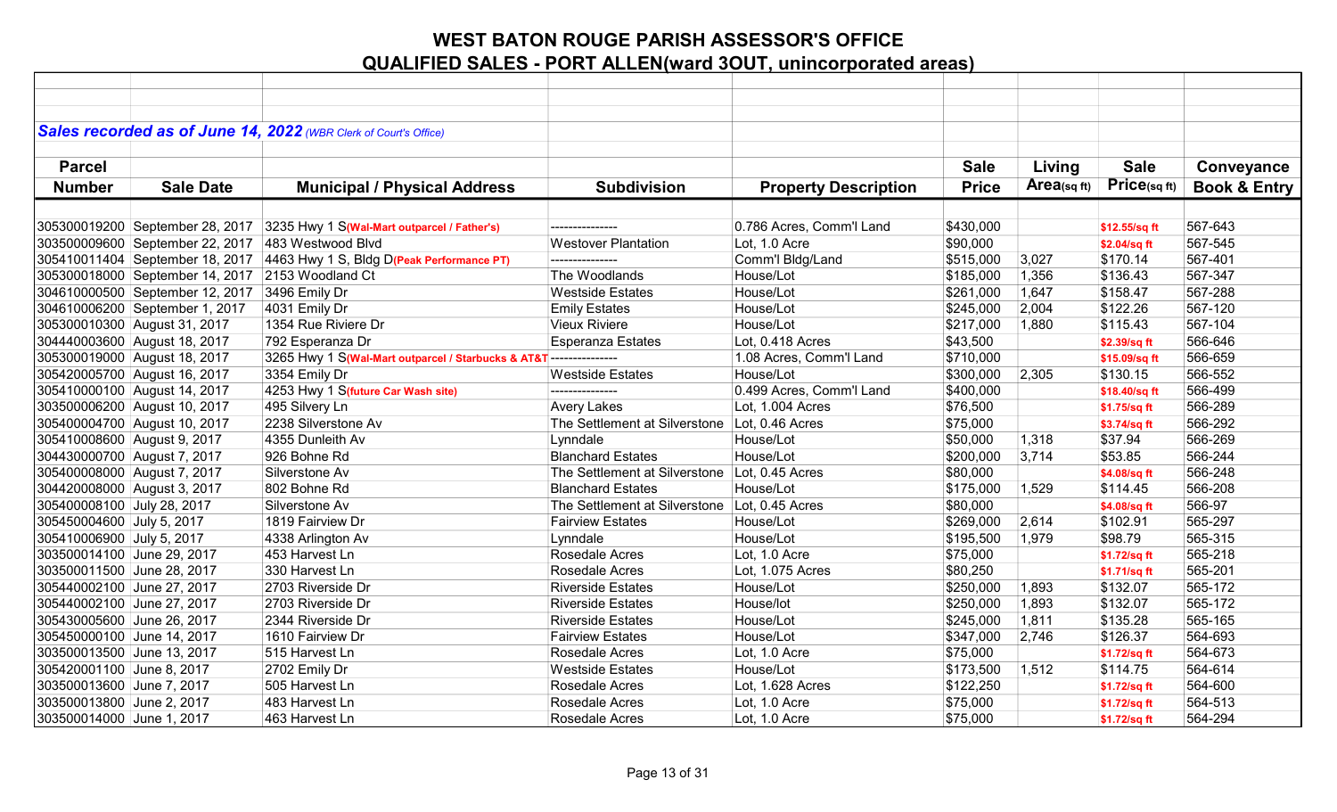# WEST BATON ROUGE PARISH ASSESSOR'S OFFICE

## QUALIFIED SALES - PORT ALLEN(ward 3OUT, unincorporated areas)

***Sales recorded as of June 14, 2022*** *(WBR Clerk of Court's Office)*

| Parcel Number | Sale Date | Municipal / Physical Address | Subdivision | Property Description | Sale Price | Living Area(sq ft) | Sale Price(sq ft) | Conveyance Book & Entry |
|---|---|---|---|---|---|---|---|---|
| 305300019200 | September 28, 2017 | 3235 Hwy 1 S**(Wal-Mart outparcel / Father's)** | --------------- | 0.786 Acres, Comm'l Land | $430,000 | | **$12.55/sq ft** | 567-643 |
| 303500009600 | September 22, 2017 | 483 Westwood Blvd | Westover Plantation | Lot, 1.0 Acre | $90,000 | | **$2.04/sq ft** | 567-545 |
| 305410011404 | September 18, 2017 | 4463 Hwy 1 S, Bldg D**(Peak Performance PT)** | --------------- | Comm'l Bldg/Land | $515,000 | 3,027 | $170.14 | 567-401 |
| 305300018000 | September 14, 2017 | 2153 Woodland Ct | The Woodlands | House/Lot | $185,000 | 1,356 | $136.43 | 567-347 |
| 304610000500 | September 12, 2017 | 3496 Emily Dr | Westside Estates | House/Lot | $261,000 | 1,647 | $158.47 | 567-288 |
| 304610006200 | September 1, 2017 | 4031 Emily Dr | Emily Estates | House/Lot | $245,000 | 2,004 | $122.26 | 567-120 |
| 305300010300 | August 31, 2017 | 1354 Rue Riviere Dr | Vieux Riviere | House/Lot | $217,000 | 1,880 | $115.43 | 567-104 |
| 304440003600 | August 18, 2017 | 792 Esperanza Dr | Esperanza Estates | Lot, 0.418 Acres | $43,500 | | **$2.39/sq ft** | 566-646 |
| 305300019000 | August 18, 2017 | 3265 Hwy 1 S**(Wal-Mart outparcel / Starbucks & AT&T** | --------------- | 1.08 Acres, Comm'l Land | $710,000 | | **$15.09/sq ft** | 566-659 |
| 305420005700 | August 16, 2017 | 3354 Emily Dr | Westside Estates | House/Lot | $300,000 | 2,305 | $130.15 | 566-552 |
| 305410000100 | August 14, 2017 | 4253 Hwy 1 S**(future Car Wash site)** | --------------- | 0.499 Acres, Comm'l Land | $400,000 | | **$18.40/sq ft** | 566-499 |
| 303500006200 | August 10, 2017 | 495 Silvery Ln | Avery Lakes | Lot, 1.004 Acres | $76,500 | | **$1.75/sq ft** | 566-289 |
| 305400004700 | August 10, 2017 | 2238 Silverstone Av | The Settlement at Silverstone | Lot, 0.46 Acres | $75,000 | | **$3.74/sq ft** | 566-292 |
| 305410008600 | August 9, 2017 | 4355 Dunleith Av | Lynndale | House/Lot | $50,000 | 1,318 | $37.94 | 566-269 |
| 304430000700 | August 7, 2017 | 926 Bohne Rd | Blanchard Estates | House/Lot | $200,000 | 3,714 | $53.85 | 566-244 |
| 305400008000 | August 7, 2017 | Silverstone Av | The Settlement at Silverstone | Lot, 0.45 Acres | $80,000 | | **$4.08/sq ft** | 566-248 |
| 304420008000 | August 3, 2017 | 802 Bohne Rd | Blanchard Estates | House/Lot | $175,000 | 1,529 | $114.45 | 566-208 |
| 305400008100 | July 28, 2017 | Silverstone Av | The Settlement at Silverstone | Lot, 0.45 Acres | $80,000 | | **$4.08/sq ft** | 566-97 |
| 305450004600 | July 5, 2017 | 1819 Fairview Dr | Fairview Estates | House/Lot | $269,000 | 2,614 | $102.91 | 565-297 |
| 305410006900 | July 5, 2017 | 4338 Arlington Av | Lynndale | House/Lot | $195,500 | 1,979 | $98.79 | 565-315 |
| 303500014100 | June 29, 2017 | 453 Harvest Ln | Rosedale Acres | Lot, 1.0 Acre | $75,000 | | **$1.72/sq ft** | 565-218 |
| 303500011500 | June 28, 2017 | 330 Harvest Ln | Rosedale Acres | Lot, 1.075 Acres | $80,250 | | **$1.71/sq ft** | 565-201 |
| 305440002100 | June 27, 2017 | 2703 Riverside Dr | Riverside Estates | House/Lot | $250,000 | 1,893 | $132.07 | 565-172 |
| 305440002100 | June 27, 2017 | 2703 Riverside Dr | Riverside Estates | House/lot | $250,000 | 1,893 | $132.07 | 565-172 |
| 305430005600 | June 26, 2017 | 2344 Riverside Dr | Riverside Estates | House/Lot | $245,000 | 1,811 | $135.28 | 565-165 |
| 305450000100 | June 14, 2017 | 1610 Fairview Dr | Fairview Estates | House/Lot | $347,000 | 2,746 | $126.37 | 564-693 |
| 303500013500 | June 13, 2017 | 515 Harvest Ln | Rosedale Acres | Lot, 1.0 Acre | $75,000 | | **$1.72/sq ft** | 564-673 |
| 305420001100 | June 8, 2017 | 2702 Emily Dr | Westside Estates | House/Lot | $173,500 | 1,512 | $114.75 | 564-614 |
| 303500013600 | June 7, 2017 | 505 Harvest Ln | Rosedale Acres | Lot, 1.628 Acres | $122,250 | | **$1.72/sq ft** | 564-600 |
| 303500013800 | June 2, 2017 | 483 Harvest Ln | Rosedale Acres | Lot, 1.0 Acre | $75,000 | | **$1.72/sq ft** | 564-513 |
| 303500014000 | June 1, 2017 | 463 Harvest Ln | Rosedale Acres | Lot, 1.0 Acre | $75,000 | | **$1.72/sq ft** | 564-294 |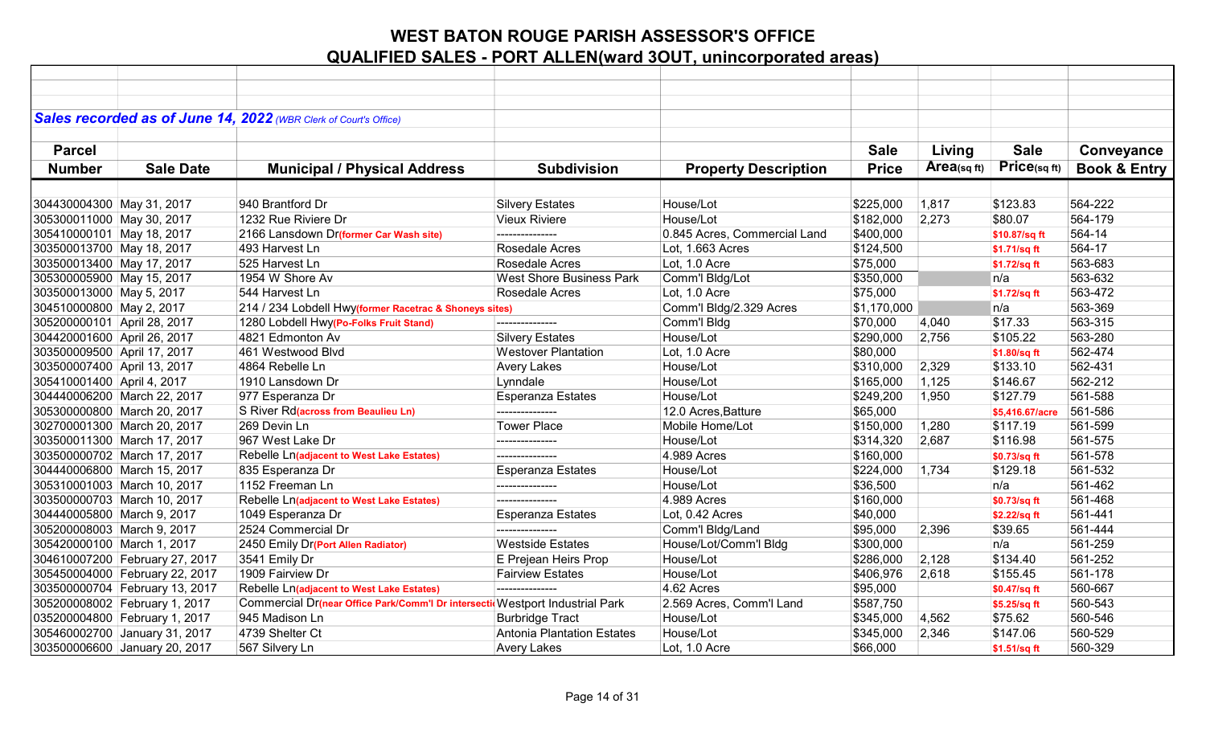# WEST BATON ROUGE PARISH ASSESSOR'S OFFICE

## QUALIFIED SALES - PORT ALLEN(ward 3OUT, unincorporated areas)

***Sales recorded as of June 14, 2022*** *(WBR Clerk of Court's Office)*

| Parcel Number | Sale Date | Municipal / Physical Address | Subdivision | Property Description | Sale Price | Living Area(sq ft) | Sale Price(sq ft) | Conveyance Book & Entry |
|---|---|---|---|---|---|---|---|---|
| 304430004300 | May 31, 2017 | 940 Brantford Dr | Silvery Estates | House/Lot | $225,000 | 1,817 | $123.83 | 564-222 |
| 305300011000 | May 30, 2017 | 1232 Rue Riviere Dr | Vieux Riviere | House/Lot | $182,000 | 2,273 | $80.07 | 564-179 |
| 305410000101 | May 18, 2017 | 2166 Lansdown Dr(former Car Wash site) | --------------- | 0.845 Acres, Commercial Land | $400,000 | | $10.87/sq ft | 564-14 |
| 303500013700 | May 18, 2017 | 493 Harvest Ln | Rosedale Acres | Lot, 1.663 Acres | $124,500 | | $1.71/sq ft | 564-17 |
| 303500013400 | May 17, 2017 | 525 Harvest Ln | Rosedale Acres | Lot, 1.0 Acre | $75,000 | | $1.72/sq ft | 563-683 |
| 305300005900 | May 15, 2017 | 1954 W Shore Av | West Shore Business Park | Comm'l Bldg/Lot | $350,000 | | n/a | 563-632 |
| 303500013000 | May 5, 2017 | 544 Harvest Ln | Rosedale Acres | Lot, 1.0 Acre | $75,000 | | $1.72/sq ft | 563-472 |
| 304510000800 | May 2, 2017 | 214 / 234 Lobdell Hwy(former Racetrac & Shoneys sites) | | Comm'l Bldg/2.329 Acres | $1,170,000 | | n/a | 563-369 |
| 305200000101 | April 28, 2017 | 1280 Lobdell Hwy(Po-Folks Fruit Stand) | --------------- | Comm'l Bldg | $70,000 | 4,040 | $17.33 | 563-315 |
| 304420001600 | April 26, 2017 | 4821 Edmonton Av | Silvery Estates | House/Lot | $290,000 | 2,756 | $105.22 | 563-280 |
| 303500009500 | April 17, 2017 | 461 Westwood Blvd | Westover Plantation | Lot, 1.0 Acre | $80,000 | | $1.80/sq ft | 562-474 |
| 303500007400 | April 13, 2017 | 4864 Rebelle Ln | Avery Lakes | House/Lot | $310,000 | 2,329 | $133.10 | 562-431 |
| 305410001400 | April 4, 2017 | 1910 Lansdown Dr | Lynndale | House/Lot | $165,000 | 1,125 | $146.67 | 562-212 |
| 304440006200 | March 22, 2017 | 977 Esperanza Dr | Esperanza Estates | House/Lot | $249,200 | 1,950 | $127.79 | 561-588 |
| 305300000800 | March 20, 2017 | S River Rd(across from Beaulieu Ln) | --------------- | 12.0 Acres,Batture | $65,000 | | $5,416.67/acre | 561-586 |
| 302700001300 | March 20, 2017 | 269 Devin Ln | Tower Place | Mobile Home/Lot | $150,000 | 1,280 | $117.19 | 561-599 |
| 303500011300 | March 17, 2017 | 967 West Lake Dr | --------------- | House/Lot | $314,320 | 2,687 | $116.98 | 561-575 |
| 303500000702 | March 17, 2017 | Rebelle Ln(adjacent to West Lake Estates) | --------------- | 4.989 Acres | $160,000 | | $0.73/sq ft | 561-578 |
| 304440006800 | March 15, 2017 | 835 Esperanza Dr | Esperanza Estates | House/Lot | $224,000 | 1,734 | $129.18 | 561-532 |
| 305310001003 | March 10, 2017 | 1152 Freeman Ln | --------------- | House/Lot | $36,500 | | n/a | 561-462 |
| 303500000703 | March 10, 2017 | Rebelle Ln(adjacent to West Lake Estates) | --------------- | 4.989 Acres | $160,000 | | $0.73/sq ft | 561-468 |
| 304440005800 | March 9, 2017 | 1049 Esperanza Dr | Esperanza Estates | Lot, 0.42 Acres | $40,000 | | $2.22/sq ft | 561-441 |
| 305200008003 | March 9, 2017 | 2524 Commercial Dr | --------------- | Comm'l Bldg/Land | $95,000 | 2,396 | $39.65 | 561-444 |
| 305420000100 | March 1, 2017 | 2450 Emily Dr(Port Allen Radiator) | Westside Estates | House/Lot/Comm'l Bldg | $300,000 | | n/a | 561-259 |
| 304610007200 | February 27, 2017 | 3541 Emily Dr | E Prejean Heirs Prop | House/Lot | $286,000 | 2,128 | $134.40 | 561-252 |
| 305450004000 | February 22, 2017 | 1909 Fairview Dr | Fairview Estates | House/Lot | $406,976 | 2,618 | $155.45 | 561-178 |
| 303500000704 | February 13, 2017 | Rebelle Ln(adjacent to West Lake Estates) | --------------- | 4.62 Acres | $95,000 | | $0.47/sq ft | 560-667 |
| 305200008002 | February 1, 2017 | Commercial Dr(near Office Park/Comm'l Dr intersecti | Westport Industrial Park | 2.569 Acres, Comm'l Land | $587,750 | | $5.25/sq ft | 560-543 |
| 035200004800 | February 1, 2017 | 945 Madison Ln | Burbridge Tract | House/Lot | $345,000 | 4,562 | $75.62 | 560-546 |
| 305460002700 | January 31, 2017 | 4739 Shelter Ct | Antonia Plantation Estates | House/Lot | $345,000 | 2,346 | $147.06 | 560-529 |
| 303500006600 | January 20, 2017 | 567 Silvery Ln | Avery Lakes | Lot, 1.0 Acre | $66,000 | | $1.51/sq ft | 560-329 |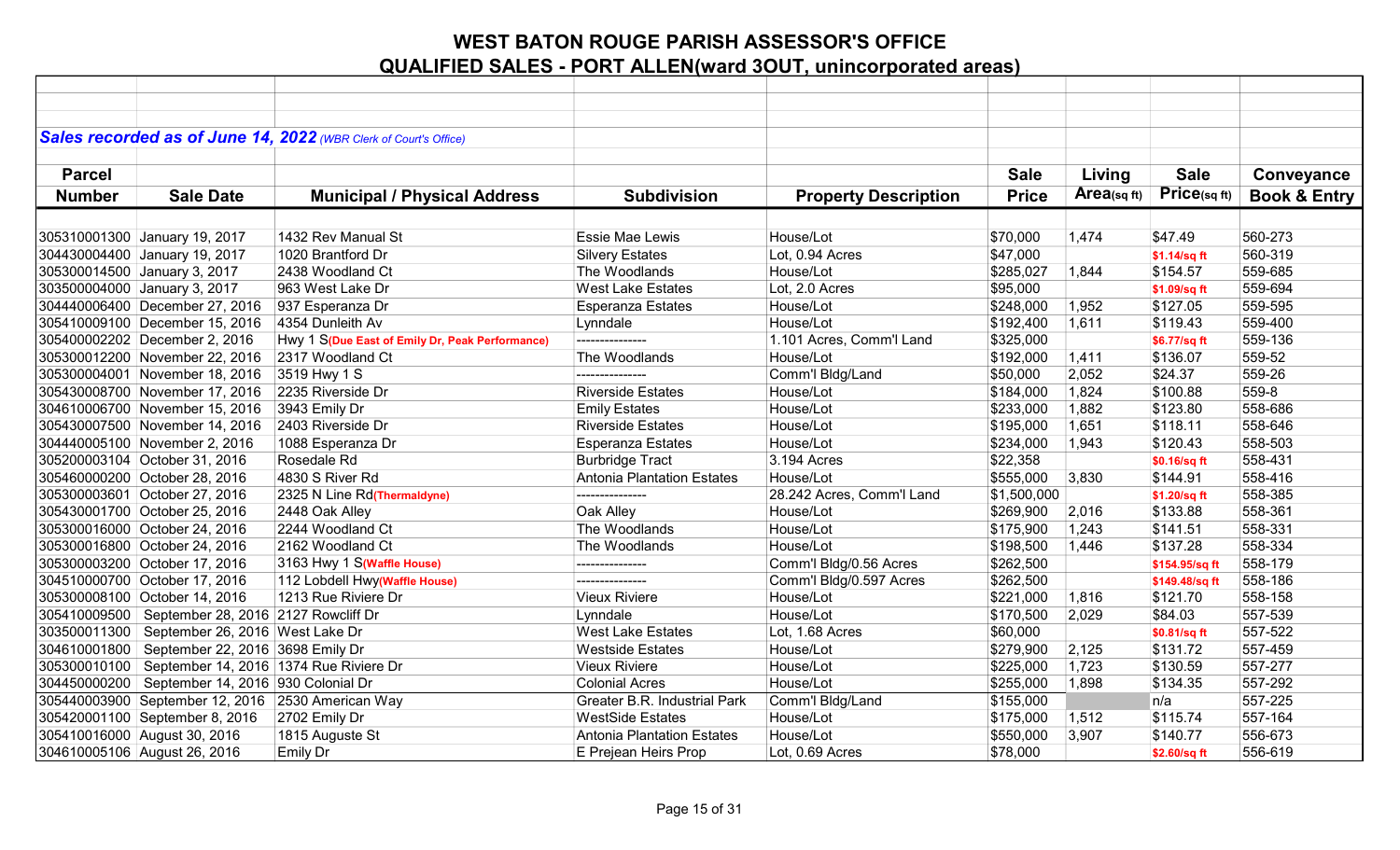# WEST BATON ROUGE PARISH ASSESSOR'S OFFICE

## QUALIFIED SALES - PORT ALLEN(ward 3OUT, unincorporated areas)

***Sales recorded as of June 14, 2022*** *(WBR Clerk of Court's Office)*

| Parcel Number | Sale Date | Municipal / Physical Address | Subdivision | Property Description | Sale Price | Living Area(sq ft) | Sale Price(sq ft) | Conveyance Book & Entry |
|---|---|---|---|---|---|---|---|---|
| 305310001300 | January 19, 2017 | 1432 Rev Manual St | Essie Mae Lewis | House/Lot | $70,000 | 1,474 | $47.49 | 560-273 |
| 304430004400 | January 19, 2017 | 1020 Brantford Dr | Silvery Estates | Lot, 0.94 Acres | $47,000 | | $1.14/sq ft | 560-319 |
| 305300014500 | January 3, 2017 | 2438 Woodland Ct | The Woodlands | House/Lot | $285,027 | 1,844 | $154.57 | 559-685 |
| 303500004000 | January 3, 2017 | 963 West Lake Dr | West Lake Estates | Lot, 2.0 Acres | $95,000 | | $1.09/sq ft | 559-694 |
| 304440006400 | December 27, 2016 | 937 Esperanza Dr | Esperanza Estates | House/Lot | $248,000 | 1,952 | $127.05 | 559-595 |
| 305410009100 | December 15, 2016 | 4354 Dunleith Av | Lynndale | House/Lot | $192,400 | 1,611 | $119.43 | 559-400 |
| 305400002202 | December 2, 2016 | Hwy 1 S(Due East of Emily Dr, Peak Performance) | --------------- | 1.101 Acres, Comm'l Land | $325,000 | | $6.77/sq ft | 559-136 |
| 305300012200 | November 22, 2016 | 2317 Woodland Ct | The Woodlands | House/Lot | $192,000 | 1,411 | $136.07 | 559-52 |
| 305300004001 | November 18, 2016 | 3519 Hwy 1 S | --------------- | Comm'l Bldg/Land | $50,000 | 2,052 | $24.37 | 559-26 |
| 305430008700 | November 17, 2016 | 2235 Riverside Dr | Riverside Estates | House/Lot | $184,000 | 1,824 | $100.88 | 559-8 |
| 304610006700 | November 15, 2016 | 3943 Emily Dr | Emily Estates | House/Lot | $233,000 | 1,882 | $123.80 | 558-686 |
| 305430007500 | November 14, 2016 | 2403 Riverside Dr | Riverside Estates | House/Lot | $195,000 | 1,651 | $118.11 | 558-646 |
| 304440005100 | November 2, 2016 | 1088 Esperanza Dr | Esperanza Estates | House/Lot | $234,000 | 1,943 | $120.43 | 558-503 |
| 305200003104 | October 31, 2016 | Rosedale Rd | Burbridge Tract | 3.194 Acres | $22,358 | | $0.16/sq ft | 558-431 |
| 305460000200 | October 28, 2016 | 4830 S River Rd | Antonia Plantation Estates | House/Lot | $555,000 | 3,830 | $144.91 | 558-416 |
| 305300003601 | October 27, 2016 | 2325 N Line Rd(Thermaldyne) | --------------- | 28.242 Acres, Comm'l Land | $1,500,000 | | $1.20/sq ft | 558-385 |
| 305430001700 | October 25, 2016 | 2448 Oak Alley | Oak Alley | House/Lot | $269,900 | 2,016 | $133.88 | 558-361 |
| 305300016000 | October 24, 2016 | 2244 Woodland Ct | The Woodlands | House/Lot | $175,900 | 1,243 | $141.51 | 558-331 |
| 305300016800 | October 24, 2016 | 2162 Woodland Ct | The Woodlands | House/Lot | $198,500 | 1,446 | $137.28 | 558-334 |
| 305300003200 | October 17, 2016 | 3163 Hwy 1 S(Waffle House) | --------------- | Comm'l Bldg/0.56 Acres | $262,500 | | $154.95/sq ft | 558-179 |
| 304510000700 | October 17, 2016 | 112 Lobdell Hwy(Waffle House) | --------------- | Comm'l Bldg/0.597 Acres | $262,500 | | $149.48/sq ft | 558-186 |
| 305300008100 | October 14, 2016 | 1213 Rue Riviere Dr | Vieux Riviere | House/Lot | $221,000 | 1,816 | $121.70 | 558-158 |
| 305410009500 | September 28, 2016 | 2127 Rowcliff Dr | Lynndale | House/Lot | $170,500 | 2,029 | $84.03 | 557-539 |
| 303500011300 | September 26, 2016 | West Lake Dr | West Lake Estates | Lot, 1.68 Acres | $60,000 | | $0.81/sq ft | 557-522 |
| 304610001800 | September 22, 2016 | 3698 Emily Dr | Westside Estates | House/Lot | $279,900 | 2,125 | $131.72 | 557-459 |
| 305300010100 | September 14, 2016 | 1374 Rue Riviere Dr | Vieux Riviere | House/Lot | $225,000 | 1,723 | $130.59 | 557-277 |
| 304450000200 | September 14, 2016 | 930 Colonial Dr | Colonial Acres | House/Lot | $255,000 | 1,898 | $134.35 | 557-292 |
| 305440003900 | September 12, 2016 | 2530 American Way | Greater B.R. Industrial Park | Comm'l Bldg/Land | $155,000 | | n/a | 557-225 |
| 305420001100 | September 8, 2016 | 2702 Emily Dr | WestSide Estates | House/Lot | $175,000 | 1,512 | $115.74 | 557-164 |
| 305410016000 | August 30, 2016 | 1815 Auguste St | Antonia Plantation Estates | House/Lot | $550,000 | 3,907 | $140.77 | 556-673 |
| 304610005106 | August 26, 2016 | Emily Dr | E Prejean Heirs Prop | Lot, 0.69 Acres | $78,000 | | $2.60/sq ft | 556-619 |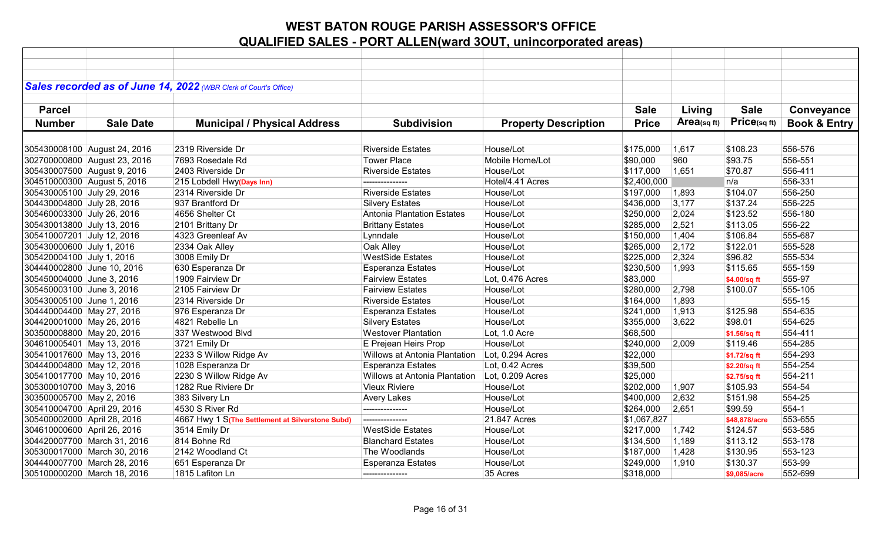# WEST BATON ROUGE PARISH ASSESSOR'S OFFICE

## QUALIFIED SALES - PORT ALLEN(ward 3OUT, unincorporated areas)

***Sales recorded as of June 14, 2022*** *(WBR Clerk of Court's Office)*

| Parcel Number | Sale Date | Municipal / Physical Address | Subdivision | Property Description | Sale Price | Living Area(sq ft) | Sale Price(sq ft) | Conveyance Book & Entry |
|---|---|---|---|---|---|---|---|---|
| 305430008100 | August 24, 2016 | 2319 Riverside Dr | Riverside Estates | House/Lot | $175,000 | 1,617 | $108.23 | 556-576 |
| 302700000800 | August 23, 2016 | 7693 Rosedale Rd | Tower Place | Mobile Home/Lot | $90,000 | 960 | $93.75 | 556-551 |
| 305430007500 | August 9, 2016 | 2403 Riverside Dr | Riverside Estates | House/Lot | $117,000 | 1,651 | $70.87 | 556-411 |
| 304510000300 | August 5, 2016 | 215 Lobdell Hwy(Days Inn) | --------------- | Hotel/4.41 Acres | $2,400,000 | | n/a | 556-331 |
| 305430005100 | July 29, 2016 | 2314 Riverside Dr | Riverside Estates | House/Lot | $197,000 | 1,893 | $104.07 | 556-250 |
| 304430004800 | July 28, 2016 | 937 Brantford Dr | Silvery Estates | House/Lot | $436,000 | 3,177 | $137.24 | 556-225 |
| 305460003300 | July 26, 2016 | 4656 Shelter Ct | Antonia Plantation Estates | House/Lot | $250,000 | 2,024 | $123.52 | 556-180 |
| 305430013800 | July 13, 2016 | 2101 Brittany Dr | Brittany Estates | House/Lot | $285,000 | 2,521 | $113.05 | 556-22 |
| 305410007201 | July 12, 2016 | 4323 Greenleaf Av | Lynndale | House/Lot | $150,000 | 1,404 | $106.84 | 555-687 |
| 305430000600 | July 1, 2016 | 2334 Oak Alley | Oak Alley | House/Lot | $265,000 | 2,172 | $122.01 | 555-528 |
| 305420004100 | July 1, 2016 | 3008 Emily Dr | WestSide Estates | House/Lot | $225,000 | 2,324 | $96.82 | 555-534 |
| 304440002800 | June 10, 2016 | 630 Esperanza Dr | Esperanza Estates | House/Lot | $230,500 | 1,993 | $115.65 | 555-159 |
| 305450004000 | June 3, 2016 | 1909 Fairview Dr | Fairview Estates | Lot, 0.476 Acres | $83,000 | | $4.00/sq ft | 555-97 |
| 305450003100 | June 3, 2016 | 2105 Fairview Dr | Fairview Estates | House/Lot | $280,000 | 2,798 | $100.07 | 555-105 |
| 305430005100 | June 1, 2016 | 2314 Riverside Dr | Riverside Estates | House/Lot | $164,000 | 1,893 | | 555-15 |
| 304440004400 | May 27, 2016 | 976 Esperanza Dr | Esperanza Estates | House/Lot | $241,000 | 1,913 | $125.98 | 554-635 |
| 304420001000 | May 26, 2016 | 4821 Rebelle Ln | Silvery Estates | House/Lot | $355,000 | 3,622 | $98.01 | 554-625 |
| 303500008800 | May 20, 2016 | 337 Westwood Blvd | Westover Plantation | Lot, 1.0 Acre | $68,500 | | $1.56/sq ft | 554-411 |
| 304610005401 | May 13, 2016 | 3721 Emily Dr | E Prejean Heirs Prop | House/Lot | $240,000 | 2,009 | $119.46 | 554-285 |
| 305410017600 | May 13, 2016 | 2233 S Willow Ridge Av | Willows at Antonia Plantation | Lot, 0.294 Acres | $22,000 | | $1.72/sq ft | 554-293 |
| 304440004800 | May 12, 2016 | 1028 Esperanza Dr | Esperanza Estates | Lot, 0.42 Acres | $39,500 | | $2.20/sq ft | 554-254 |
| 305410017700 | May 10, 2016 | 2230 S Willow Ridge Av | Willows at Antonia Plantation | Lot, 0.209 Acres | $25,000 | | $2.75/sq ft | 554-211 |
| 305300010700 | May 3, 2016 | 1282 Rue Riviere Dr | Vieux Riviere | House/Lot | $202,000 | 1,907 | $105.93 | 554-54 |
| 303500005700 | May 2, 2016 | 383 Silvery Ln | Avery Lakes | House/Lot | $400,000 | 2,632 | $151.98 | 554-25 |
| 305410004700 | April 29, 2016 | 4530 S River Rd | --------------- | House/Lot | $264,000 | 2,651 | $99.59 | 554-1 |
| 305400002000 | April 28, 2016 | 4667 Hwy 1 S(The Settlement at Silverstone Subd) | --------------- | 21.847 Acres | $1,067,827 | | $48,878/acre | 553-655 |
| 304610000600 | April 26, 2016 | 3514 Emily Dr | WestSide Estates | House/Lot | $217,000 | 1,742 | $124.57 | 553-585 |
| 304420007700 | March 31, 2016 | 814 Bohne Rd | Blanchard Estates | House/Lot | $134,500 | 1,189 | $113.12 | 553-178 |
| 305300017000 | March 30, 2016 | 2142 Woodland Ct | The Woodlands | House/Lot | $187,000 | 1,428 | $130.95 | 553-123 |
| 304440007700 | March 28, 2016 | 651 Esperanza Dr | Esperanza Estates | House/Lot | $249,000 | 1,910 | $130.37 | 553-99 |
| 305100000200 | March 18, 2016 | 1815 Lafiton Ln | --------------- | 35 Acres | $318,000 | | $9,085/acre | 552-699 |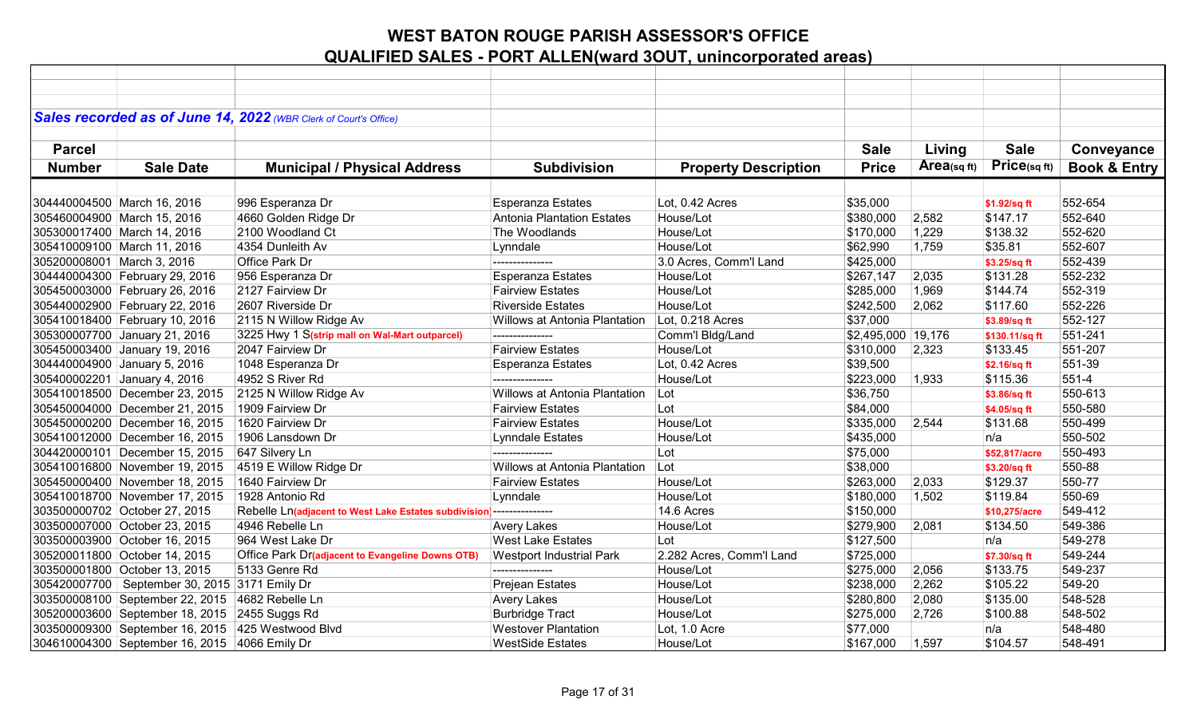# WEST BATON ROUGE PARISH ASSESSOR'S OFFICE

## QUALIFIED SALES - PORT ALLEN(ward 3OUT, unincorporated areas)

***Sales recorded as of June 14, 2022*** *(WBR Clerk of Court's Office)*

| Parcel Number | Sale Date | Municipal / Physical Address | Subdivision | Property Description | Sale Price | Living Area(sq ft) | Sale Price(sq ft) | Conveyance Book & Entry |
|---|---|---|---|---|---|---|---|---|
| 304440004500 | March 16, 2016 | 996 Esperanza Dr | Esperanza Estates | Lot, 0.42 Acres | $35,000 | | $1.92/sq ft | 552-654 |
| 305460004900 | March 15, 2016 | 4660 Golden Ridge Dr | Antonia Plantation Estates | House/Lot | $380,000 | 2,582 | $147.17 | 552-640 |
| 305300017400 | March 14, 2016 | 2100 Woodland Ct | The Woodlands | House/Lot | $170,000 | 1,229 | $138.32 | 552-620 |
| 305410009100 | March 11, 2016 | 4354 Dunleith Av | Lynndale | House/Lot | $62,990 | 1,759 | $35.81 | 552-607 |
| 305200008001 | March 3, 2016 | Office Park Dr | --------------- | 3.0 Acres, Comm'l Land | $425,000 | | $3.25/sq ft | 552-439 |
| 304440004300 | February 29, 2016 | 956 Esperanza Dr | Esperanza Estates | House/Lot | $267,147 | 2,035 | $131.28 | 552-232 |
| 305450003000 | February 26, 2016 | 2127 Fairview Dr | Fairview Estates | House/Lot | $285,000 | 1,969 | $144.74 | 552-319 |
| 305440002900 | February 22, 2016 | 2607 Riverside Dr | Riverside Estates | House/Lot | $242,500 | 2,062 | $117.60 | 552-226 |
| 305410018400 | February 10, 2016 | 2115 N Willow Ridge Av | Willows at Antonia Plantation | Lot, 0.218 Acres | $37,000 | | $3.89/sq ft | 552-127 |
| 305300007700 | January 21, 2016 | 3225 Hwy 1 S(strip mall on Wal-Mart outparcel) | --------------- | Comm'l Bldg/Land | $2,495,000 | 19,176 | $130.11/sq ft | 551-241 |
| 305450003400 | January 19, 2016 | 2047 Fairview Dr | Fairview Estates | House/Lot | $310,000 | 2,323 | $133.45 | 551-207 |
| 304440004900 | January 5, 2016 | 1048 Esperanza Dr | Esperanza Estates | Lot, 0.42 Acres | $39,500 | | $2.16/sq ft | 551-39 |
| 305400002201 | January 4, 2016 | 4952 S River Rd | --------------- | House/Lot | $223,000 | 1,933 | $115.36 | 551-4 |
| 305410018500 | December 23, 2015 | 2125 N Willow Ridge Av | Willows at Antonia Plantation | Lot | $36,750 | | $3.86/sq ft | 550-613 |
| 305450004000 | December 21, 2015 | 1909 Fairview Dr | Fairview Estates | Lot | $84,000 | | $4.05/sq ft | 550-580 |
| 305450000200 | December 16, 2015 | 1620 Fairview Dr | Fairview Estates | House/Lot | $335,000 | 2,544 | $131.68 | 550-499 |
| 305410012000 | December 16, 2015 | 1906 Lansdown Dr | Lynndale Estates | House/Lot | $435,000 | | n/a | 550-502 |
| 304420000101 | December 15, 2015 | 647 Silvery Ln | --------------- | Lot | $75,000 | | $52,817/acre | 550-493 |
| 305410016800 | November 19, 2015 | 4519 E Willow Ridge Dr | Willows at Antonia Plantation | Lot | $38,000 | | $3.20/sq ft | 550-88 |
| 305450000400 | November 18, 2015 | 1640 Fairview Dr | Fairview Estates | House/Lot | $263,000 | 2,033 | $129.37 | 550-77 |
| 305410018700 | November 17, 2015 | 1928 Antonio Rd | Lynndale | House/Lot | $180,000 | 1,502 | $119.84 | 550-69 |
| 303500000702 | October 27, 2015 | Rebelle Ln(adjacent to West Lake Estates subdivision) | --------------- | 14.6 Acres | $150,000 | | $10,275/acre | 549-412 |
| 303500007000 | October 23, 2015 | 4946 Rebelle Ln | Avery Lakes | House/Lot | $279,900 | 2,081 | $134.50 | 549-386 |
| 303500003900 | October 16, 2015 | 964 West Lake Dr | West Lake Estates | Lot | $127,500 | | n/a | 549-278 |
| 305200011800 | October 14, 2015 | Office Park Dr(adjacent to Evangeline Downs OTB) | Westport Industrial Park | 2.282 Acres, Comm'l Land | $725,000 | | $7.30/sq ft | 549-244 |
| 303500001800 | October 13, 2015 | 5133 Genre Rd | --------------- | House/Lot | $275,000 | 2,056 | $133.75 | 549-237 |
| 305420007700 | September 30, 2015 | 3171 Emily Dr | Prejean Estates | House/Lot | $238,000 | 2,262 | $105.22 | 549-20 |
| 303500008100 | September 22, 2015 | 4682 Rebelle Ln | Avery Lakes | House/Lot | $280,800 | 2,080 | $135.00 | 548-528 |
| 305200003600 | September 18, 2015 | 2455 Suggs Rd | Burbridge Tract | House/Lot | $275,000 | 2,726 | $100.88 | 548-502 |
| 303500009300 | September 16, 2015 | 425 Westwood Blvd | Westover Plantation | Lot, 1.0 Acre | $77,000 | | n/a | 548-480 |
| 304610004300 | September 16, 2015 | 4066 Emily Dr | WestSide Estates | House/Lot | $167,000 | 1,597 | $104.57 | 548-491 |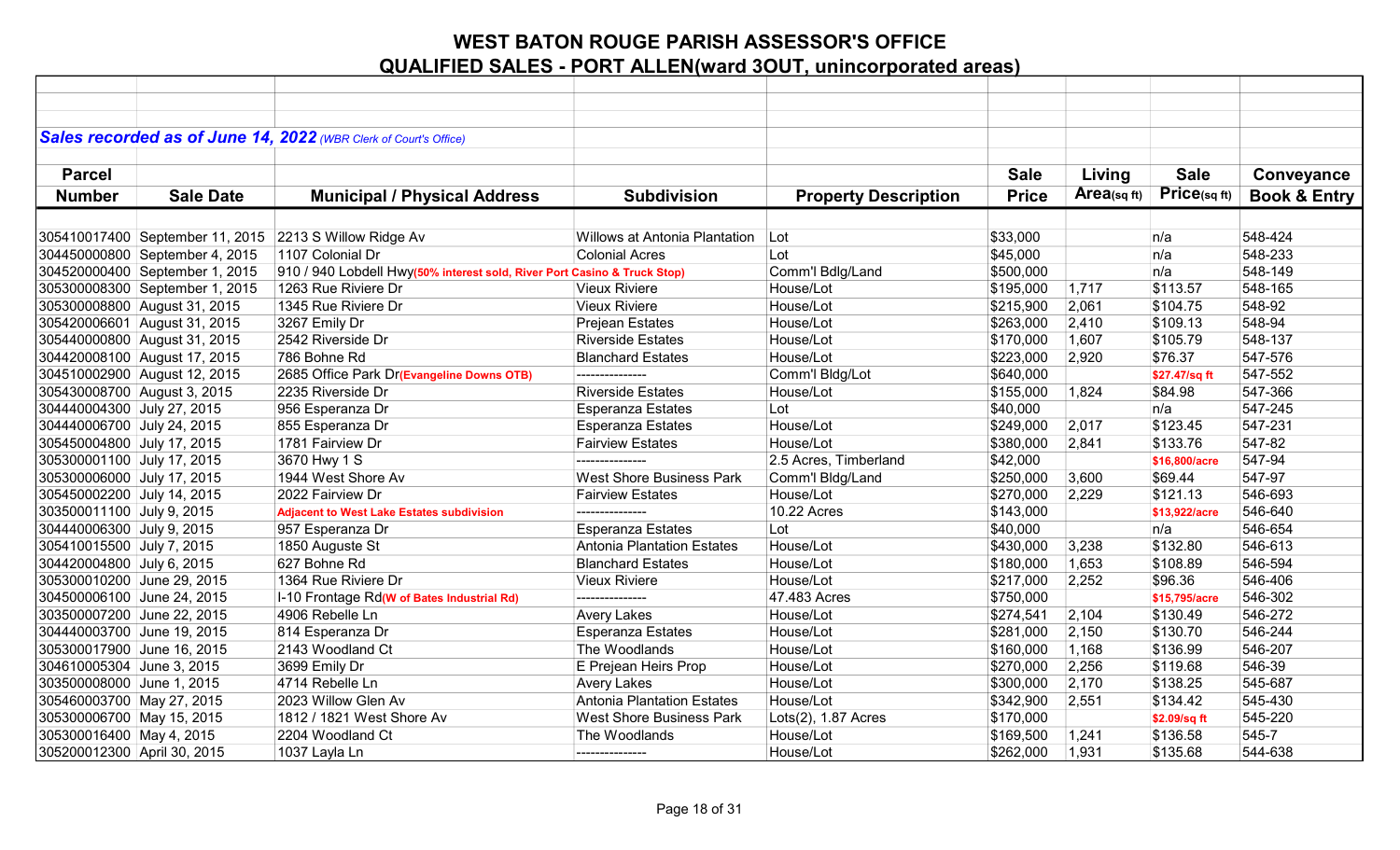# WEST BATON ROUGE PARISH ASSESSOR'S OFFICE
## QUALIFIED SALES - PORT ALLEN(ward 3OUT, unincorporated areas)

***Sales recorded as of June 14, 2022*** *(WBR Clerk of Court's Office)*

| Parcel Number | Sale Date | Municipal / Physical Address | Subdivision | Property Description | Sale Price | Living Area(sq ft) | Sale Price(sq ft) | Conveyance Book & Entry |
|---|---|---|---|---|---|---|---|---|
| 305410017400 | September 11, 2015 | 2213 S Willow Ridge Av | Willows at Antonia Plantation | Lot | $33,000 | | n/a | 548-424 |
| 304450000800 | September 4, 2015 | 1107 Colonial Dr | Colonial Acres | Lot | $45,000 | | n/a | 548-233 |
| 304520000400 | September 1, 2015 | 910 / 940 Lobdell Hwy(50% interest sold, River Port Casino & Truck Stop) | | Comm'l Bdlg/Land | $500,000 | | n/a | 548-149 |
| 305300008300 | September 1, 2015 | 1263 Rue Riviere Dr | Vieux Riviere | House/Lot | $195,000 | 1,717 | $113.57 | 548-165 |
| 305300008800 | August 31, 2015 | 1345 Rue Riviere Dr | Vieux Riviere | House/Lot | $215,900 | 2,061 | $104.75 | 548-92 |
| 305420006601 | August 31, 2015 | 3267 Emily Dr | Prejean Estates | House/Lot | $263,000 | 2,410 | $109.13 | 548-94 |
| 305440000800 | August 31, 2015 | 2542 Riverside Dr | Riverside Estates | House/Lot | $170,000 | 1,607 | $105.79 | 548-137 |
| 304420008100 | August 17, 2015 | 786 Bohne Rd | Blanchard Estates | House/Lot | $223,000 | 2,920 | $76.37 | 547-576 |
| 304510002900 | August 12, 2015 | 2685 Office Park Dr(Evangeline Downs OTB) | --------------- | Comm'l Bldg/Lot | $640,000 | | $27.47/sq ft | 547-552 |
| 305430008700 | August 3, 2015 | 2235 Riverside Dr | Riverside Estates | House/Lot | $155,000 | 1,824 | $84.98 | 547-366 |
| 304440004300 | July 27, 2015 | 956 Esperanza Dr | Esperanza Estates | Lot | $40,000 | | n/a | 547-245 |
| 304440006700 | July 24, 2015 | 855 Esperanza Dr | Esperanza Estates | House/Lot | $249,000 | 2,017 | $123.45 | 547-231 |
| 305450004800 | July 17, 2015 | 1781 Fairview Dr | Fairview Estates | House/Lot | $380,000 | 2,841 | $133.76 | 547-82 |
| 305300001100 | July 17, 2015 | 3670 Hwy 1 S | --------------- | 2.5 Acres, Timberland | $42,000 | | $16,800/acre | 547-94 |
| 305300006000 | July 17, 2015 | 1944 West Shore Av | West Shore Business Park | Comm'l Bldg/Land | $250,000 | 3,600 | $69.44 | 547-97 |
| 305450002200 | July 14, 2015 | 2022 Fairview Dr | Fairview Estates | House/Lot | $270,000 | 2,229 | $121.13 | 546-693 |
| 303500011100 | July 9, 2015 | Adjacent to West Lake Estates subdivision | --------------- | 10.22 Acres | $143,000 | | $13,922/acre | 546-640 |
| 304440006300 | July 9, 2015 | 957 Esperanza Dr | Esperanza Estates | Lot | $40,000 | | n/a | 546-654 |
| 305410015500 | July 7, 2015 | 1850 Auguste St | Antonia Plantation Estates | House/Lot | $430,000 | 3,238 | $132.80 | 546-613 |
| 304420004800 | July 6, 2015 | 627 Bohne Rd | Blanchard Estates | House/Lot | $180,000 | 1,653 | $108.89 | 546-594 |
| 305300010200 | June 29, 2015 | 1364 Rue Riviere Dr | Vieux Riviere | House/Lot | $217,000 | 2,252 | $96.36 | 546-406 |
| 304500006100 | June 24, 2015 | I-10 Frontage Rd(W of Bates Industrial Rd) | --------------- | 47.483 Acres | $750,000 | | $15,795/acre | 546-302 |
| 303500007200 | June 22, 2015 | 4906 Rebelle Ln | Avery Lakes | House/Lot | $274,541 | 2,104 | $130.49 | 546-272 |
| 304440003700 | June 19, 2015 | 814 Esperanza Dr | Esperanza Estates | House/Lot | $281,000 | 2,150 | $130.70 | 546-244 |
| 305300017900 | June 16, 2015 | 2143 Woodland Ct | The Woodlands | House/Lot | $160,000 | 1,168 | $136.99 | 546-207 |
| 304610005304 | June 3, 2015 | 3699 Emily Dr | E Prejean Heirs Prop | House/Lot | $270,000 | 2,256 | $119.68 | 546-39 |
| 303500008000 | June 1, 2015 | 4714 Rebelle Ln | Avery Lakes | House/Lot | $300,000 | 2,170 | $138.25 | 545-687 |
| 305460003700 | May 27, 2015 | 2023 Willow Glen Av | Antonia Plantation Estates | House/Lot | $342,900 | 2,551 | $134.42 | 545-430 |
| 305300006700 | May 15, 2015 | 1812 / 1821 West Shore Av | West Shore Business Park | Lots(2), 1.87 Acres | $170,000 | | $2.09/sq ft | 545-220 |
| 305300016400 | May 4, 2015 | 2204 Woodland Ct | The Woodlands | House/Lot | $169,500 | 1,241 | $136.58 | 545-7 |
| 305200012300 | April 30, 2015 | 1037 Layla Ln | --------------- | House/Lot | $262,000 | 1,931 | $135.68 | 544-638 |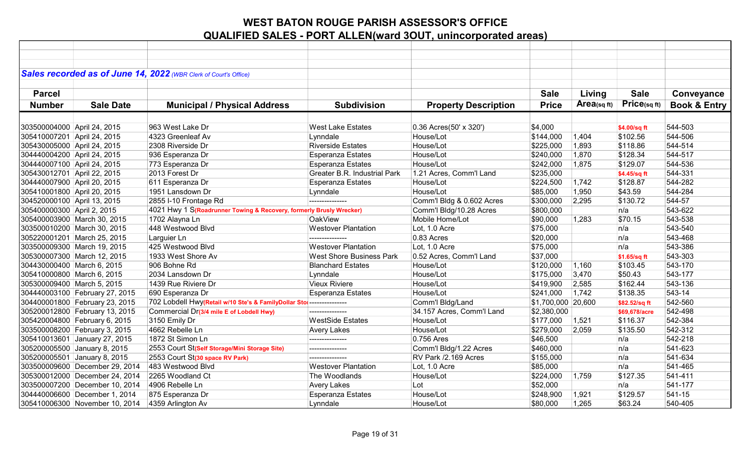# WEST BATON ROUGE PARISH ASSESSOR'S OFFICE

## QUALIFIED SALES - PORT ALLEN(ward 3OUT, unincorporated areas)

***Sales recorded as of June 14, 2022*** *(WBR Clerk of Court's Office)*

| Parcel Number | Sale Date | Municipal / Physical Address | Subdivision | Property Description | Sale Price | Living Area(sq ft) | Sale Price(sq ft) | Conveyance Book & Entry |
|---|---|---|---|---|---|---|---|---|
| 303500004000 | April 24, 2015 | 963 West Lake Dr | West Lake Estates | 0.36 Acres(50' x 320') | $4,000 | | $4.00/sq ft | 544-503 |
| 305410007201 | April 24, 2015 | 4323 Greenleaf Av | Lynndale | House/Lot | $144,000 | 1,404 | $102.56 | 544-506 |
| 305430005000 | April 24, 2015 | 2308 Riverside Dr | Riverside Estates | House/Lot | $225,000 | 1,893 | $118.86 | 544-514 |
| 304440004200 | April 24, 2015 | 936 Esperanza Dr | Esperanza Estates | House/Lot | $240,000 | 1,870 | $128.34 | 544-517 |
| 304440007100 | April 24, 2015 | 773 Esperanza Dr | Esperanza Estates | House/Lot | $242,000 | 1,875 | $129.07 | 544-536 |
| 305430012701 | April 22, 2015 | 2013 Forest Dr | Greater B.R. Industrial Park | 1.21 Acres, Comm'l Land | $235,000 | | $4.45/sq ft | 544-331 |
| 304440007900 | April 20, 2015 | 611 Esperanza Dr | Esperanza Estates | House/Lot | $224,500 | 1,742 | $128.87 | 544-282 |
| 305410001800 | April 20, 2015 | 1951 Lansdown Dr | Lynndale | House/Lot | $85,000 | 1,950 | $43.59 | 544-284 |
| 304520000100 | April 13, 2015 | 2855 I-10 Frontage Rd | --------------- | Comm'l Bldg & 0.602 Acres | $300,000 | 2,295 | $130.72 | 544-57 |
| 305400000300 | April 2, 2015 | 4021 Hwy 1 S(Roadrunner Towing & Recovery, formerly Brusly Wrecker) | | Comm'l Bldg/10.28 Acres | $800,000 | | n/a | 543-622 |
| 305400003900 | March 30, 2015 | 1702 Alayna Ln | OakView | Mobile Home/Lot | $90,000 | 1,283 | $70.15 | 543-538 |
| 303500010200 | March 30, 2015 | 448 Westwood Blvd | Westover Plantation | Lot, 1.0 Acre | $75,000 | | n/a | 543-540 |
| 305220001201 | March 25, 2015 | Larguier Ln | --------------- | 0.83 Acres | $20,000 | | n/a | 543-468 |
| 303500009300 | March 19, 2015 | 425 Westwood Blvd | Westover Plantation | Lot, 1.0 Acre | $75,000 | | n/a | 543-386 |
| 305300007300 | March 12, 2015 | 1933 West Shore Av | West Shore Business Park | 0.52 Acres, Comm'l Land | $37,000 | | $1.65/sq ft | 543-303 |
| 304430000400 | March 6, 2015 | 906 Bohne Rd | Blanchard Estates | House/Lot | $120,000 | 1,160 | $103.45 | 543-170 |
| 305410000800 | March 6, 2015 | 2034 Lansdown Dr | Lynndale | House/Lot | $175,000 | 3,470 | $50.43 | 543-177 |
| 305300009400 | March 5, 2015 | 1439 Rue Riviere Dr | Vieux Riviere | House/Lot | $419,900 | 2,585 | $162.44 | 543-136 |
| 304440003100 | February 27, 2015 | 690 Esperanza Dr | Esperanza Estates | House/Lot | $241,000 | 1,742 | $138.35 | 543-14 |
| 304400001800 | February 23, 2015 | 702 Lobdell Hwy(Retail w/10 Ste's & FamilyDollar Sto | --------------- | Comm'l Bldg/Land | $1,700,000 | 20,600 | $82.52/sq ft | 542-560 |
| 305200012800 | February 13, 2015 | Commercial Dr(3/4 mile E of Lobdell Hwy) | --------------- | 34.157 Acres, Comm'l Land | $2,380,000 | | $69,678/acre | 542-498 |
| 305420004800 | February 6, 2015 | 3150 Emily Dr | WestSide Estates | House/Lot | $177,000 | 1,521 | $116.37 | 542-384 |
| 303500008200 | February 3, 2015 | 4662 Rebelle Ln | Avery Lakes | House/Lot | $279,000 | 2,059 | $135.50 | 542-312 |
| 305410013601 | January 27, 2015 | 1872 St Simon Ln | --------------- | 0.756 Ares | $46,500 | | n/a | 542-218 |
| 305200005500 | January 8, 2015 | 2553 Court St(Self Storage/Mini Storage Site) | --------------- | Comm'l Bldg/1.22 Acres | $460,000 | | n/a | 541-623 |
| 305200005501 | January 8, 2015 | 2553 Court St(30 space RV Park) | --------------- | RV Park /2.169 Acres | $155,000 | | n/a | 541-634 |
| 303500009600 | December 29, 2014 | 483 Westwood Blvd | Westover Plantation | Lot, 1.0 Acre | $85,000 | | n/a | 541-465 |
| 305300012000 | December 24, 2014 | 2265 Woodland Ct | The Woodlands | House/Lot | $224,000 | 1,759 | $127.35 | 541-411 |
| 303500007200 | December 10, 2014 | 4906 Rebelle Ln | Avery Lakes | Lot | $52,000 | | n/a | 541-177 |
| 304440006600 | December 1, 2014 | 875 Esperanza Dr | Esperanza Estates | House/Lot | $248,900 | 1,921 | $129.57 | 541-15 |
| 305410006300 | November 10, 2014 | 4359 Arlington Av | Lynndale | House/Lot | $80,000 | 1,265 | $63.24 | 540-405 |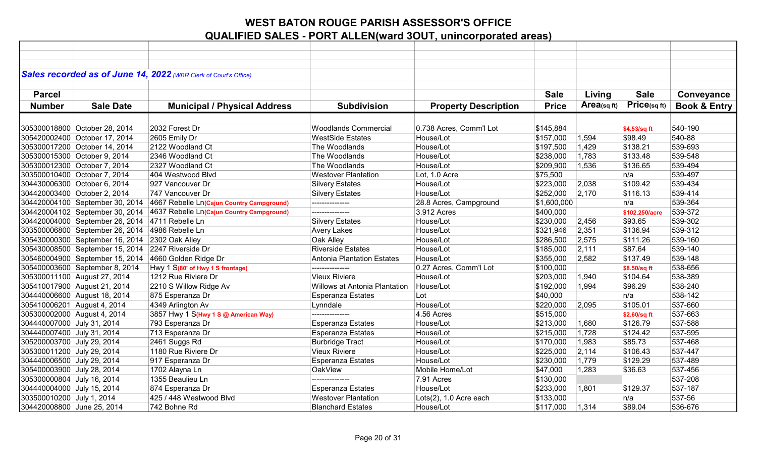# WEST BATON ROUGE PARISH ASSESSOR'S OFFICE

## QUALIFIED SALES - PORT ALLEN(ward 3OUT, unincorporated areas)

***Sales recorded as of June 14, 2022*** *(WBR Clerk of Court's Office)*

| Parcel Number | Sale Date | Municipal / Physical Address | Subdivision | Property Description | Sale Price | Living Area(sq ft) | Sale Price(sq ft) | Conveyance Book & Entry |
|---|---|---|---|---|---|---|---|---|
| 305300018800 | October 28, 2014 | 2032 Forest Dr | Woodlands Commercial | 0.738 Acres, Comm'l Lot | $145,884 | | $4.53/sq ft | 540-190 |
| 305420002400 | October 17, 2014 | 2605 Emily Dr | WestSide Estates | House/Lot | $157,000 | 1,594 | $98.49 | 540-88 |
| 305300017200 | October 14, 2014 | 2122 Woodland Ct | The Woodlands | House/Lot | $197,500 | 1,429 | $138.21 | 539-693 |
| 305300015300 | October 9, 2014 | 2346 Woodland Ct | The Woodlands | House/Lot | $238,000 | 1,783 | $133.48 | 539-548 |
| 305300012300 | October 7, 2014 | 2327 Woodland Ct | The Woodlands | House/Lot | $209,900 | 1,536 | $136.65 | 539-494 |
| 303500010400 | October 7, 2014 | 404 Westwood Blvd | Westover Plantation | Lot, 1.0 Acre | $75,500 | | n/a | 539-497 |
| 304430006300 | October 6, 2014 | 927 Vancouver Dr | Silvery Estates | House/Lot | $223,000 | 2,038 | $109.42 | 539-434 |
| 304420003400 | October 2, 2014 | 747 Vancouver Dr | Silvery Estates | House/Lot | $252,000 | 2,170 | $116.13 | 539-414 |
| 304420004100 | September 30, 2014 | 4667 Rebelle Ln(Cajun Country Campground) | --------------- | 28.8 Acres, Campground | $1,600,000 | | n/a | 539-364 |
| 304420004102 | September 30, 2014 | 4637 Rebelle Ln(Cajun Country Campground) | --------------- | 3.912 Acres | $400,000 | | $102,250/acre | 539-372 |
| 304420004000 | September 26, 2014 | 4711 Rebelle Ln | Silvery Estates | House/Lot | $230,000 | 2,456 | $93.65 | 539-302 |
| 303500006800 | September 26, 2014 | 4986 Rebelle Ln | Avery Lakes | House/Lot | $321,946 | 2,351 | $136.94 | 539-312 |
| 305430000300 | September 16, 2014 | 2302 Oak Alley | Oak Alley | House/Lot | $286,500 | 2,575 | $111.26 | 539-160 |
| 305430008500 | September 15, 2014 | 2247 Riverside Dr | Riverside Estates | House/Lot | $185,000 | 2,111 | $87.64 | 539-140 |
| 305460004900 | September 15, 2014 | 4660 Golden Ridge Dr | Antonia Plantation Estates | House/Lot | $355,000 | 2,582 | $137.49 | 539-148 |
| 305400003600 | September 8, 2014 | Hwy 1 S(80' of Hwy 1 S frontage) | --------------- | 0.27 Acres, Comm'l Lot | $100,000 | | $8.50/sq ft | 538-656 |
| 305300011100 | August 27, 2014 | 1212 Rue Riviere Dr | Vieux Riviere | House/Lot | $203,000 | 1,940 | $104.64 | 538-389 |
| 305410017900 | August 21, 2014 | 2210 S Willow Ridge Av | Willows at Antonia Plantation | House/Lot | $192,000 | 1,994 | $96.29 | 538-240 |
| 304440006600 | August 18, 2014 | 875 Esperanza Dr | Esperanza Estates | Lot | $40,000 | | n/a | 538-142 |
| 305410006201 | August 4, 2014 | 4349 Arlington Av | Lynndale | House/Lot | $220,000 | 2,095 | $105.01 | 537-660 |
| 305300002000 | August 4, 2014 | 3857 Hwy 1 S(Hwy 1 S @ American Way) | --------------- | 4.56 Acres | $515,000 | | $2.60/sq ft | 537-663 |
| 304440007000 | July 31, 2014 | 793 Esperanza Dr | Esperanza Estates | House/Lot | $213,000 | 1,680 | $126.79 | 537-588 |
| 304440007400 | July 31, 2014 | 713 Esperanza Dr | Esperanza Estates | House/Lot | $215,000 | 1,728 | $124.42 | 537-595 |
| 305200003700 | July 29, 2014 | 2461 Suggs Rd | Burbridge Tract | House/Lot | $170,000 | 1,983 | $85.73 | 537-468 |
| 305300011200 | July 29, 2014 | 1180 Rue Riviere Dr | Vieux Riviere | House/Lot | $225,000 | 2,114 | $106.43 | 537-447 |
| 304440006500 | July 29, 2014 | 917 Esperanza Dr | Esperanza Estates | House/Lot | $230,000 | 1,779 | $129.29 | 537-489 |
| 305400003900 | July 28, 2014 | 1702 Alayna Ln | OakView | Mobile Home/Lot | $47,000 | 1,283 | $36.63 | 537-456 |
| 305300000804 | July 16, 2014 | 1355 Beaulieu Ln | --------------- | 7.91 Acres | $130,000 | | | 537-208 |
| 304440004000 | July 15, 2014 | 874 Esperanza Dr | Esperanza Estates | House/Lot | $233,000 | 1,801 | $129.37 | 537-187 |
| 303500010200 | July 1, 2014 | 425 / 448 Westwood Blvd | Westover Plantation | Lots(2), 1.0 Acre each | $133,000 | | n/a | 537-56 |
| 304420008800 | June 25, 2014 | 742 Bohne Rd | Blanchard Estates | House/Lot | $117,000 | 1,314 | $89.04 | 536-676 |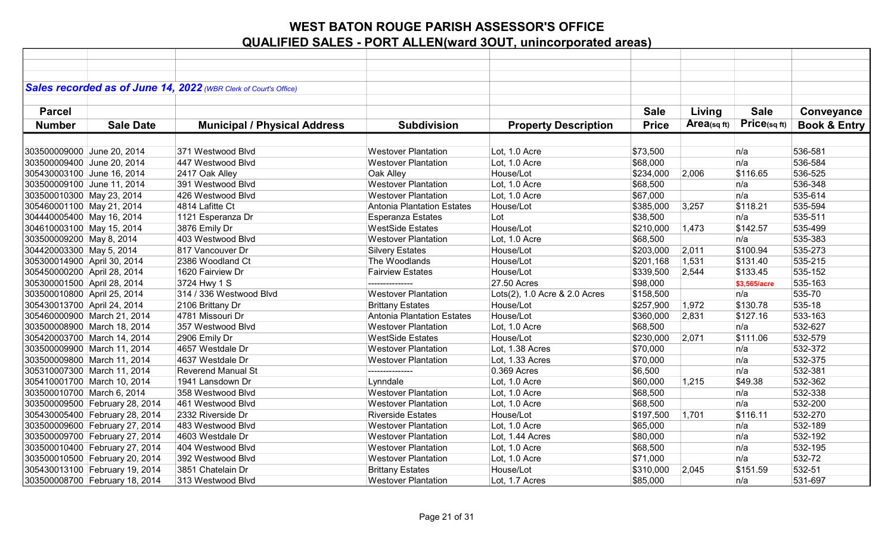# WEST BATON ROUGE PARISH ASSESSOR'S OFFICE

## QUALIFIED SALES - PORT ALLEN(ward 3OUT, unincorporated areas)

***Sales recorded as of June 14, 2022*** *(WBR Clerk of Court's Office)*

| Parcel Number | Sale Date | Municipal / Physical Address | Subdivision | Property Description | Sale Price | Living Area(sq ft) | Sale Price(sq ft) | Conveyance Book & Entry |
|---|---|---|---|---|---|---|---|---|
| 303500009000 | June 20, 2014 | 371 Westwood Blvd | Westover Plantation | Lot, 1.0 Acre | $73,500 | | n/a | 536-581 |
| 303500009400 | June 20, 2014 | 447 Westwood Blvd | Westover Plantation | Lot, 1.0 Acre | $68,000 | | n/a | 536-584 |
| 305430003100 | June 16, 2014 | 2417 Oak Alley | Oak Alley | House/Lot | $234,000 | 2,006 | $116.65 | 536-525 |
| 303500009100 | June 11, 2014 | 391 Westwood Blvd | Westover Plantation | Lot, 1.0 Acre | $68,500 | | n/a | 536-348 |
| 303500010300 | May 23, 2014 | 426 Westwood Blvd | Westover Plantation | Lot, 1.0 Acre | $67,000 | | n/a | 535-614 |
| 305460001100 | May 21, 2014 | 4814 Lafitte Ct | Antonia Plantation Estates | House/Lot | $385,000 | 3,257 | $118.21 | 535-594 |
| 304440005400 | May 16, 2014 | 1121 Esperanza Dr | Esperanza Estates | Lot | $38,500 | | n/a | 535-511 |
| 304610003100 | May 15, 2014 | 3876 Emily Dr | WestSide Estates | House/Lot | $210,000 | 1,473 | $142.57 | 535-499 |
| 303500009200 | May 8, 2014 | 403 Westwood Blvd | Westover Plantation | Lot, 1.0 Acre | $68,500 | | n/a | 535-383 |
| 304420003300 | May 5, 2014 | 817 Vancouver Dr | Silvery Estates | House/Lot | $203,000 | 2,011 | $100.94 | 535-273 |
| 305300014900 | April 30, 2014 | 2386 Woodland Ct | The Woodlands | House/Lot | $201,168 | 1,531 | $131.40 | 535-215 |
| 305450000200 | April 28, 2014 | 1620 Fairview Dr | Fairview Estates | House/Lot | $339,500 | 2,544 | $133.45 | 535-152 |
| 305300001500 | April 28, 2014 | 3724 Hwy 1 S | --------------- | 27.50 Acres | $98,000 | | $3,565/acre | 535-163 |
| 303500010800 | April 25, 2014 | 314 / 336 Westwood Blvd | Westover Plantation | Lots(2), 1.0 Acre & 2.0 Acres | $158,500 | | n/a | 535-70 |
| 305430013700 | April 24, 2014 | 2106 Brittany Dr | Brittany Estates | House/Lot | $257,900 | 1,972 | $130.78 | 535-18 |
| 305460000900 | March 21, 2014 | 4781 Missouri Dr | Antonia Plantation Estates | House/Lot | $360,000 | 2,831 | $127.16 | 533-163 |
| 303500008900 | March 18, 2014 | 357 Westwood Blvd | Westover Plantation | Lot, 1.0 Acre | $68,500 | | n/a | 532-627 |
| 305420003700 | March 14, 2014 | 2906 Emily Dr | WestSide Estates | House/Lot | $230,000 | 2,071 | $111.06 | 532-579 |
| 303500009900 | March 11, 2014 | 4657 Westdale Dr | Westover Plantation | Lot, 1.38 Acres | $70,000 | | n/a | 532-372 |
| 303500009800 | March 11, 2014 | 4637 Westdale Dr | Westover Plantation | Lot, 1.33 Acres | $70,000 | | n/a | 532-375 |
| 305310007300 | March 11, 2014 | Reverend Manual St | --------------- | 0.369 Acres | $6,500 | | n/a | 532-381 |
| 305410001700 | March 10, 2014 | 1941 Lansdown Dr | Lynndale | Lot, 1.0 Acre | $60,000 | 1,215 | $49.38 | 532-362 |
| 303500010700 | March 6, 2014 | 358 Westwood Blvd | Westover Plantation | Lot, 1.0 Acre | $68,500 | | n/a | 532-338 |
| 303500009500 | February 28, 2014 | 461 Westwood Blvd | Westover Plantation | Lot, 1.0 Acre | $68,500 | | n/a | 532-200 |
| 305430005400 | February 28, 2014 | 2332 Riverside Dr | Riverside Estates | House/Lot | $197,500 | 1,701 | $116.11 | 532-270 |
| 303500009600 | February 27, 2014 | 483 Westwood Blvd | Westover Plantation | Lot, 1.0 Acre | $65,000 | | n/a | 532-189 |
| 303500009700 | February 27, 2014 | 4603 Westdale Dr | Westover Plantation | Lot, 1.44 Acres | $80,000 | | n/a | 532-192 |
| 303500010400 | February 27, 2014 | 404 Westwood Blvd | Westover Plantation | Lot, 1.0 Acre | $68,500 | | n/a | 532-195 |
| 303500010500 | February 20, 2014 | 392 Westwood Blvd | Westover Plantation | Lot, 1.0 Acre | $71,000 | | n/a | 532-72 |
| 305430013100 | February 19, 2014 | 3851 Chatelain Dr | Brittany Estates | House/Lot | $310,000 | 2,045 | $151.59 | 532-51 |
| 303500008700 | February 18, 2014 | 313 Westwood Blvd | Westover Plantation | Lot, 1.7 Acres | $85,000 | | n/a | 531-697 |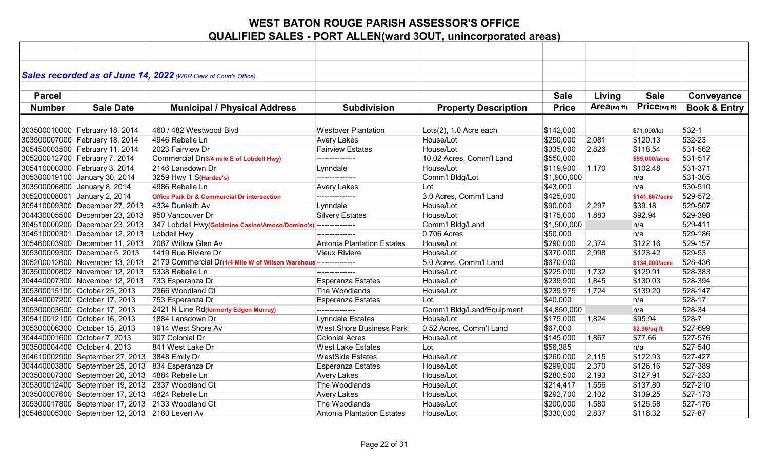# WEST BATON ROUGE PARISH ASSESSOR'S OFFICE
## QUALIFIED SALES - PORT ALLEN(ward 3OUT, unincorporated areas)

***Sales recorded as of June 14, 2022*** *(WBR Clerk of Court's Office)*

| Parcel Number | Sale Date | Municipal / Physical Address | Subdivision | Property Description | Sale Price | Living Area(sq ft) | Sale Price(sq ft) | Conveyance Book & Entry |
|---|---|---|---|---|---|---|---|---|
| 303500010000 | February 18, 2014 | 460 / 482 Westwood Blvd | Westover Plantation | Lots(2), 1.0 Acre each | $142,000 | | $71,000/lot | 532-1 |
| 303500007000 | February 18, 2014 | 4946 Rebelle Ln | Avery Lakes | House/Lot | $250,000 | 2,081 | $120.13 | 532-23 |
| 305450003500 | February 11, 2014 | 2023 Fairview Dr | Fairview Estates | House/Lot | $335,000 | 2,826 | $118.54 | 531-562 |
| 305200012700 | February 7, 2014 | Commercial Dr**(3/4 mile E of Lobdell Hwy)** | --------------- | 10.02 Acres, Comm'l Land | $550,000 | | **$55,000/acre** | 531-517 |
| 305410000300 | February 3, 2014 | 2146 Lansdown Dr | Lynndale | House/Lot | $119,900 | 1,170 | $102.48 | 531-371 |
| 305300019100 | January 30, 2014 | 3259 Hwy 1 S**(Hardee's)** | --------------- | Comm'l Bldg/Lot | $1,900,000 | | n/a | 531-305 |
| 303500006800 | January 8, 2014 | 4986 Rebelle Ln | Avery Lakes | Lot | $43,000 | | n/a | 530-510 |
| 305200008001 | January 2, 2014 | **Office Park Dr & Commercial Dr intersection** | --------------- | 3.0 Acres, Comm'l Land | $425,000 | | **$141,667/acre** | 529-572 |
| 305410009300 | December 27, 2013 | 4334 Dunleith Av | Lynndale | House/Lot | $90,000 | 2,297 | $39.18 | 529-507 |
| 304430005500 | December 23, 2013 | 950 Vancouver Dr | Silvery Estates | House/Lot | $175,000 | 1,883 | $92.94 | 529-398 |
| 304510000200 | December 23, 2013 | 347 Lobdell Hwy**(Goldmine Casino/Amoco/Domino's)** | --------------- | Comm'l Bldg/Land | $1,500,000 | | n/a | 529-411 |
| 304510000301 | December 12, 2013 | Lobdell Hwy | --------------- | 0.706 Acres | $50,000 | | n/a | 529-186 |
| 305460003900 | December 11, 2013 | 2067 Willow Glen Av | Antonia Plantation Estates | House/Lot | $290,000 | 2,374 | $122.16 | 529-157 |
| 305300009300 | December 5, 2013 | 1419 Rue Riviere Dr | Vieux Riviere | House/Lot | $370,000 | 2,998 | $123.42 | 529-53 |
| 305200012600 | November 13, 2013 | 2179 Commercial Dr**(1/4 Mile W of Wilson Warehous** | --------------- | 5.0 Acres, Comm'l Land | $670,000 | | **$134,000/acre** | 528-436 |
| 303500000802 | November 12, 2013 | 5338 Rebelle Ln | --------------- | House/Lot | $225,000 | 1,732 | $129.91 | 528-383 |
| 304440007300 | November 12, 2013 | 733 Esperanza Dr | Esperanza Estates | House/Lot | $239,900 | 1,845 | $130.03 | 528-394 |
| 305300015100 | October 25, 2013 | 2366 Woodland Ct | The Woodlands | House/Lot | $239,975 | 1,724 | $139.20 | 528-147 |
| 304440007200 | October 17, 2013 | 753 Esperanza Dr | Esperanza Estates | Lot | $40,000 | | n/a | 528-17 |
| 305300003600 | October 17, 2013 | 2421 N Line Rd**(formerly Edgen Murray)** | --------------- | Comm'l Bldg/Land/Equipment | $4,850,000 | | n/a | 528-34 |
| 305410012100 | October 16, 2013 | 1884 Lansdown Dr | Lynndale Estates | House/Lot | $175,000 | 1,824 | $95.94 | 528-7 |
| 305300006300 | October 15, 2013 | 1914 West Shore Av | West Shore Business Park | 0.52 Acres, Comm'l Land | $67,000 | | **$2.96/sq ft** | 527-699 |
| 304440001600 | October 7, 2013 | 907 Colonial Dr | Colonial Acres | House/Lot | $145,000 | 1,867 | $77.66 | 527-576 |
| 303500004400 | October 4, 2013 | 841 West Lake Dr | West Lake Estates | Lot | $56,385 | | n/a | 527-540 |
| 304610002900 | September 27, 2013 | 3848 Emily Dr | WestSide Estates | House/Lot | $260,000 | 2,115 | $122.93 | 527-427 |
| 304440003800 | September 25, 2013 | 834 Esperanza Dr | Esperanza Estates | House/Lot | $299,000 | 2,370 | $126.16 | 527-389 |
| 303500007300 | September 20, 2013 | 4884 Rebelle Ln | Avery Lakes | House/Lot | $280,500 | 2,193 | $127.91 | 527-233 |
| 305300012400 | September 19, 2013 | 2337 Woodland Ct | The Woodlands | House/Lot | $214,417 | 1,556 | $137.80 | 527-210 |
| 303500007600 | September 17, 2013 | 4824 Rebelle Ln | Avery Lakes | House/Lot | $292,700 | 2,102 | $139.25 | 527-173 |
| 305300017800 | September 17, 2013 | 2133 Woodland Ct | The Woodlands | House/Lot | $200,000 | 1,580 | $126.58 | 527-176 |
| 305460005300 | September 12, 2013 | 2160 Levert Av | Antonia Plantation Estates | House/Lot | $330,000 | 2,837 | $116.32 | 527-87 |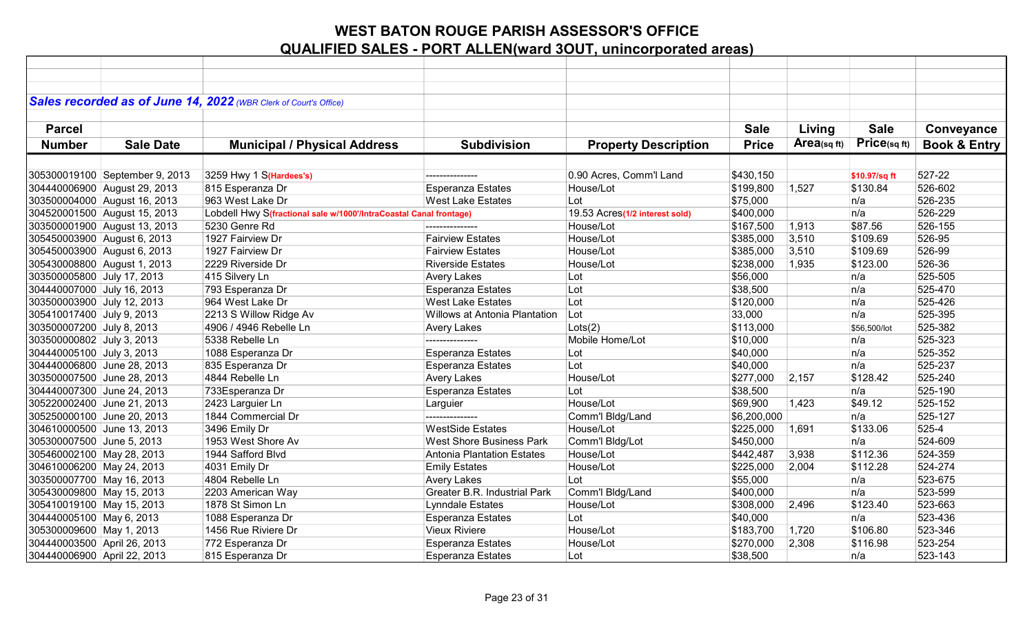# WEST BATON ROUGE PARISH ASSESSOR'S OFFICE
## QUALIFIED SALES - PORT ALLEN(ward 3OUT, unincorporated areas)

***Sales recorded as of June 14, 2022*** *(WBR Clerk of Court's Office)*

| Parcel Number | Sale Date | Municipal / Physical Address | Subdivision | Property Description | Sale Price | Living Area(sq ft) | Sale Price(sq ft) | Conveyance Book & Entry |
|---|---|---|---|---|---|---|---|---|
| 305300019100 | September 9, 2013 | 3259 Hwy 1 S(Hardees's) | --------------- | 0.90 Acres, Comm'l Land | $430,150 | | $10.97/sq ft | 527-22 |
| 304440006900 | August 29, 2013 | 815 Esperanza Dr | Esperanza Estates | House/Lot | $199,800 | 1,527 | $130.84 | 526-602 |
| 303500004000 | August 16, 2013 | 963 West Lake Dr | West Lake Estates | Lot | $75,000 | | n/a | 526-235 |
| 304520001500 | August 15, 2013 | Lobdell Hwy S(fractional sale w/1000'/IntraCoastal Canal frontage) | | 19.53 Acres(1/2 interest sold) | $400,000 | | n/a | 526-229 |
| 303500001900 | August 13, 2013 | 5230 Genre Rd | --------------- | House/Lot | $167,500 | 1,913 | $87.56 | 526-155 |
| 305450003900 | August 6, 2013 | 1927 Fairview Dr | Fairview Estates | House/Lot | $385,000 | 3,510 | $109.69 | 526-95 |
| 305450003900 | August 6, 2013 | 1927 Fairview Dr | Fairview Estates | House/Lot | $385,000 | 3,510 | $109.69 | 526-99 |
| 305430008800 | August 1, 2013 | 2229 Riverside Dr | Riverside Estates | House/Lot | $238,000 | 1,935 | $123.00 | 526-36 |
| 303500005800 | July 17, 2013 | 415 Silvery Ln | Avery Lakes | Lot | $56,000 | | n/a | 525-505 |
| 304440007000 | July 16, 2013 | 793 Esperanza Dr | Esperanza Estates | Lot | $38,500 | | n/a | 525-470 |
| 303500003900 | July 12, 2013 | 964 West Lake Dr | West Lake Estates | Lot | $120,000 | | n/a | 525-426 |
| 305410017400 | July 9, 2013 | 2213 S Willow Ridge Av | Willows at Antonia Plantation | Lot | 33,000 | | n/a | 525-395 |
| 303500007200 | July 8, 2013 | 4906 / 4946 Rebelle Ln | Avery Lakes | Lots(2) | $113,000 | | $56,500/lot | 525-382 |
| 303500000802 | July 3, 2013 | 5338 Rebelle Ln | --------------- | Mobile Home/Lot | $10,000 | | n/a | 525-323 |
| 304440005100 | July 3, 2013 | 1088 Esperanza Dr | Esperanza Estates | Lot | $40,000 | | n/a | 525-352 |
| 304440006800 | June 28, 2013 | 835 Esperanza Dr | Esperanza Estates | Lot | $40,000 | | n/a | 525-237 |
| 303500007500 | June 28, 2013 | 4844 Rebelle Ln | Avery Lakes | House/Lot | $277,000 | 2,157 | $128.42 | 525-240 |
| 304440007300 | June 24, 2013 | 733Esperanza Dr | Esperanza Estates | Lot | $38,500 | | n/a | 525-190 |
| 305220002400 | June 21, 2013 | 2423 Larguier Ln | Larguier | House/Lot | $69,900 | 1,423 | $49.12 | 525-152 |
| 305250000100 | June 20, 2013 | 1844 Commercial Dr | --------------- | Comm'l Bldg/Land | $6,200,000 | | n/a | 525-127 |
| 304610000500 | June 13, 2013 | 3496 Emily Dr | WestSide Estates | House/Lot | $225,000 | 1,691 | $133.06 | 525-4 |
| 305300007500 | June 5, 2013 | 1953 West Shore Av | West Shore Business Park | Comm'l Bldg/Lot | $450,000 | | n/a | 524-609 |
| 305460002100 | May 28, 2013 | 1944 Safford Blvd | Antonia Plantation Estates | House/Lot | $442,487 | 3,938 | $112.36 | 524-359 |
| 304610006200 | May 24, 2013 | 4031 Emily Dr | Emily Estates | House/Lot | $225,000 | 2,004 | $112.28 | 524-274 |
| 303500007700 | May 16, 2013 | 4804 Rebelle Ln | Avery Lakes | Lot | $55,000 | | n/a | 523-675 |
| 305430009800 | May 15, 2013 | 2203 American Way | Greater B.R. Industrial Park | Comm'l Bldg/Land | $400,000 | | n/a | 523-599 |
| 305410019100 | May 15, 2013 | 1878 St Simon Ln | Lynndale Estates | House/Lot | $308,000 | 2,496 | $123.40 | 523-663 |
| 304440005100 | May 6, 2013 | 1088 Esperanza Dr | Esperanza Estates | Lot | $40,000 | | n/a | 523-436 |
| 305300009600 | May 1, 2013 | 1456 Rue Riviere Dr | Vieux Riviere | House/Lot | $183,700 | 1,720 | $106.80 | 523-346 |
| 304440003500 | April 26, 2013 | 772 Esperanza Dr | Esperanza Estates | House/Lot | $270,000 | 2,308 | $116.98 | 523-254 |
| 304440006900 | April 22, 2013 | 815 Esperanza Dr | Esperanza Estates | Lot | $38,500 | | n/a | 523-143 |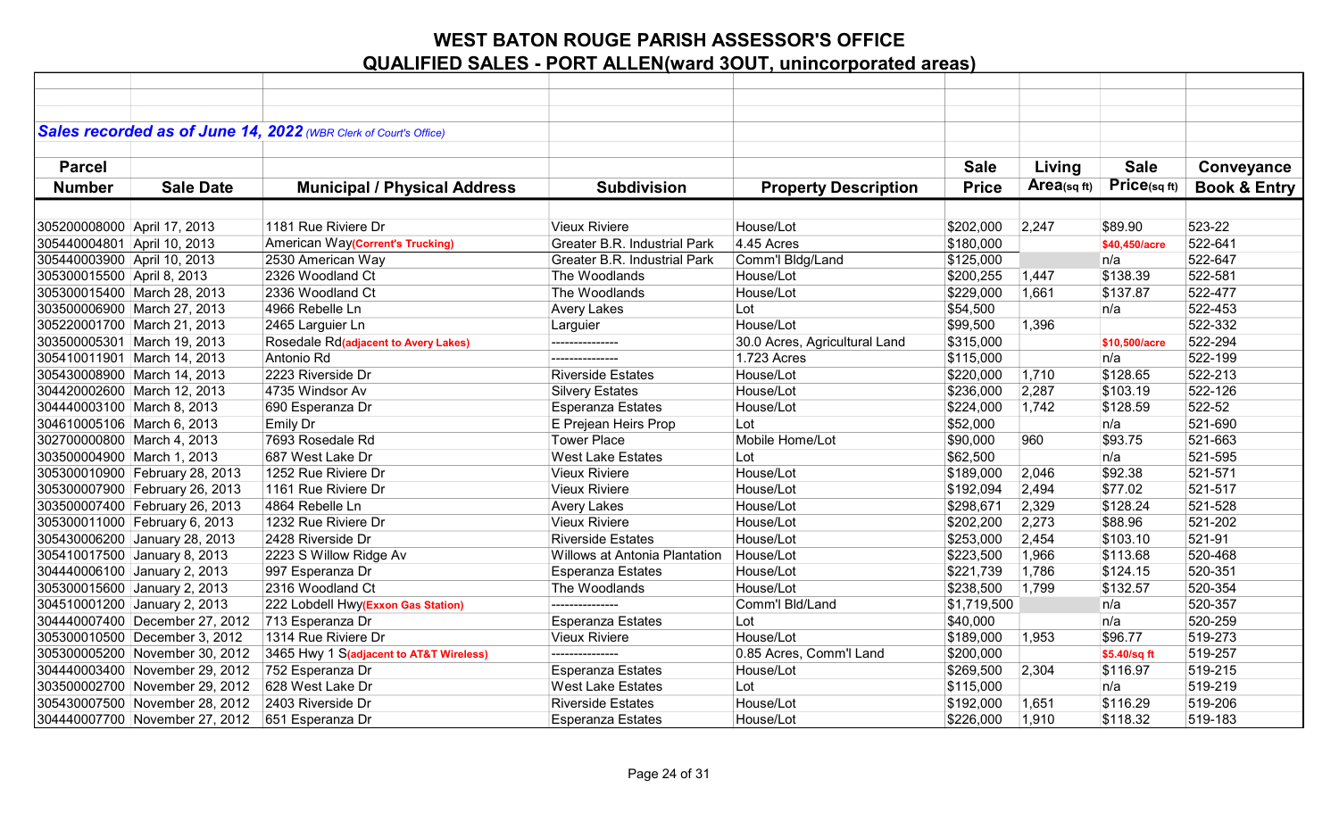# WEST BATON ROUGE PARISH ASSESSOR'S OFFICE
## QUALIFIED SALES - PORT ALLEN(ward 3OUT, unincorporated areas)

***Sales recorded as of June 14, 2022*** *(WBR Clerk of Court's Office)*

| Parcel Number | Sale Date | Municipal / Physical Address | Subdivision | Property Description | Sale Price | Living Area(sq ft) | Sale Price(sq ft) | Conveyance Book & Entry |
|---|---|---|---|---|---|---|---|---|
| 305200008000 | April 17, 2013 | 1181 Rue Riviere Dr | Vieux Riviere | House/Lot | $202,000 | 2,247 | $89.90 | 523-22 |
| 305440004801 | April 10, 2013 | American Way(Corrent's Trucking) | Greater B.R. Industrial Park | 4.45 Acres | $180,000 | | $40,450/acre | 522-641 |
| 305440003900 | April 10, 2013 | 2530 American Way | Greater B.R. Industrial Park | Comm'l Bldg/Land | $125,000 | | n/a | 522-647 |
| 305300015500 | April 8, 2013 | 2326 Woodland Ct | The Woodlands | House/Lot | $200,255 | 1,447 | $138.39 | 522-581 |
| 305300015400 | March 28, 2013 | 2336 Woodland Ct | The Woodlands | House/Lot | $229,000 | 1,661 | $137.87 | 522-477 |
| 303500006900 | March 27, 2013 | 4966 Rebelle Ln | Avery Lakes | Lot | $54,500 | | n/a | 522-453 |
| 305220001700 | March 21, 2013 | 2465 Larguier Ln | Larguier | House/Lot | $99,500 | 1,396 | | 522-332 |
| 303500005301 | March 19, 2013 | Rosedale Rd(adjacent to Avery Lakes) | --------------- | 30.0 Acres, Agricultural Land | $315,000 | | $10,500/acre | 522-294 |
| 305410011901 | March 14, 2013 | Antonio Rd | --------------- | 1.723 Acres | $115,000 | | n/a | 522-199 |
| 305430008900 | March 14, 2013 | 2223 Riverside Dr | Riverside Estates | House/Lot | $220,000 | 1,710 | $128.65 | 522-213 |
| 304420002600 | March 12, 2013 | 4735 Windsor Av | Silvery Estates | House/Lot | $236,000 | 2,287 | $103.19 | 522-126 |
| 304440003100 | March 8, 2013 | 690 Esperanza Dr | Esperanza Estates | House/Lot | $224,000 | 1,742 | $128.59 | 522-52 |
| 304610005106 | March 6, 2013 | Emily Dr | E Prejean Heirs Prop | Lot | $52,000 | | n/a | 521-690 |
| 302700000800 | March 4, 2013 | 7693 Rosedale Rd | Tower Place | Mobile Home/Lot | $90,000 | 960 | $93.75 | 521-663 |
| 303500004900 | March 1, 2013 | 687 West Lake Dr | West Lake Estates | Lot | $62,500 | | n/a | 521-595 |
| 305300010900 | February 28, 2013 | 1252 Rue Riviere Dr | Vieux Riviere | House/Lot | $189,000 | 2,046 | $92.38 | 521-571 |
| 305300007900 | February 26, 2013 | 1161 Rue Riviere Dr | Vieux Riviere | House/Lot | $192,094 | 2,494 | $77.02 | 521-517 |
| 303500007400 | February 26, 2013 | 4864 Rebelle Ln | Avery Lakes | House/Lot | $298,671 | 2,329 | $128.24 | 521-528 |
| 305300011000 | February 6, 2013 | 1232 Rue Riviere Dr | Vieux Riviere | House/Lot | $202,200 | 2,273 | $88.96 | 521-202 |
| 305430006200 | January 28, 2013 | 2428 Riverside Dr | Riverside Estates | House/Lot | $253,000 | 2,454 | $103.10 | 521-91 |
| 305410017500 | January 8, 2013 | 2223 S Willow Ridge Av | Willows at Antonia Plantation | House/Lot | $223,500 | 1,966 | $113.68 | 520-468 |
| 304440006100 | January 2, 2013 | 997 Esperanza Dr | Esperanza Estates | House/Lot | $221,739 | 1,786 | $124.15 | 520-351 |
| 305300015600 | January 2, 2013 | 2316 Woodland Ct | The Woodlands | House/Lot | $238,500 | 1,799 | $132.57 | 520-354 |
| 304510001200 | January 2, 2013 | 222 Lobdell Hwy(Exxon Gas Station) | --------------- | Comm'l Bld/Land | $1,719,500 | | n/a | 520-357 |
| 304440007400 | December 27, 2012 | 713 Esperanza Dr | Esperanza Estates | Lot | $40,000 | | n/a | 520-259 |
| 305300010500 | December 3, 2012 | 1314 Rue Riviere Dr | Vieux Riviere | House/Lot | $189,000 | 1,953 | $96.77 | 519-273 |
| 305300005200 | November 30, 2012 | 3465 Hwy 1 S(adjacent to AT&T Wireless) | --------------- | 0.85 Acres, Comm'l Land | $200,000 | | $5.40/sq ft | 519-257 |
| 304440003400 | November 29, 2012 | 752 Esperanza Dr | Esperanza Estates | House/Lot | $269,500 | 2,304 | $116.97 | 519-215 |
| 303500002700 | November 29, 2012 | 628 West Lake Dr | West Lake Estates | Lot | $115,000 | | n/a | 519-219 |
| 305430007500 | November 28, 2012 | 2403 Riverside Dr | Riverside Estates | House/Lot | $192,000 | 1,651 | $116.29 | 519-206 |
| 304440007700 | November 27, 2012 | 651 Esperanza Dr | Esperanza Estates | House/Lot | $226,000 | 1,910 | $118.32 | 519-183 |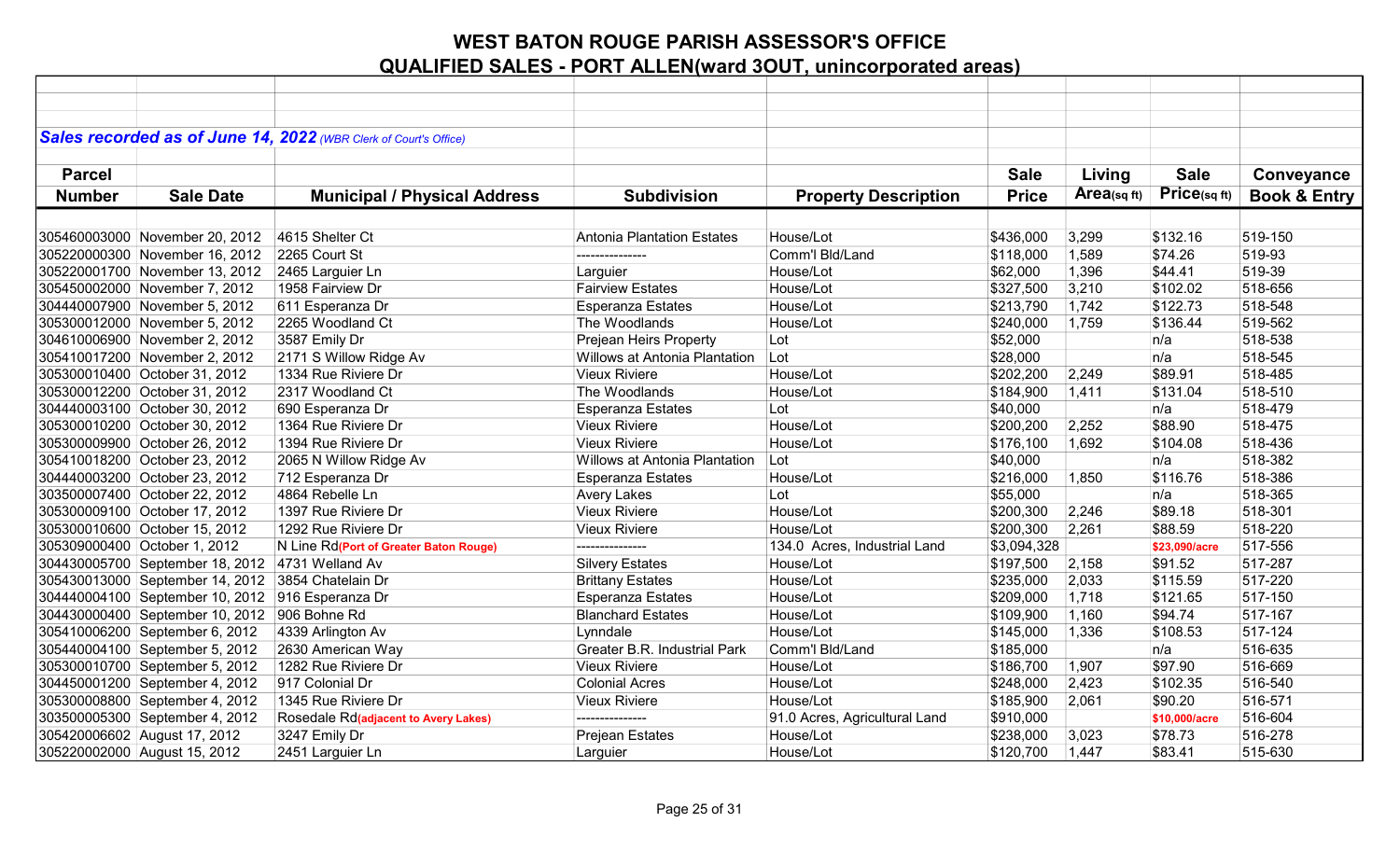# WEST BATON ROUGE PARISH ASSESSOR'S OFFICE

## QUALIFIED SALES - PORT ALLEN(ward 3OUT, unincorporated areas)

***Sales recorded as of June 14, 2022*** *(WBR Clerk of Court's Office)*

| Parcel Number | Sale Date | Municipal / Physical Address | Subdivision | Property Description | Sale Price | Living Area(sq ft) | Sale Price(sq ft) | Conveyance Book & Entry |
|---|---|---|---|---|---|---|---|---|
| 305460003000 | November 20, 2012 | 4615 Shelter Ct | Antonia Plantation Estates | House/Lot | $436,000 | 3,299 | $132.16 | 519-150 |
| 305220000300 | November 16, 2012 | 2265 Court St | --------------- | Comm'l Bld/Land | $118,000 | 1,589 | $74.26 | 519-93 |
| 305220001700 | November 13, 2012 | 2465 Larguier Ln | Larguier | House/Lot | $62,000 | 1,396 | $44.41 | 519-39 |
| 305450002000 | November 7, 2012 | 1958 Fairview Dr | Fairview Estates | House/Lot | $327,500 | 3,210 | $102.02 | 518-656 |
| 304440007900 | November 5, 2012 | 611 Esperanza Dr | Esperanza Estates | House/Lot | $213,790 | 1,742 | $122.73 | 518-548 |
| 305300012000 | November 5, 2012 | 2265 Woodland Ct | The Woodlands | House/Lot | $240,000 | 1,759 | $136.44 | 519-562 |
| 304610006900 | November 2, 2012 | 3587 Emily Dr | Prejean Heirs Property | Lot | $52,000 | | n/a | 518-538 |
| 305410017200 | November 2, 2012 | 2171 S Willow Ridge Av | Willows at Antonia Plantation | Lot | $28,000 | | n/a | 518-545 |
| 305300010400 | October 31, 2012 | 1334 Rue Riviere Dr | Vieux Riviere | House/Lot | $202,200 | 2,249 | $89.91 | 518-485 |
| 305300012200 | October 31, 2012 | 2317 Woodland Ct | The Woodlands | House/Lot | $184,900 | 1,411 | $131.04 | 518-510 |
| 304440003100 | October 30, 2012 | 690 Esperanza Dr | Esperanza Estates | Lot | $40,000 | | n/a | 518-479 |
| 305300010200 | October 30, 2012 | 1364 Rue Riviere Dr | Vieux Riviere | House/Lot | $200,200 | 2,252 | $88.90 | 518-475 |
| 305300009900 | October 26, 2012 | 1394 Rue Riviere Dr | Vieux Riviere | House/Lot | $176,100 | 1,692 | $104.08 | 518-436 |
| 305410018200 | October 23, 2012 | 2065 N Willow Ridge Av | Willows at Antonia Plantation | Lot | $40,000 | | n/a | 518-382 |
| 304440003200 | October 23, 2012 | 712 Esperanza Dr | Esperanza Estates | House/Lot | $216,000 | 1,850 | $116.76 | 518-386 |
| 303500007400 | October 22, 2012 | 4864 Rebelle Ln | Avery Lakes | Lot | $55,000 | | n/a | 518-365 |
| 305300009100 | October 17, 2012 | 1397 Rue Riviere Dr | Vieux Riviere | House/Lot | $200,300 | 2,246 | $89.18 | 518-301 |
| 305300010600 | October 15, 2012 | 1292 Rue Riviere Dr | Vieux Riviere | House/Lot | $200,300 | 2,261 | $88.59 | 518-220 |
| 305309000400 | October 1, 2012 | N Line Rd**(Port of Greater Baton Rouge)** | --------------- | 134.0 Acres, Industrial Land | $3,094,328 | | **$23,090/acre** | 517-556 |
| 304430005700 | September 18, 2012 | 4731 Welland Av | Silvery Estates | House/Lot | $197,500 | 2,158 | $91.52 | 517-287 |
| 305430013000 | September 14, 2012 | 3854 Chatelain Dr | Brittany Estates | House/Lot | $235,000 | 2,033 | $115.59 | 517-220 |
| 304440004100 | September 10, 2012 | 916 Esperanza Dr | Esperanza Estates | House/Lot | $209,000 | 1,718 | $121.65 | 517-150 |
| 304430000400 | September 10, 2012 | 906 Bohne Rd | Blanchard Estates | House/Lot | $109,900 | 1,160 | $94.74 | 517-167 |
| 305410006200 | September 6, 2012 | 4339 Arlington Av | Lynndale | House/Lot | $145,000 | 1,336 | $108.53 | 517-124 |
| 305440004100 | September 5, 2012 | 2630 American Way | Greater B.R. Industrial Park | Comm'l Bld/Land | $185,000 | | n/a | 516-635 |
| 305300010700 | September 5, 2012 | 1282 Rue Riviere Dr | Vieux Riviere | House/Lot | $186,700 | 1,907 | $97.90 | 516-669 |
| 304450001200 | September 4, 2012 | 917 Colonial Dr | Colonial Acres | House/Lot | $248,000 | 2,423 | $102.35 | 516-540 |
| 305300008800 | September 4, 2012 | 1345 Rue Riviere Dr | Vieux Riviere | House/Lot | $185,900 | 2,061 | $90.20 | 516-571 |
| 303500005300 | September 4, 2012 | Rosedale Rd**(adjacent to Avery Lakes)** | --------------- | 91.0 Acres, Agricultural Land | $910,000 | | **$10,000/acre** | 516-604 |
| 305420006602 | August 17, 2012 | 3247 Emily Dr | Prejean Estates | House/Lot | $238,000 | 3,023 | $78.73 | 516-278 |
| 305220002000 | August 15, 2012 | 2451 Larguier Ln | Larguier | House/Lot | $120,700 | 1,447 | $83.41 | 515-630 |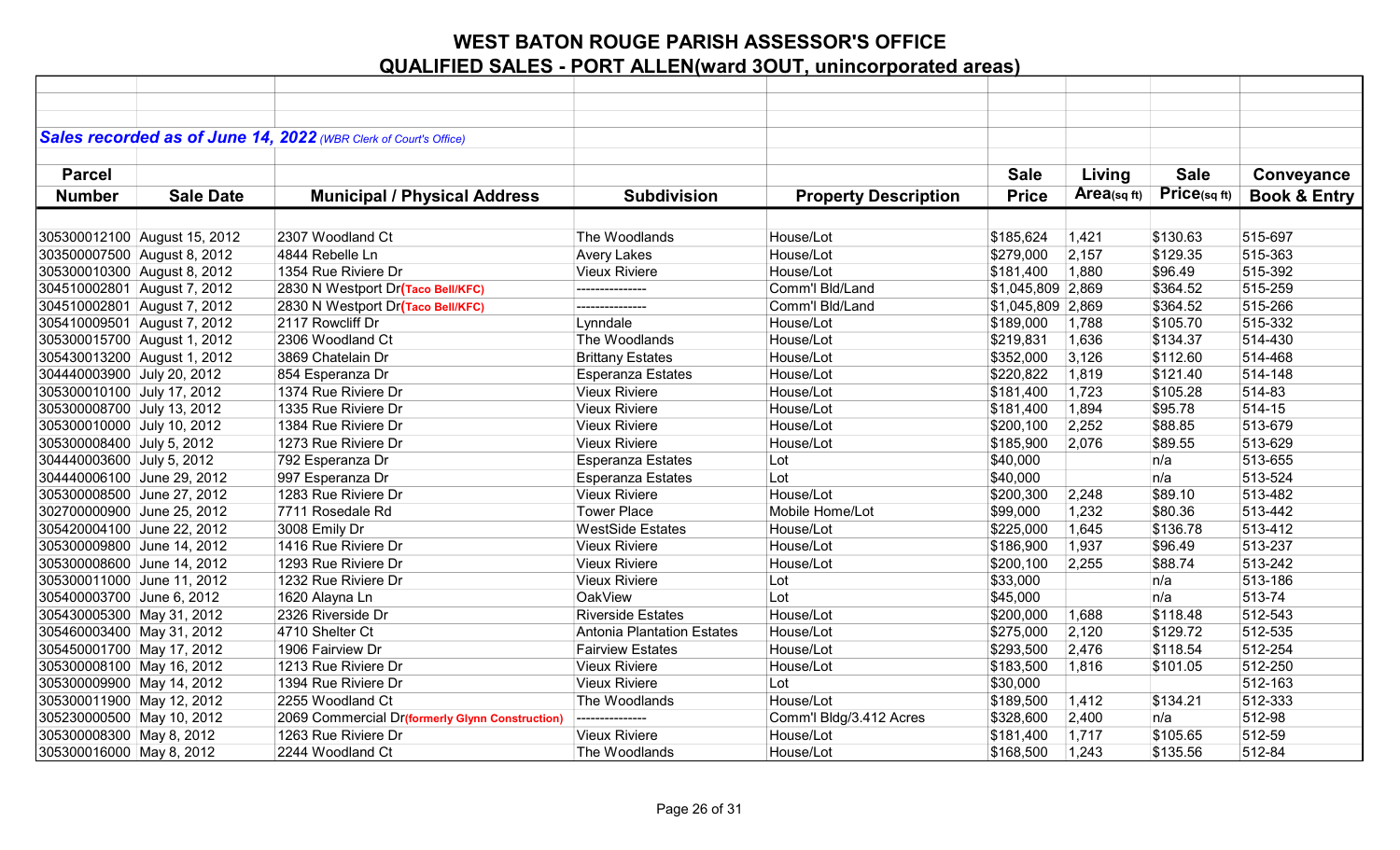# WEST BATON ROUGE PARISH ASSESSOR'S OFFICE

## QUALIFIED SALES - PORT ALLEN(ward 3OUT, unincorporated areas)

***Sales recorded as of June 14, 2022*** *(WBR Clerk of Court's Office)*

| Parcel Number | Sale Date | Municipal / Physical Address | Subdivision | Property Description | Sale Price | Living Area(sq ft) | Sale Price(sq ft) | Conveyance Book & Entry |
|---|---|---|---|---|---|---|---|---|
| 305300012100 | August 15, 2012 | 2307 Woodland Ct | The Woodlands | House/Lot | $185,624 | 1,421 | $130.63 | 515-697 |
| 303500007500 | August 8, 2012 | 4844 Rebelle Ln | Avery Lakes | House/Lot | $279,000 | 2,157 | $129.35 | 515-363 |
| 305300010300 | August 8, 2012 | 1354 Rue Riviere Dr | Vieux Riviere | House/Lot | $181,400 | 1,880 | $96.49 | 515-392 |
| 304510002801 | August 7, 2012 | 2830 N Westport Dr(Taco Bell/KFC) | --------------- | Comm'l Bld/Land | $1,045,809 | 2,869 | $364.52 | 515-259 |
| 304510002801 | August 7, 2012 | 2830 N Westport Dr(Taco Bell/KFC) | --------------- | Comm'l Bld/Land | $1,045,809 | 2,869 | $364.52 | 515-266 |
| 305410009501 | August 7, 2012 | 2117 Rowcliff Dr | Lynndale | House/Lot | $189,000 | 1,788 | $105.70 | 515-332 |
| 305300015700 | August 1, 2012 | 2306 Woodland Ct | The Woodlands | House/Lot | $219,831 | 1,636 | $134.37 | 514-430 |
| 305430013200 | August 1, 2012 | 3869 Chatelain Dr | Brittany Estates | House/Lot | $352,000 | 3,126 | $112.60 | 514-468 |
| 304440003900 | July 20, 2012 | 854 Esperanza Dr | Esperanza Estates | House/Lot | $220,822 | 1,819 | $121.40 | 514-148 |
| 305300010100 | July 17, 2012 | 1374 Rue Riviere Dr | Vieux Riviere | House/Lot | $181,400 | 1,723 | $105.28 | 514-83 |
| 305300008700 | July 13, 2012 | 1335 Rue Riviere Dr | Vieux Riviere | House/Lot | $181,400 | 1,894 | $95.78 | 514-15 |
| 305300010000 | July 10, 2012 | 1384 Rue Riviere Dr | Vieux Riviere | House/Lot | $200,100 | 2,252 | $88.85 | 513-679 |
| 305300008400 | July 5, 2012 | 1273 Rue Riviere Dr | Vieux Riviere | House/Lot | $185,900 | 2,076 | $89.55 | 513-629 |
| 304440003600 | July 5, 2012 | 792 Esperanza Dr | Esperanza Estates | Lot | $40,000 | | n/a | 513-655 |
| 304440006100 | June 29, 2012 | 997 Esperanza Dr | Esperanza Estates | Lot | $40,000 | | n/a | 513-524 |
| 305300008500 | June 27, 2012 | 1283 Rue Riviere Dr | Vieux Riviere | House/Lot | $200,300 | 2,248 | $89.10 | 513-482 |
| 302700000900 | June 25, 2012 | 7711 Rosedale Rd | Tower Place | Mobile Home/Lot | $99,000 | 1,232 | $80.36 | 513-442 |
| 305420004100 | June 22, 2012 | 3008 Emily Dr | WestSide Estates | House/Lot | $225,000 | 1,645 | $136.78 | 513-412 |
| 305300009800 | June 14, 2012 | 1416 Rue Riviere Dr | Vieux Riviere | House/Lot | $186,900 | 1,937 | $96.49 | 513-237 |
| 305300008600 | June 14, 2012 | 1293 Rue Riviere Dr | Vieux Riviere | House/Lot | $200,100 | 2,255 | $88.74 | 513-242 |
| 305300011000 | June 11, 2012 | 1232 Rue Riviere Dr | Vieux Riviere | Lot | $33,000 | | n/a | 513-186 |
| 305400003700 | June 6, 2012 | 1620 Alayna Ln | OakView | Lot | $45,000 | | n/a | 513-74 |
| 305430005300 | May 31, 2012 | 2326 Riverside Dr | Riverside Estates | House/Lot | $200,000 | 1,688 | $118.48 | 512-543 |
| 305460003400 | May 31, 2012 | 4710 Shelter Ct | Antonia Plantation Estates | House/Lot | $275,000 | 2,120 | $129.72 | 512-535 |
| 305450001700 | May 17, 2012 | 1906 Fairview Dr | Fairview Estates | House/Lot | $293,500 | 2,476 | $118.54 | 512-254 |
| 305300008100 | May 16, 2012 | 1213 Rue Riviere Dr | Vieux Riviere | House/Lot | $183,500 | 1,816 | $101.05 | 512-250 |
| 305300009900 | May 14, 2012 | 1394 Rue Riviere Dr | Vieux Riviere | Lot | $30,000 | | | 512-163 |
| 305300011900 | May 12, 2012 | 2255 Woodland Ct | The Woodlands | House/Lot | $189,500 | 1,412 | $134.21 | 512-333 |
| 305230000500 | May 10, 2012 | 2069 Commercial Dr(formerly Glynn Construction) | --------------- | Comm'l Bldg/3.412 Acres | $328,600 | 2,400 | n/a | 512-98 |
| 305300008300 | May 8, 2012 | 1263 Rue Riviere Dr | Vieux Riviere | House/Lot | $181,400 | 1,717 | $105.65 | 512-59 |
| 305300016000 | May 8, 2012 | 2244 Woodland Ct | The Woodlands | House/Lot | $168,500 | 1,243 | $135.56 | 512-84 |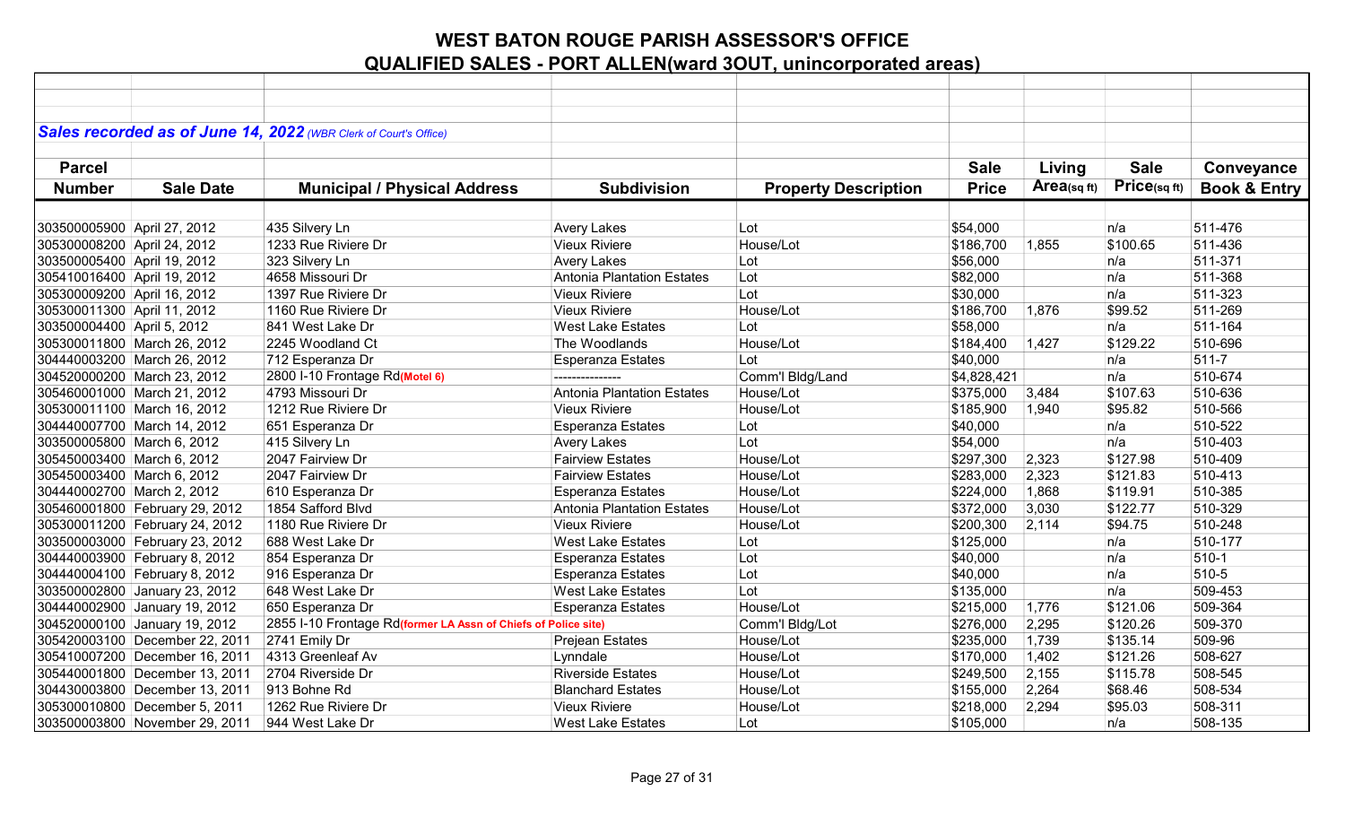# WEST BATON ROUGE PARISH ASSESSOR'S OFFICE

## QUALIFIED SALES - PORT ALLEN(ward 3OUT, unincorporated areas)

***Sales recorded as of June 14, 2022*** *(WBR Clerk of Court's Office)*

| Parcel Number | Sale Date | Municipal / Physical Address | Subdivision | Property Description | Sale Price | Living Area(sq ft) | Sale Price(sq ft) | Conveyance Book & Entry |
|---|---|---|---|---|---|---|---|---|
| 303500005900 | April 27, 2012 | 435 Silvery Ln | Avery Lakes | Lot | $54,000 | | n/a | 511-476 |
| 305300008200 | April 24, 2012 | 1233 Rue Riviere Dr | Vieux Riviere | House/Lot | $186,700 | 1,855 | $100.65 | 511-436 |
| 303500005400 | April 19, 2012 | 323 Silvery Ln | Avery Lakes | Lot | $56,000 | | n/a | 511-371 |
| 305410016400 | April 19, 2012 | 4658 Missouri Dr | Antonia Plantation Estates | Lot | $82,000 | | n/a | 511-368 |
| 305300009200 | April 16, 2012 | 1397 Rue Riviere Dr | Vieux Riviere | Lot | $30,000 | | n/a | 511-323 |
| 305300011300 | April 11, 2012 | 1160 Rue Riviere Dr | Vieux Riviere | House/Lot | $186,700 | 1,876 | $99.52 | 511-269 |
| 303500004400 | April 5, 2012 | 841 West Lake Dr | West Lake Estates | Lot | $58,000 | | n/a | 511-164 |
| 305300011800 | March 26, 2012 | 2245 Woodland Ct | The Woodlands | House/Lot | $184,400 | 1,427 | $129.22 | 510-696 |
| 304440003200 | March 26, 2012 | 712 Esperanza Dr | Esperanza Estates | Lot | $40,000 | | n/a | 511-7 |
| 304520000200 | March 23, 2012 | 2800 I-10 Frontage Rd**(Motel 6)** | --------------- | Comm'l Bldg/Land | $4,828,421 | | n/a | 510-674 |
| 305460001000 | March 21, 2012 | 4793 Missouri Dr | Antonia Plantation Estates | House/Lot | $375,000 | 3,484 | $107.63 | 510-636 |
| 305300011100 | March 16, 2012 | 1212 Rue Riviere Dr | Vieux Riviere | House/Lot | $185,900 | 1,940 | $95.82 | 510-566 |
| 304440007700 | March 14, 2012 | 651 Esperanza Dr | Esperanza Estates | Lot | $40,000 | | n/a | 510-522 |
| 303500005800 | March 6, 2012 | 415 Silvery Ln | Avery Lakes | Lot | $54,000 | | n/a | 510-403 |
| 305450003400 | March 6, 2012 | 2047 Fairview Dr | Fairview Estates | House/Lot | $297,300 | 2,323 | $127.98 | 510-409 |
| 305450003400 | March 6, 2012 | 2047 Fairview Dr | Fairview Estates | House/Lot | $283,000 | 2,323 | $121.83 | 510-413 |
| 304440002700 | March 2, 2012 | 610 Esperanza Dr | Esperanza Estates | House/Lot | $224,000 | 1,868 | $119.91 | 510-385 |
| 305460001800 | February 29, 2012 | 1854 Safford Blvd | Antonia Plantation Estates | House/Lot | $372,000 | 3,030 | $122.77 | 510-329 |
| 305300011200 | February 24, 2012 | 1180 Rue Riviere Dr | Vieux Riviere | House/Lot | $200,300 | 2,114 | $94.75 | 510-248 |
| 303500003000 | February 23, 2012 | 688 West Lake Dr | West Lake Estates | Lot | $125,000 | | n/a | 510-177 |
| 304440003900 | February 8, 2012 | 854 Esperanza Dr | Esperanza Estates | Lot | $40,000 | | n/a | 510-1 |
| 304440004100 | February 8, 2012 | 916 Esperanza Dr | Esperanza Estates | Lot | $40,000 | | n/a | 510-5 |
| 303500002800 | January 23, 2012 | 648 West Lake Dr | West Lake Estates | Lot | $135,000 | | n/a | 509-453 |
| 304440002900 | January 19, 2012 | 650 Esperanza Dr | Esperanza Estates | House/Lot | $215,000 | 1,776 | $121.06 | 509-364 |
| 304520000100 | January 19, 2012 | 2855 I-10 Frontage Rd**(former LA Assn of Chiefs of Police site)** | | Comm'l Bldg/Lot | $276,000 | 2,295 | $120.26 | 509-370 |
| 305420003100 | December 22, 2011 | 2741 Emily Dr | Prejean Estates | House/Lot | $235,000 | 1,739 | $135.14 | 509-96 |
| 305410007200 | December 16, 2011 | 4313 Greenleaf Av | Lynndale | House/Lot | $170,000 | 1,402 | $121.26 | 508-627 |
| 305440001800 | December 13, 2011 | 2704 Riverside Dr | Riverside Estates | House/Lot | $249,500 | 2,155 | $115.78 | 508-545 |
| 304430003800 | December 13, 2011 | 913 Bohne Rd | Blanchard Estates | House/Lot | $155,000 | 2,264 | $68.46 | 508-534 |
| 305300010800 | December 5, 2011 | 1262 Rue Riviere Dr | Vieux Riviere | House/Lot | $218,000 | 2,294 | $95.03 | 508-311 |
| 303500003800 | November 29, 2011 | 944 West Lake Dr | West Lake Estates | Lot | $105,000 | | n/a | 508-135 |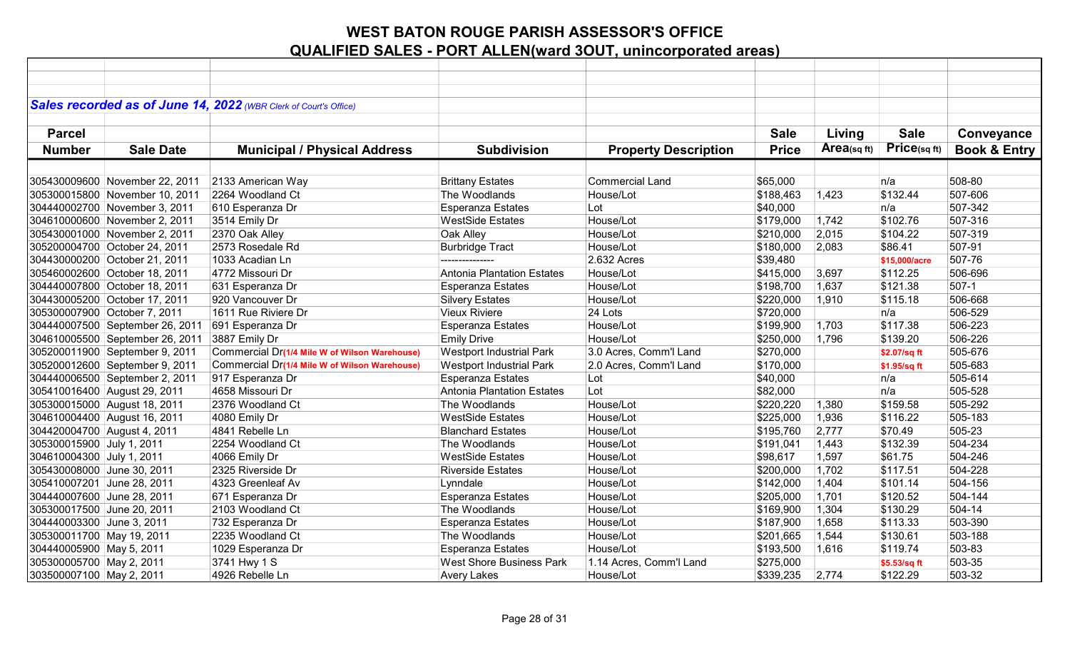# WEST BATON ROUGE PARISH ASSESSOR'S OFFICE

## QUALIFIED SALES - PORT ALLEN(ward 3OUT, unincorporated areas)

***Sales recorded as of June 14, 2022*** *(WBR Clerk of Court's Office)*

| Parcel Number | Sale Date | Municipal / Physical Address | Subdivision | Property Description | Sale Price | Living Area(sq ft) | Sale Price(sq ft) | Conveyance Book & Entry |
|---|---|---|---|---|---|---|---|---|
| 305430009600 | November 22, 2011 | 2133 American Way | Brittany Estates | Commercial Land | $65,000 | | n/a | 508-80 |
| 305300015800 | November 10, 2011 | 2264 Woodland Ct | The Woodlands | House/Lot | $188,463 | 1,423 | $132.44 | 507-606 |
| 304440002700 | November 3, 2011 | 610 Esperanza Dr | Esperanza Estates | Lot | $40,000 | | n/a | 507-342 |
| 304610000600 | November 2, 2011 | 3514 Emily Dr | WestSide Estates | House/Lot | $179,000 | 1,742 | $102.76 | 507-316 |
| 305430001000 | November 2, 2011 | 2370 Oak Alley | Oak Alley | House/Lot | $210,000 | 2,015 | $104.22 | 507-319 |
| 305200004700 | October 24, 2011 | 2573 Rosedale Rd | Burbridge Tract | House/Lot | $180,000 | 2,083 | $86.41 | 507-91 |
| 304430000200 | October 21, 2011 | 1033 Acadian Ln | -------------- | 2.632 Acres | $39,480 | | $15,000/acre | 507-76 |
| 305460002600 | October 18, 2011 | 4772 Missouri Dr | Antonia Plantation Estates | House/Lot | $415,000 | 3,697 | $112.25 | 506-696 |
| 304440007800 | October 18, 2011 | 631 Esperanza Dr | Esperanza Estates | House/Lot | $198,700 | 1,637 | $121.38 | 507-1 |
| 304430005200 | October 17, 2011 | 920 Vancouver Dr | Silvery Estates | House/Lot | $220,000 | 1,910 | $115.18 | 506-668 |
| 305300007900 | October 7, 2011 | 1611 Rue Riviere Dr | Vieux Riviere | 24 Lots | $720,000 | | n/a | 506-529 |
| 304440007500 | September 26, 2011 | 691 Esperanza Dr | Esperanza Estates | House/Lot | $199,900 | 1,703 | $117.38 | 506-223 |
| 304610005500 | September 26, 2011 | 3887 Emily Dr | Emily Drive | House/Lot | $250,000 | 1,796 | $139.20 | 506-226 |
| 305200011900 | September 9, 2011 | Commercial Dr(1/4 Mile W of Wilson Warehouse) | Westport Industrial Park | 3.0 Acres, Comm'l Land | $270,000 | | $2.07/sq ft | 505-676 |
| 305200012600 | September 9, 2011 | Commercial Dr(1/4 Mile W of Wilson Warehouse) | Westport Industrial Park | 2.0 Acres, Comm'l Land | $170,000 | | $1.95/sq ft | 505-683 |
| 304440006500 | September 2, 2011 | 917 Esperanza Dr | Esperanza Estates | Lot | $40,000 | | n/a | 505-614 |
| 305410016400 | August 29, 2011 | 4658 Missouri Dr | Antonia Plantation Estates | Lot | $82,000 | | n/a | 505-528 |
| 305300015000 | August 18, 2011 | 2376 Woodland Ct | The Woodlands | House/Lot | $220,220 | 1,380 | $159.58 | 505-292 |
| 304610004400 | August 16, 2011 | 4080 Emily Dr | WestSide Estates | House/Lot | $225,000 | 1,936 | $116.22 | 505-183 |
| 304420004700 | August 4, 2011 | 4841 Rebelle Ln | Blanchard Estates | House/Lot | $195,760 | 2,777 | $70.49 | 505-23 |
| 305300015900 | July 1, 2011 | 2254 Woodland Ct | The Woodlands | House/Lot | $191,041 | 1,443 | $132.39 | 504-234 |
| 304610004300 | July 1, 2011 | 4066 Emily Dr | WestSide Estates | House/Lot | $98,617 | 1,597 | $61.75 | 504-246 |
| 305430008000 | June 30, 2011 | 2325 Riverside Dr | Riverside Estates | House/Lot | $200,000 | 1,702 | $117.51 | 504-228 |
| 305410007201 | June 28, 2011 | 4323 Greenleaf Av | Lynndale | House/Lot | $142,000 | 1,404 | $101.14 | 504-156 |
| 304440007600 | June 28, 2011 | 671 Esperanza Dr | Esperanza Estates | House/Lot | $205,000 | 1,701 | $120.52 | 504-144 |
| 305300017500 | June 20, 2011 | 2103 Woodland Ct | The Woodlands | House/Lot | $169,900 | 1,304 | $130.29 | 504-14 |
| 304440003300 | June 3, 2011 | 732 Esperanza Dr | Esperanza Estates | House/Lot | $187,900 | 1,658 | $113.33 | 503-390 |
| 305300011700 | May 19, 2011 | 2235 Woodland Ct | The Woodlands | House/Lot | $201,665 | 1,544 | $130.61 | 503-188 |
| 304440005900 | May 5, 2011 | 1029 Esperanza Dr | Esperanza Estates | House/Lot | $193,500 | 1,616 | $119.74 | 503-83 |
| 305300005700 | May 2, 2011 | 3741 Hwy 1 S | West Shore Business Park | 1.14 Acres, Comm'l Land | $275,000 | | $5.53/sq ft | 503-35 |
| 303500007100 | May 2, 2011 | 4926 Rebelle Ln | Avery Lakes | House/Lot | $339,235 | 2,774 | $122.29 | 503-32 |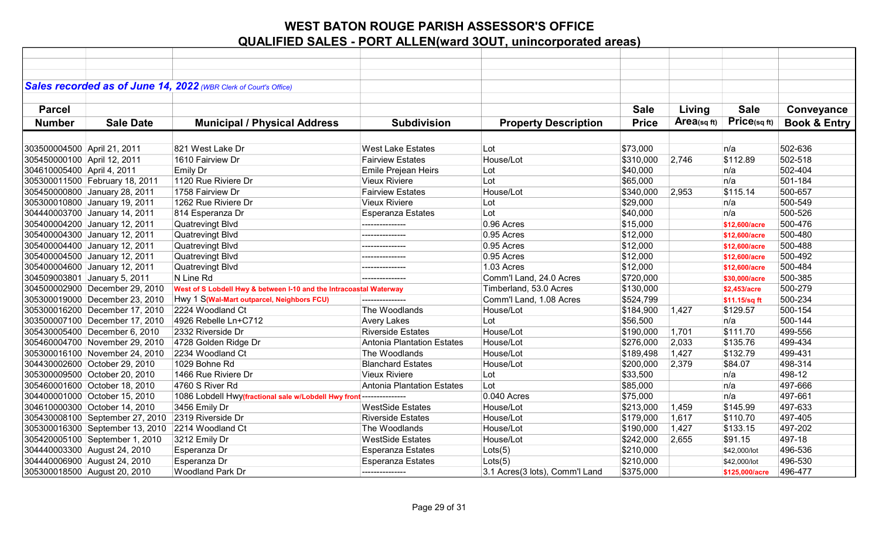# WEST BATON ROUGE PARISH ASSESSOR'S OFFICE

## QUALIFIED SALES - PORT ALLEN(ward 3OUT, unincorporated areas)

***Sales recorded as of June 14, 2022*** *(WBR Clerk of Court's Office)*

| Parcel Number | Sale Date | Municipal / Physical Address | Subdivision | Property Description | Sale Price | Living Area(sq ft) | Sale Price(sq ft) | Conveyance Book & Entry |
|---|---|---|---|---|---|---|---|---|
| 303500004500 | April 21, 2011 | 821 West Lake Dr | West Lake Estates | Lot | $73,000 | | n/a | 502-636 |
| 305450000100 | April 12, 2011 | 1610 Fairview Dr | Fairview Estates | House/Lot | $310,000 | 2,746 | $112.89 | 502-518 |
| 304610005400 | April 4, 2011 | Emily Dr | Emile Prejean Heirs | Lot | $40,000 | | n/a | 502-404 |
| 305300011500 | February 18, 2011 | 1120 Rue Riviere Dr | Vieux Riviere | Lot | $65,000 | | n/a | 501-184 |
| 305450000800 | January 28, 2011 | 1758 Fairview Dr | Fairview Estates | House/Lot | $340,000 | 2,953 | $115.14 | 500-657 |
| 305300010800 | January 19, 2011 | 1262 Rue Riviere Dr | Vieux Riviere | Lot | $29,000 | | n/a | 500-549 |
| 304440003700 | January 14, 2011 | 814 Esperanza Dr | Esperanza Estates | Lot | $40,000 | | n/a | 500-526 |
| 305400004200 | January 12, 2011 | Quatrevingt Blvd | --------------- | 0.96 Acres | $15,000 | | $12,600/acre | 500-476 |
| 305400004300 | January 12, 2011 | Quatrevingt Blvd | --------------- | 0.95 Acres | $12,000 | | $12,600/acre | 500-480 |
| 305400004400 | January 12, 2011 | Quatrevingt Blvd | --------------- | 0.95 Acres | $12,000 | | $12,600/acre | 500-488 |
| 305400004500 | January 12, 2011 | Quatrevingt Blvd | --------------- | 0.95 Acres | $12,000 | | $12,600/acre | 500-492 |
| 305400004600 | January 12, 2011 | Quatrevingt Blvd | --------------- | 1.03 Acres | $12,000 | | $12,600/acre | 500-484 |
| 304509003801 | January 5, 2011 | N Line Rd | --------------- | Comm'l Land, 24.0 Acres | $720,000 | | $30,000/acre | 500-385 |
| 304500002900 | December 29, 2010 | West of S Lobdell Hwy & between I-10 and the Intracoastal Waterway | | Timberland, 53.0 Acres | $130,000 | | $2,453/acre | 500-279 |
| 305300019000 | December 23, 2010 | Hwy 1 S(Wal-Mart outparcel, Neighbors FCU) | --------------- | Comm'l Land, 1.08 Acres | $524,799 | | $11.15/sq ft | 500-234 |
| 305300016200 | December 17, 2010 | 2224 Woodland Ct | The Woodlands | House/Lot | $184,900 | 1,427 | $129.57 | 500-154 |
| 303500007100 | December 17, 2010 | 4926 Rebelle Ln+C712 | Avery Lakes | Lot | $56,500 | | n/a | 500-144 |
| 305430005400 | December 6, 2010 | 2332 Riverside Dr | Riverside Estates | House/Lot | $190,000 | 1,701 | $111.70 | 499-556 |
| 305460004700 | November 29, 2010 | 4728 Golden Ridge Dr | Antonia Plantation Estates | House/Lot | $276,000 | 2,033 | $135.76 | 499-434 |
| 305300016100 | November 24, 2010 | 2234 Woodland Ct | The Woodlands | House/Lot | $189,498 | 1,427 | $132.79 | 499-431 |
| 304430002600 | October 29, 2010 | 1029 Bohne Rd | Blanchard Estates | House/Lot | $200,000 | 2,379 | $84.07 | 498-314 |
| 305300009500 | October 20, 2010 | 1466 Rue Riviere Dr | Vieux Riviere | Lot | $33,500 | | n/a | 498-12 |
| 305460001600 | October 18, 2010 | 4760 S River Rd | Antonia Plantation Estates | Lot | $85,000 | | n/a | 497-666 |
| 304400001000 | October 15, 2010 | 1086 Lobdell Hwy(fractional sale w/Lobdell Hwy front | --------------- | 0.040 Acres | $75,000 | | n/a | 497-661 |
| 304610000300 | October 14, 2010 | 3456 Emily Dr | WestSide Estates | House/Lot | $213,000 | 1,459 | $145.99 | 497-633 |
| 305430008100 | September 27, 2010 | 2319 Riverside Dr | Riverside Estates | House/Lot | $179,000 | 1,617 | $110.70 | 497-405 |
| 305300016300 | September 13, 2010 | 2214 Woodland Ct | The Woodlands | House/Lot | $190,000 | 1,427 | $133.15 | 497-202 |
| 305420005100 | September 1, 2010 | 3212 Emily Dr | WestSide Estates | House/Lot | $242,000 | 2,655 | $91.15 | 497-18 |
| 304440003300 | August 24, 2010 | Esperanza Dr | Esperanza Estates | Lots(5) | $210,000 | | $42,000/lot | 496-536 |
| 304440006900 | August 24, 2010 | Esperanza Dr | Esperanza Estates | Lots(5) | $210,000 | | $42,000/lot | 496-530 |
| 305300018500 | August 20, 2010 | Woodland Park Dr | --------------- | 3.1 Acres(3 lots), Comm'l Land | $375,000 | | $125,000/acre | 496-477 |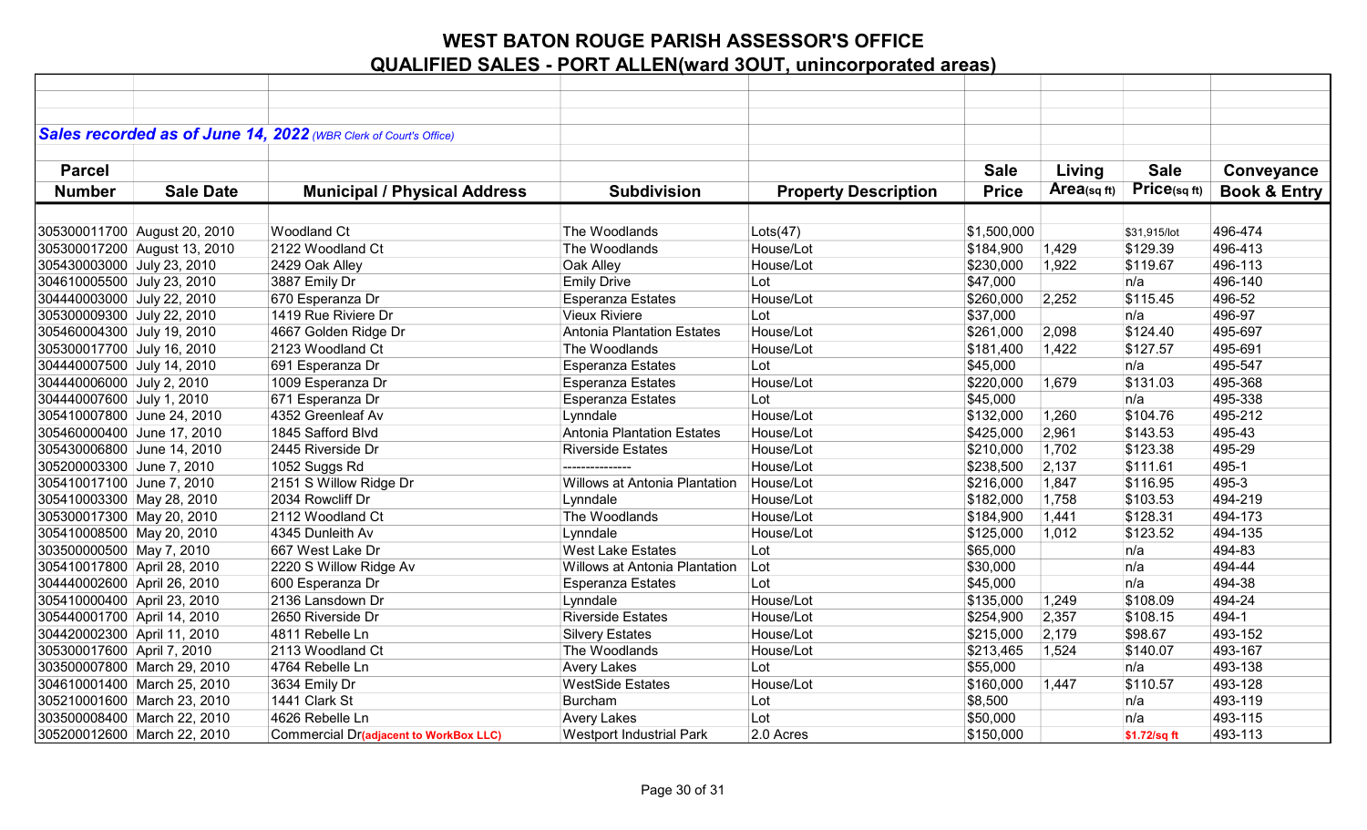# WEST BATON ROUGE PARISH ASSESSOR'S OFFICE

## QUALIFIED SALES - PORT ALLEN(ward 3OUT, unincorporated areas)

***Sales recorded as of June 14, 2022** (WBR Clerk of Court's Office)*

| Parcel Number | Sale Date | Municipal / Physical Address | Subdivision | Property Description | Sale Price | Living Area(sq ft) | Sale Price(sq ft) | Conveyance Book & Entry |
|---|---|---|---|---|---|---|---|---|
| 305300011700 | August 20, 2010 | Woodland Ct | The Woodlands | Lots(47) | $1,500,000 | | $31,915/lot | 496-474 |
| 305300017200 | August 13, 2010 | 2122 Woodland Ct | The Woodlands | House/Lot | $184,900 | 1,429 | $129.39 | 496-413 |
| 305430003000 | July 23, 2010 | 2429 Oak Alley | Oak Alley | House/Lot | $230,000 | 1,922 | $119.67 | 496-113 |
| 304610005500 | July 23, 2010 | 3887 Emily Dr | Emily Drive | Lot | $47,000 | | n/a | 496-140 |
| 304440003000 | July 22, 2010 | 670 Esperanza Dr | Esperanza Estates | House/Lot | $260,000 | 2,252 | $115.45 | 496-52 |
| 305300009300 | July 22, 2010 | 1419 Rue Riviere Dr | Vieux Riviere | Lot | $37,000 | | n/a | 496-97 |
| 305460004300 | July 19, 2010 | 4667 Golden Ridge Dr | Antonia Plantation Estates | House/Lot | $261,000 | 2,098 | $124.40 | 495-697 |
| 305300017700 | July 16, 2010 | 2123 Woodland Ct | The Woodlands | House/Lot | $181,400 | 1,422 | $127.57 | 495-691 |
| 304440007500 | July 14, 2010 | 691 Esperanza Dr | Esperanza Estates | Lot | $45,000 | | n/a | 495-547 |
| 304440006000 | July 2, 2010 | 1009 Esperanza Dr | Esperanza Estates | House/Lot | $220,000 | 1,679 | $131.03 | 495-368 |
| 304440007600 | July 1, 2010 | 671 Esperanza Dr | Esperanza Estates | Lot | $45,000 | | n/a | 495-338 |
| 305410007800 | June 24, 2010 | 4352 Greenleaf Av | Lynndale | House/Lot | $132,000 | 1,260 | $104.76 | 495-212 |
| 305460000400 | June 17, 2010 | 1845 Safford Blvd | Antonia Plantation Estates | House/Lot | $425,000 | 2,961 | $143.53 | 495-43 |
| 305430006800 | June 14, 2010 | 2445 Riverside Dr | Riverside Estates | House/Lot | $210,000 | 1,702 | $123.38 | 495-29 |
| 305200003300 | June 7, 2010 | 1052 Suggs Rd | -------------- | House/Lot | $238,500 | 2,137 | $111.61 | 495-1 |
| 305410017100 | June 7, 2010 | 2151 S Willow Ridge Dr | Willows at Antonia Plantation | House/Lot | $216,000 | 1,847 | $116.95 | 495-3 |
| 305410003300 | May 28, 2010 | 2034 Rowcliff Dr | Lynndale | House/Lot | $182,000 | 1,758 | $103.53 | 494-219 |
| 305300017300 | May 20, 2010 | 2112 Woodland Ct | The Woodlands | House/Lot | $184,900 | 1,441 | $128.31 | 494-173 |
| 305410008500 | May 20, 2010 | 4345 Dunleith Av | Lynndale | House/Lot | $125,000 | 1,012 | $123.52 | 494-135 |
| 303500000500 | May 7, 2010 | 667 West Lake Dr | West Lake Estates | Lot | $65,000 | | n/a | 494-83 |
| 305410017800 | April 28, 2010 | 2220 S Willow Ridge Av | Willows at Antonia Plantation | Lot | $30,000 | | n/a | 494-44 |
| 304440002600 | April 26, 2010 | 600 Esperanza Dr | Esperanza Estates | Lot | $45,000 | | n/a | 494-38 |
| 305410000400 | April 23, 2010 | 2136 Lansdown Dr | Lynndale | House/Lot | $135,000 | 1,249 | $108.09 | 494-24 |
| 305440001700 | April 14, 2010 | 2650 Riverside Dr | Riverside Estates | House/Lot | $254,900 | 2,357 | $108.15 | 494-1 |
| 304420002300 | April 11, 2010 | 4811 Rebelle Ln | Silvery Estates | House/Lot | $215,000 | 2,179 | $98.67 | 493-152 |
| 305300017600 | April 7, 2010 | 2113 Woodland Ct | The Woodlands | House/Lot | $213,465 | 1,524 | $140.07 | 493-167 |
| 303500007800 | March 29, 2010 | 4764 Rebelle Ln | Avery Lakes | Lot | $55,000 | | n/a | 493-138 |
| 304610001400 | March 25, 2010 | 3634 Emily Dr | WestSide Estates | House/Lot | $160,000 | 1,447 | $110.57 | 493-128 |
| 305210001600 | March 23, 2010 | 1441 Clark St | Burcham | Lot | $8,500 | | n/a | 493-119 |
| 303500008400 | March 22, 2010 | 4626 Rebelle Ln | Avery Lakes | Lot | $50,000 | | n/a | 493-115 |
| 305200012600 | March 22, 2010 | Commercial Dr**(adjacent to WorkBox LLC)** | Westport Industrial Park | 2.0 Acres | $150,000 | | **$1.72/sq ft** | 493-113 |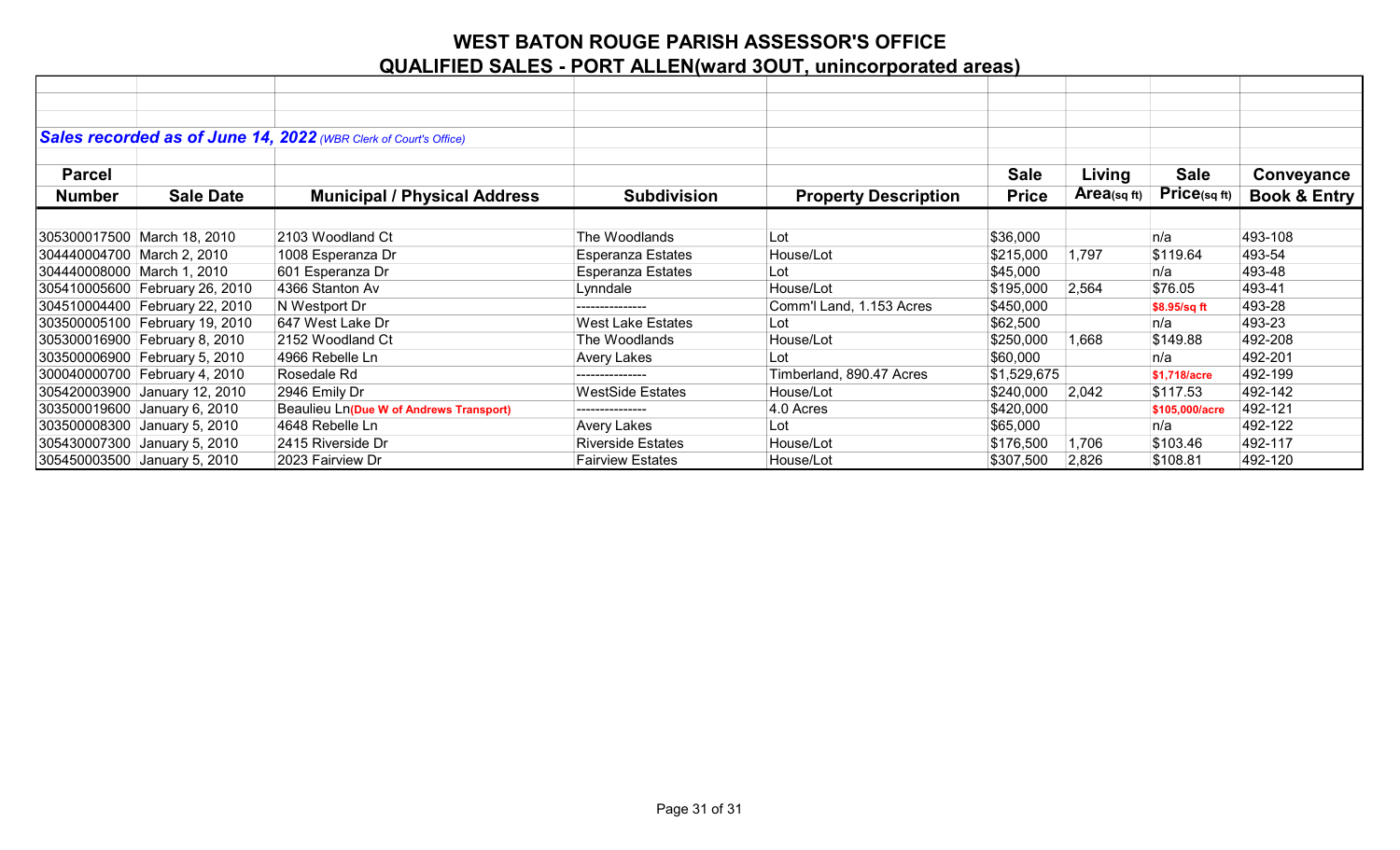# WEST BATON ROUGE PARISH ASSESSOR'S OFFICE

## QUALIFIED SALES - PORT ALLEN(ward 3OUT, unincorporated areas)

***Sales recorded as of June 14, 2022** (WBR Clerk of Court's Office)*

| Parcel Number | Sale Date | Municipal / Physical Address | Subdivision | Property Description | Sale Price | Living Area(sq ft) | Sale Price(sq ft) | Conveyance Book & Entry |
|---|---|---|---|---|---|---|---|---|
| 305300017500 | March 18, 2010 | 2103 Woodland Ct | The Woodlands | Lot | $36,000 | | n/a | 493-108 |
| 304440004700 | March 2, 2010 | 1008 Esperanza Dr | Esperanza Estates | House/Lot | $215,000 | 1,797 | $119.64 | 493-54 |
| 304440008000 | March 1, 2010 | 601 Esperanza Dr | Esperanza Estates | Lot | $45,000 | | n/a | 493-48 |
| 305410005600 | February 26, 2010 | 4366 Stanton Av | Lynndale | House/Lot | $195,000 | 2,564 | $76.05 | 493-41 |
| 304510004400 | February 22, 2010 | N Westport Dr | --------------- | Comm'l Land, 1.153 Acres | $450,000 | | $8.95/sq ft | 493-28 |
| 303500005100 | February 19, 2010 | 647 West Lake Dr | West Lake Estates | Lot | $62,500 | | n/a | 493-23 |
| 305300016900 | February 8, 2010 | 2152 Woodland Ct | The Woodlands | House/Lot | $250,000 | 1,668 | $149.88 | 492-208 |
| 303500006900 | February 5, 2010 | 4966 Rebelle Ln | Avery Lakes | Lot | $60,000 | | n/a | 492-201 |
| 300040000700 | February 4, 2010 | Rosedale Rd | --------------- | Timberland, 890.47 Acres | $1,529,675 | | $1,718/acre | 492-199 |
| 305420003900 | January 12, 2010 | 2946 Emily Dr | WestSide Estates | House/Lot | $240,000 | 2,042 | $117.53 | 492-142 |
| 303500019600 | January 6, 2010 | Beaulieu Ln(Due W of Andrews Transport) | --------------- | 4.0 Acres | $420,000 | | $105,000/acre | 492-121 |
| 303500008300 | January 5, 2010 | 4648 Rebelle Ln | Avery Lakes | Lot | $65,000 | | n/a | 492-122 |
| 305430007300 | January 5, 2010 | 2415 Riverside Dr | Riverside Estates | House/Lot | $176,500 | 1,706 | $103.46 | 492-117 |
| 305450003500 | January 5, 2010 | 2023 Fairview Dr | Fairview Estates | House/Lot | $307,500 | 2,826 | $108.81 | 492-120 |